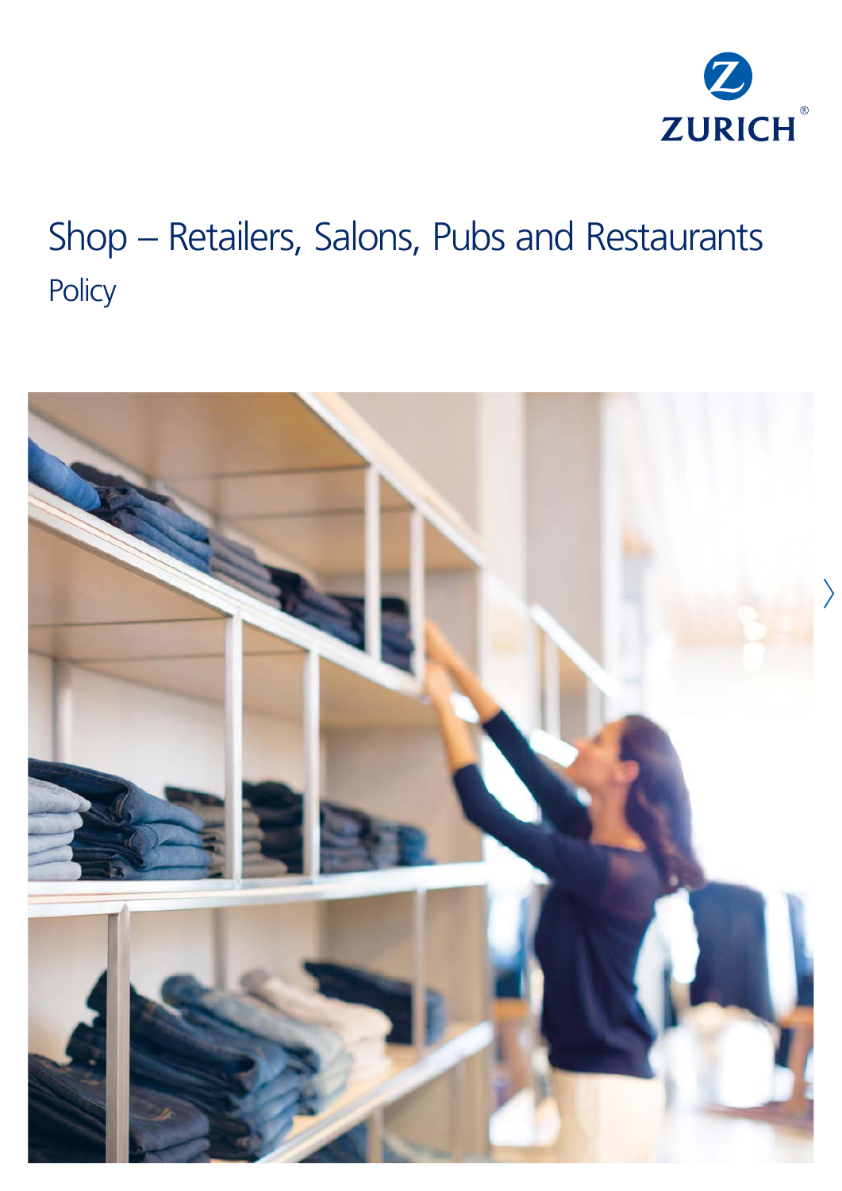ZURICH

# Shop – Retailers, Salons, Pubs and Restaurants

## Policy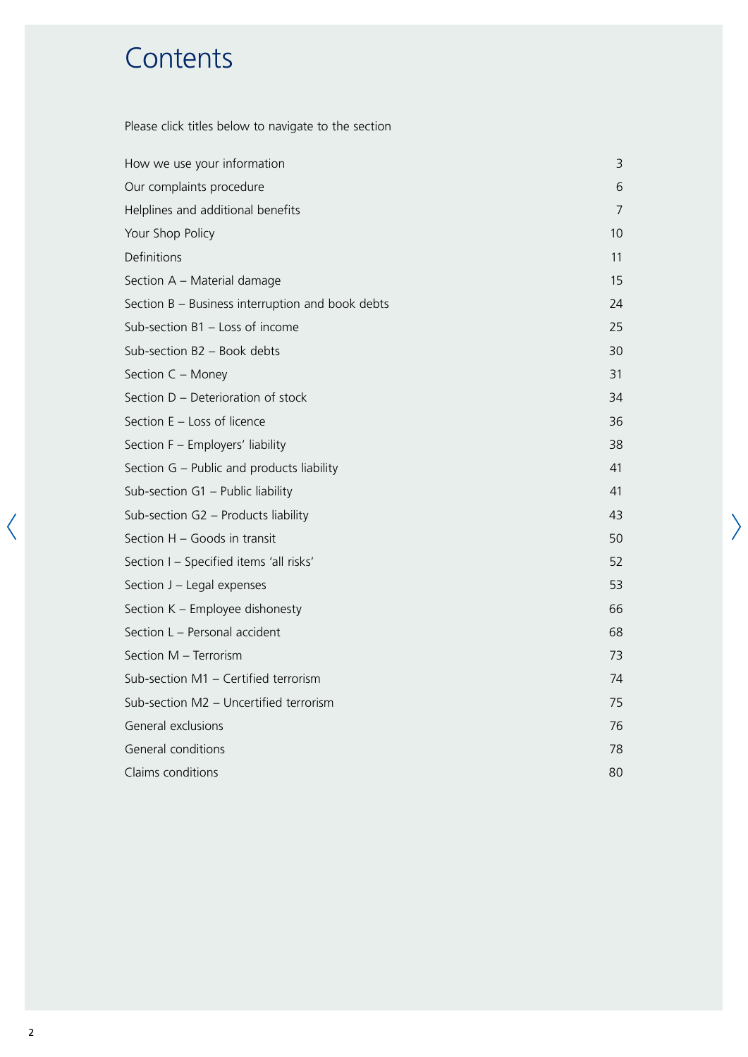# Contents

Please click titles below to navigate to the section

| | |
|---|---|
| How we use your information | 3 |
| Our complaints procedure | 6 |
| Helplines and additional benefits | 7 |
| Your Shop Policy | 10 |
| Definitions | 11 |
| Section A – Material damage | 15 |
| Section B – Business interruption and book debts | 24 |
| Sub-section B1 – Loss of income | 25 |
| Sub-section B2 – Book debts | 30 |
| Section C – Money | 31 |
| Section D – Deterioration of stock | 34 |
| Section E – Loss of licence | 36 |
| Section F – Employers' liability | 38 |
| Section G – Public and products liability | 41 |
| Sub-section G1 – Public liability | 41 |
| Sub-section G2 – Products liability | 43 |
| Section H – Goods in transit | 50 |
| Section I – Specified items 'all risks' | 52 |
| Section J – Legal expenses | 53 |
| Section K – Employee dishonesty | 66 |
| Section L – Personal accident | 68 |
| Section M – Terrorism | 73 |
| Sub-section M1 – Certified terrorism | 74 |
| Sub-section M2 – Uncertified terrorism | 75 |
| General exclusions | 76 |
| General conditions | 78 |
| Claims conditions | 80 |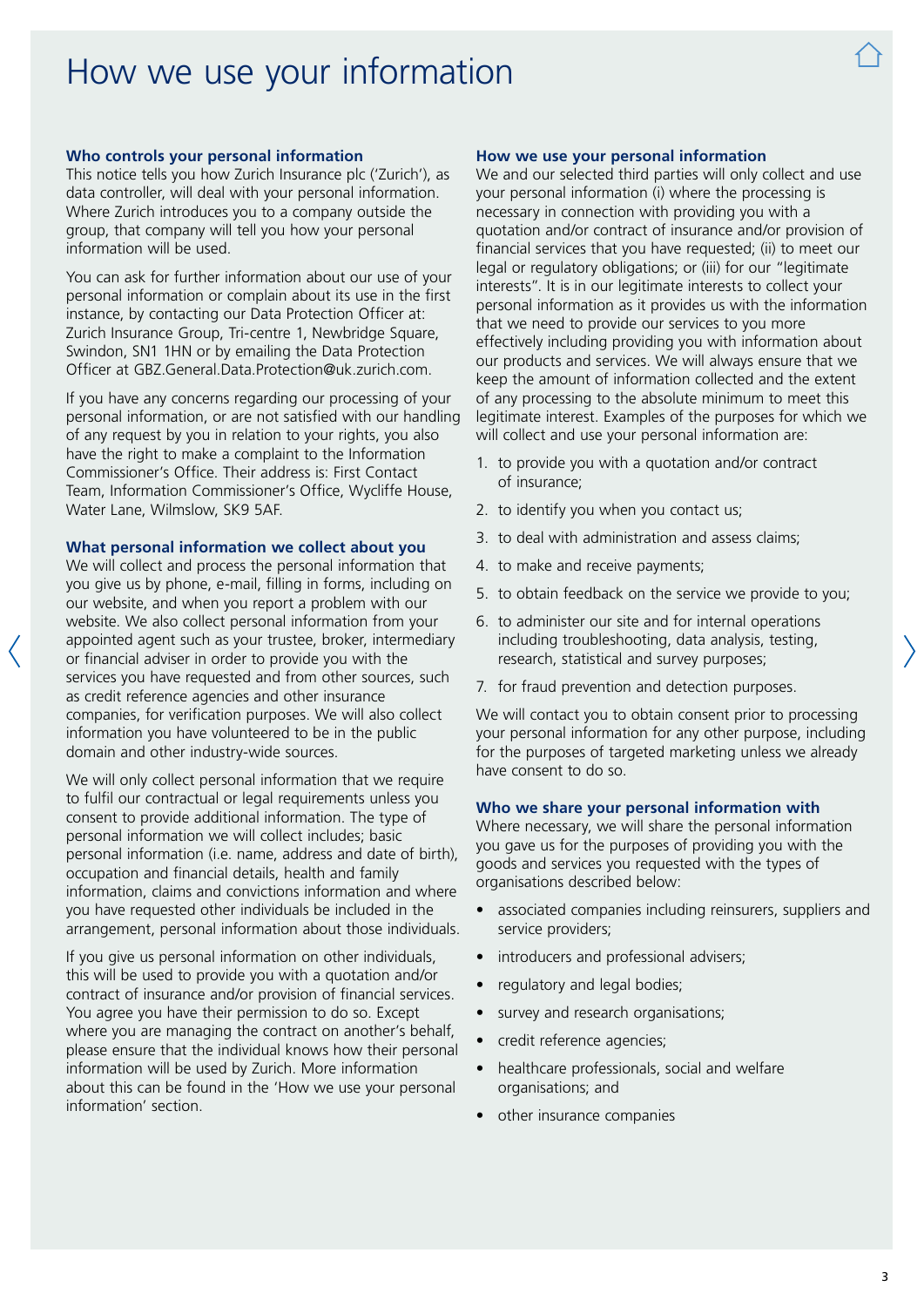# How we use your information

### Who controls your personal information

This notice tells you how Zurich Insurance plc ('Zurich'), as data controller, will deal with your personal information. Where Zurich introduces you to a company outside the group, that company will tell you how your personal information will be used.

You can ask for further information about our use of your personal information or complain about its use in the first instance, by contacting our Data Protection Officer at: Zurich Insurance Group, Tri-centre 1, Newbridge Square, Swindon, SN1 1HN or by emailing the Data Protection Officer at GBZ.General.Data.Protection@uk.zurich.com.

If you have any concerns regarding our processing of your personal information, or are not satisfied with our handling of any request by you in relation to your rights, you also have the right to make a complaint to the Information Commissioner's Office. Their address is: First Contact Team, Information Commissioner's Office, Wycliffe House, Water Lane, Wilmslow, SK9 5AF.

### What personal information we collect about you

We will collect and process the personal information that you give us by phone, e-mail, filling in forms, including on our website, and when you report a problem with our website. We also collect personal information from your appointed agent such as your trustee, broker, intermediary or financial adviser in order to provide you with the services you have requested and from other sources, such as credit reference agencies and other insurance companies, for verification purposes. We will also collect information you have volunteered to be in the public domain and other industry-wide sources.

We will only collect personal information that we require to fulfil our contractual or legal requirements unless you consent to provide additional information. The type of personal information we will collect includes; basic personal information (i.e. name, address and date of birth), occupation and financial details, health and family information, claims and convictions information and where you have requested other individuals be included in the arrangement, personal information about those individuals.

If you give us personal information on other individuals, this will be used to provide you with a quotation and/or contract of insurance and/or provision of financial services. You agree you have their permission to do so. Except where you are managing the contract on another's behalf, please ensure that the individual knows how their personal information will be used by Zurich. More information about this can be found in the 'How we use your personal information' section.

### How we use your personal information

We and our selected third parties will only collect and use your personal information (i) where the processing is necessary in connection with providing you with a quotation and/or contract of insurance and/or provision of financial services that you have requested; (ii) to meet our legal or regulatory obligations; or (iii) for our "legitimate interests". It is in our legitimate interests to collect your personal information as it provides us with the information that we need to provide our services to you more effectively including providing you with information about our products and services. We will always ensure that we keep the amount of information collected and the extent of any processing to the absolute minimum to meet this legitimate interest. Examples of the purposes for which we will collect and use your personal information are:

1. to provide you with a quotation and/or contract of insurance;
2. to identify you when you contact us;
3. to deal with administration and assess claims;
4. to make and receive payments;
5. to obtain feedback on the service we provide to you;
6. to administer our site and for internal operations including troubleshooting, data analysis, testing, research, statistical and survey purposes;
7. for fraud prevention and detection purposes.

We will contact you to obtain consent prior to processing your personal information for any other purpose, including for the purposes of targeted marketing unless we already have consent to do so.

### Who we share your personal information with

Where necessary, we will share the personal information you gave us for the purposes of providing you with the goods and services you requested with the types of organisations described below:

- associated companies including reinsurers, suppliers and service providers;
- introducers and professional advisers;
- regulatory and legal bodies;
- survey and research organisations;
- credit reference agencies;
- healthcare professionals, social and welfare organisations; and
- other insurance companies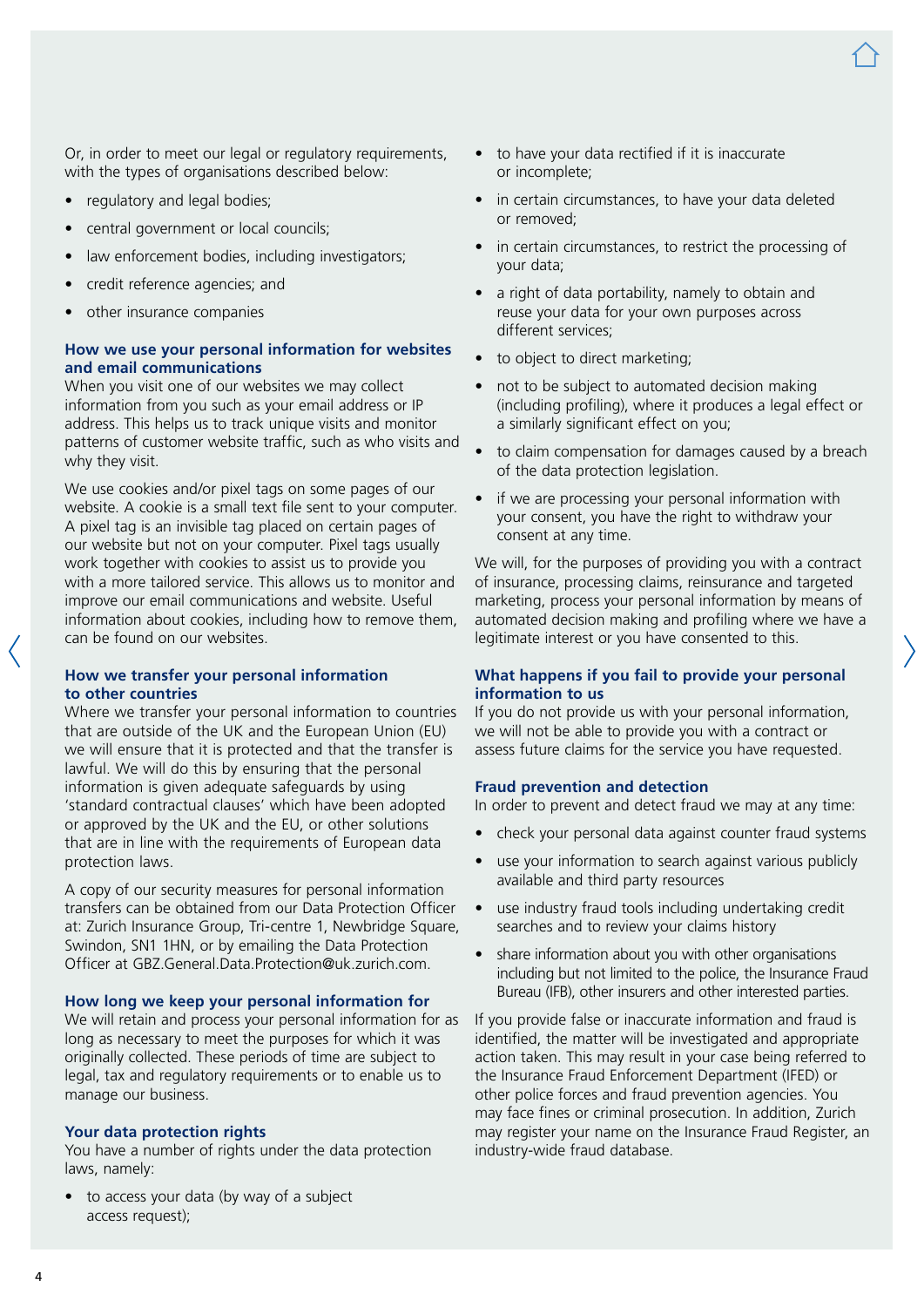Or, in order to meet our legal or regulatory requirements, with the types of organisations described below:

- regulatory and legal bodies;
- central government or local councils;
- law enforcement bodies, including investigators;
- credit reference agencies; and
- other insurance companies

## How we use your personal information for websites and email communications

When you visit one of our websites we may collect information from you such as your email address or IP address. This helps us to track unique visits and monitor patterns of customer website traffic, such as who visits and why they visit.

We use cookies and/or pixel tags on some pages of our website. A cookie is a small text file sent to your computer. A pixel tag is an invisible tag placed on certain pages of our website but not on your computer. Pixel tags usually work together with cookies to assist us to provide you with a more tailored service. This allows us to monitor and improve our email communications and website. Useful information about cookies, including how to remove them, can be found on our websites.

## How we transfer your personal information to other countries

Where we transfer your personal information to countries that are outside of the UK and the European Union (EU) we will ensure that it is protected and that the transfer is lawful. We will do this by ensuring that the personal information is given adequate safeguards by using 'standard contractual clauses' which have been adopted or approved by the UK and the EU, or other solutions that are in line with the requirements of European data protection laws.

A copy of our security measures for personal information transfers can be obtained from our Data Protection Officer at: Zurich Insurance Group, Tri-centre 1, Newbridge Square, Swindon, SN1 1HN, or by emailing the Data Protection Officer at GBZ.General.Data.Protection@uk.zurich.com.

## How long we keep your personal information for

We will retain and process your personal information for as long as necessary to meet the purposes for which it was originally collected. These periods of time are subject to legal, tax and regulatory requirements or to enable us to manage our business.

## Your data protection rights

You have a number of rights under the data protection laws, namely:

- to access your data (by way of a subject access request);
- to have your data rectified if it is inaccurate or incomplete;
- in certain circumstances, to have your data deleted or removed;
- in certain circumstances, to restrict the processing of your data;
- a right of data portability, namely to obtain and reuse your data for your own purposes across different services;
- to object to direct marketing;
- not to be subject to automated decision making (including profiling), where it produces a legal effect or a similarly significant effect on you;
- to claim compensation for damages caused by a breach of the data protection legislation.
- if we are processing your personal information with your consent, you have the right to withdraw your consent at any time.

We will, for the purposes of providing you with a contract of insurance, processing claims, reinsurance and targeted marketing, process your personal information by means of automated decision making and profiling where we have a legitimate interest or you have consented to this.

## What happens if you fail to provide your personal information to us

If you do not provide us with your personal information, we will not be able to provide you with a contract or assess future claims for the service you have requested.

## Fraud prevention and detection

In order to prevent and detect fraud we may at any time:

- check your personal data against counter fraud systems
- use your information to search against various publicly available and third party resources
- use industry fraud tools including undertaking credit searches and to review your claims history
- share information about you with other organisations including but not limited to the police, the Insurance Fraud Bureau (IFB), other insurers and other interested parties.

If you provide false or inaccurate information and fraud is identified, the matter will be investigated and appropriate action taken. This may result in your case being referred to the Insurance Fraud Enforcement Department (IFED) or other police forces and fraud prevention agencies. You may face fines or criminal prosecution. In addition, Zurich may register your name on the Insurance Fraud Register, an industry-wide fraud database.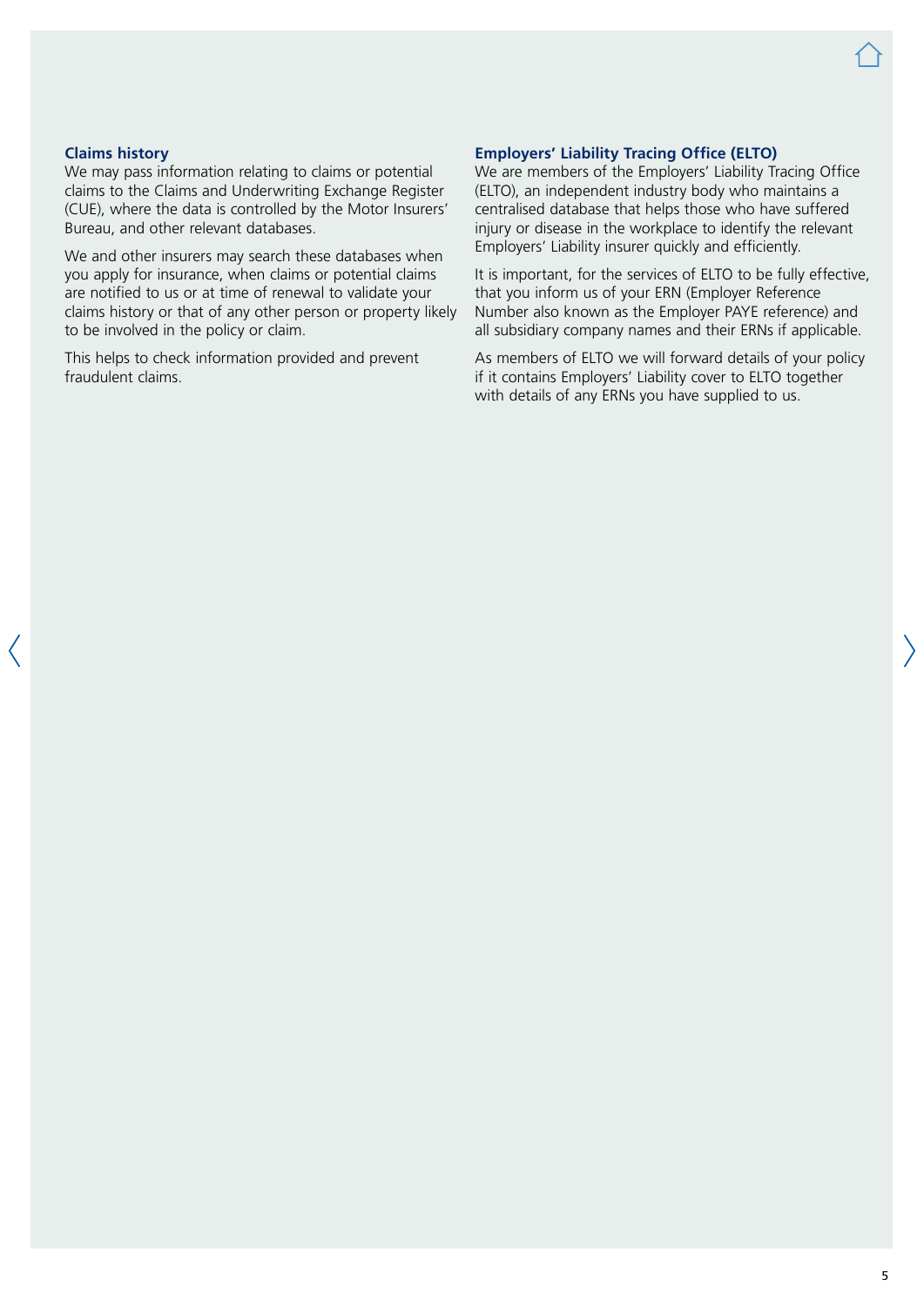## Claims history

We may pass information relating to claims or potential claims to the Claims and Underwriting Exchange Register (CUE), where the data is controlled by the Motor Insurers' Bureau, and other relevant databases.

We and other insurers may search these databases when you apply for insurance, when claims or potential claims are notified to us or at time of renewal to validate your claims history or that of any other person or property likely to be involved in the policy or claim.

This helps to check information provided and prevent fraudulent claims.

## Employers' Liability Tracing Office (ELTO)

We are members of the Employers' Liability Tracing Office (ELTO), an independent industry body who maintains a centralised database that helps those who have suffered injury or disease in the workplace to identify the relevant Employers' Liability insurer quickly and efficiently.

It is important, for the services of ELTO to be fully effective, that you inform us of your ERN (Employer Reference Number also known as the Employer PAYE reference) and all subsidiary company names and their ERNs if applicable.

As members of ELTO we will forward details of your policy if it contains Employers' Liability cover to ELTO together with details of any ERNs you have supplied to us.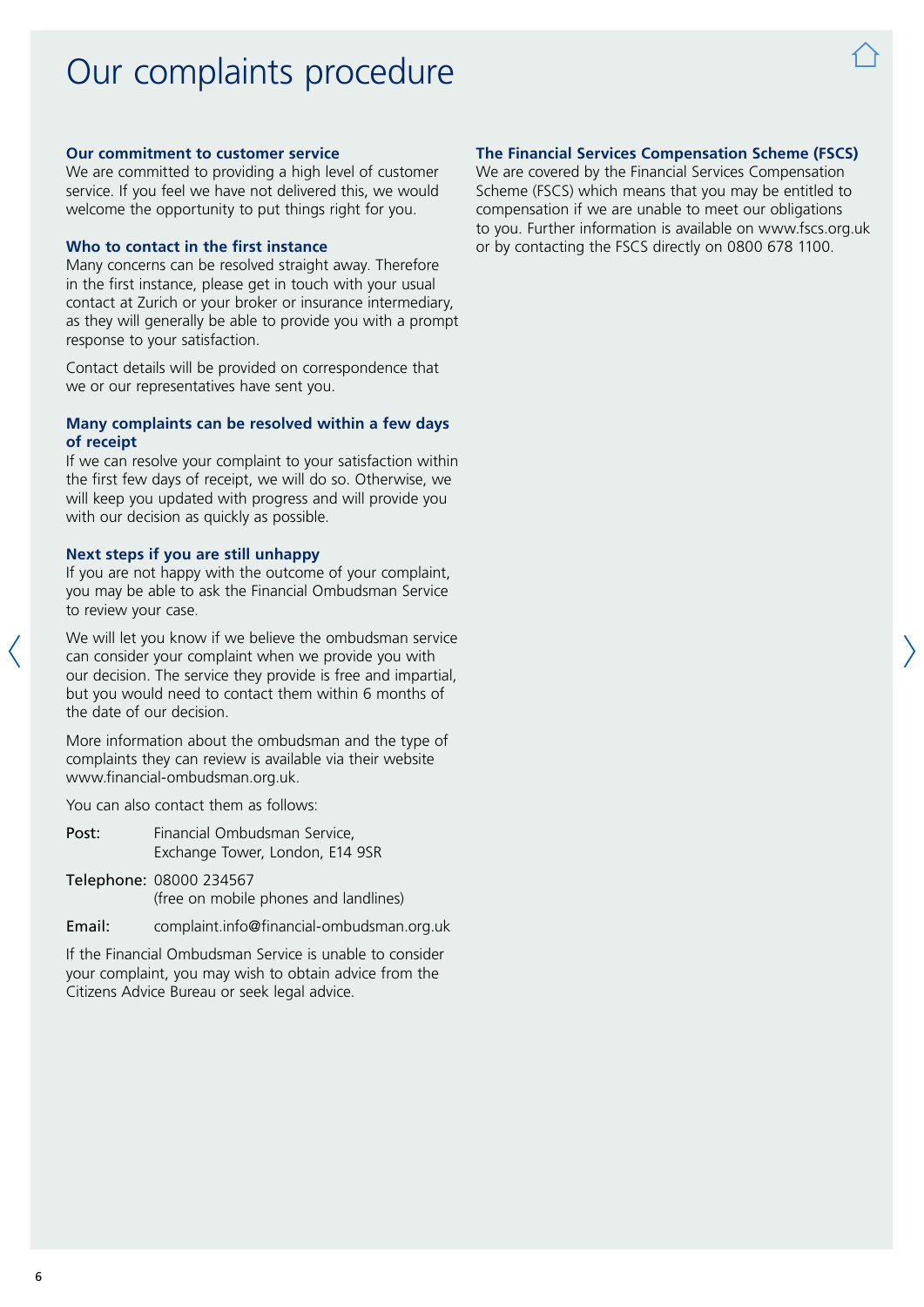# Our complaints procedure

### Our commitment to customer service

We are committed to providing a high level of customer service. If you feel we have not delivered this, we would welcome the opportunity to put things right for you.

### Who to contact in the first instance

Many concerns can be resolved straight away. Therefore in the first instance, please get in touch with your usual contact at Zurich or your broker or insurance intermediary, as they will generally be able to provide you with a prompt response to your satisfaction.

Contact details will be provided on correspondence that we or our representatives have sent you.

### Many complaints can be resolved within a few days of receipt

If we can resolve your complaint to your satisfaction within the first few days of receipt, we will do so. Otherwise, we will keep you updated with progress and will provide you with our decision as quickly as possible.

### Next steps if you are still unhappy

If you are not happy with the outcome of your complaint, you may be able to ask the Financial Ombudsman Service to review your case.

We will let you know if we believe the ombudsman service can consider your complaint when we provide you with our decision. The service they provide is free and impartial, but you would need to contact them within 6 months of the date of our decision.

More information about the ombudsman and the type of complaints they can review is available via their website www.financial-ombudsman.org.uk.

You can also contact them as follows:

**Post:** Financial Ombudsman Service, Exchange Tower, London, E14 9SR

**Telephone:** 08000 234567 (free on mobile phones and landlines)

**Email:** complaint.info@financial-ombudsman.org.uk

If the Financial Ombudsman Service is unable to consider your complaint, you may wish to obtain advice from the Citizens Advice Bureau or seek legal advice.

### The Financial Services Compensation Scheme (FSCS)

We are covered by the Financial Services Compensation Scheme (FSCS) which means that you may be entitled to compensation if we are unable to meet our obligations to you. Further information is available on www.fscs.org.uk or by contacting the FSCS directly on 0800 678 1100.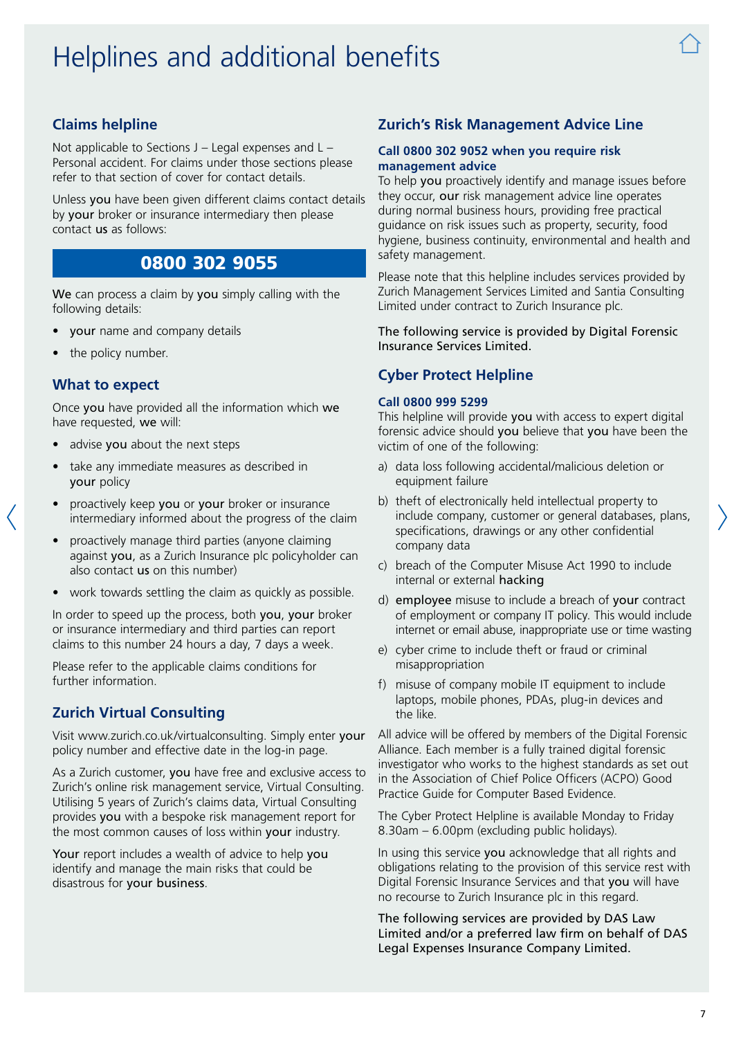# Helplines and additional benefits

## Claims helpline

Not applicable to Sections J – Legal expenses and L – Personal accident. For claims under those sections please refer to that section of cover for contact details.

Unless **you** have been given different claims contact details by **your** broker or insurance intermediary then please contact **us** as follows:

**0800 302 9055**

**We** can process a claim by **you** simply calling with the following details:

- **your** name and company details
- the policy number.

## What to expect

Once **you** have provided all the information which **we** have requested, **we** will:

- advise **you** about the next steps
- take any immediate measures as described in **your** policy
- proactively keep **you** or **your** broker or insurance intermediary informed about the progress of the claim
- proactively manage third parties (anyone claiming against **you**, as a Zurich Insurance plc policyholder can also contact **us** on this number)
- work towards settling the claim as quickly as possible.

In order to speed up the process, both **you**, **your** broker or insurance intermediary and third parties can report claims to this number 24 hours a day, 7 days a week.

Please refer to the applicable claims conditions for further information.

## Zurich Virtual Consulting

Visit www.zurich.co.uk/virtualconsulting. Simply enter **your** policy number and effective date in the log-in page.

As a Zurich customer, **you** have free and exclusive access to Zurich's online risk management service, Virtual Consulting. Utilising 5 years of Zurich's claims data, Virtual Consulting provides **you** with a bespoke risk management report for the most common causes of loss within **your** industry.

**Your** report includes a wealth of advice to help **you** identify and manage the main risks that could be disastrous for **your business**.

## Zurich's Risk Management Advice Line

### Call 0800 302 9052 when you require risk management advice

To help **you** proactively identify and manage issues before they occur, **our** risk management advice line operates during normal business hours, providing free practical guidance on risk issues such as property, security, food hygiene, business continuity, environmental and health and safety management.

Please note that this helpline includes services provided by Zurich Management Services Limited and Santia Consulting Limited under contract to Zurich Insurance plc.

**The following service is provided by Digital Forensic Insurance Services Limited.**

## Cyber Protect Helpline

### Call 0800 999 5299

This helpline will provide **you** with access to expert digital forensic advice should **you** believe that **you** have been the victim of one of the following:

a) data loss following accidental/malicious deletion or equipment failure

b) theft of electronically held intellectual property to include company, customer or general databases, plans, specifications, drawings or any other confidential company data

c) breach of the Computer Misuse Act 1990 to include internal or external **hacking**

d) **employee** misuse to include a breach of **your** contract of employment or company IT policy. This would include internet or email abuse, inappropriate use or time wasting

e) cyber crime to include theft or fraud or criminal misappropriation

f) misuse of company mobile IT equipment to include laptops, mobile phones, PDAs, plug-in devices and the like.

All advice will be offered by members of the Digital Forensic Alliance. Each member is a fully trained digital forensic investigator who works to the highest standards as set out in the Association of Chief Police Officers (ACPO) Good Practice Guide for Computer Based Evidence.

The Cyber Protect Helpline is available Monday to Friday 8.30am – 6.00pm (excluding public holidays).

In using this service **you** acknowledge that all rights and obligations relating to the provision of this service rest with Digital Forensic Insurance Services and that **you** will have no recourse to Zurich Insurance plc in this regard.

**The following services are provided by DAS Law Limited and/or a preferred law firm on behalf of DAS Legal Expenses Insurance Company Limited.**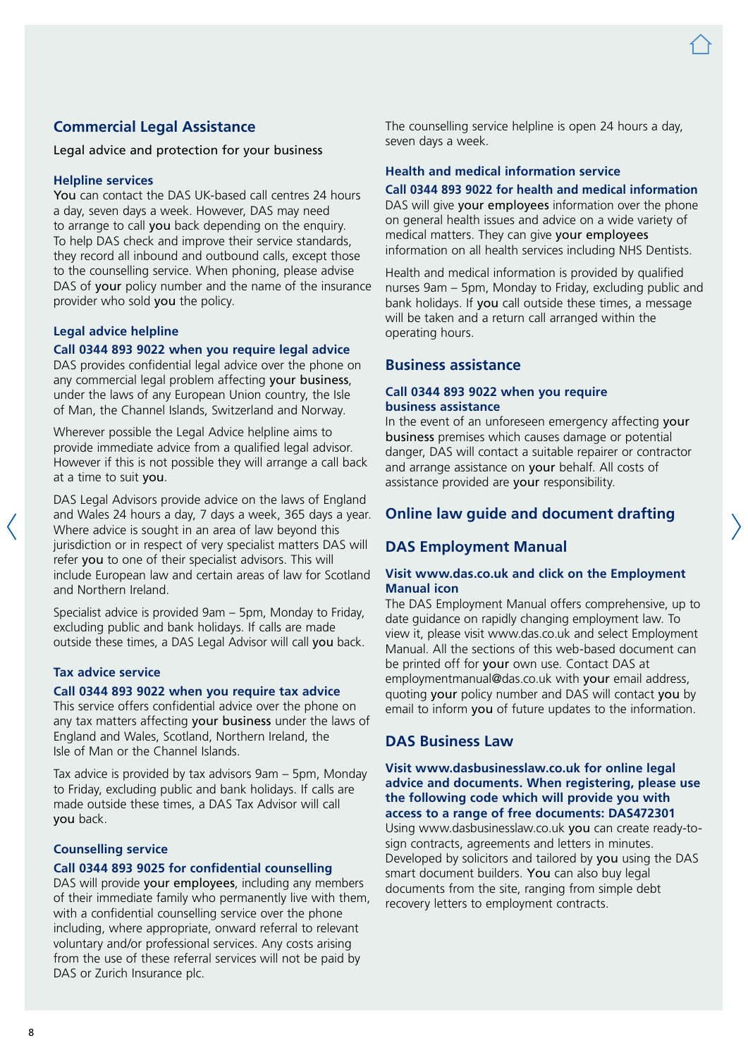## Commercial Legal Assistance

Legal advice and protection for your business

### Helpline services

**You** can contact the DAS UK-based call centres 24 hours a day, seven days a week. However, DAS may need to arrange to call **you** back depending on the enquiry. To help DAS check and improve their service standards, they record all inbound and outbound calls, except those to the counselling service. When phoning, please advise DAS of **your** policy number and the name of the insurance provider who sold **you** the policy.

### Legal advice helpline

**Call 0344 893 9022 when you require legal advice**

DAS provides confidential legal advice over the phone on any commercial legal problem affecting **your business**, under the laws of any European Union country, the Isle of Man, the Channel Islands, Switzerland and Norway.

Wherever possible the Legal Advice helpline aims to provide immediate advice from a qualified legal advisor. However if this is not possible they will arrange a call back at a time to suit **you**.

DAS Legal Advisors provide advice on the laws of England and Wales 24 hours a day, 7 days a week, 365 days a year. Where advice is sought in an area of law beyond this jurisdiction or in respect of very specialist matters DAS will refer **you** to one of their specialist advisors. This will include European law and certain areas of law for Scotland and Northern Ireland.

Specialist advice is provided 9am – 5pm, Monday to Friday, excluding public and bank holidays. If calls are made outside these times, a DAS Legal Advisor will call **you** back.

### Tax advice service

**Call 0344 893 9022 when you require tax advice**

This service offers confidential advice over the phone on any tax matters affecting **your business** under the laws of England and Wales, Scotland, Northern Ireland, the Isle of Man or the Channel Islands.

Tax advice is provided by tax advisors 9am – 5pm, Monday to Friday, excluding public and bank holidays. If calls are made outside these times, a DAS Tax Advisor will call **you** back.

### Counselling service

**Call 0344 893 9025 for confidential counselling**

DAS will provide **your employees**, including any members of their immediate family who permanently live with them, with a confidential counselling service over the phone including, where appropriate, onward referral to relevant voluntary and/or professional services. Any costs arising from the use of these referral services will not be paid by DAS or Zurich Insurance plc.

The counselling service helpline is open 24 hours a day, seven days a week.

### Health and medical information service

**Call 0344 893 9022 for health and medical information**

DAS will give **your employees** information over the phone on general health issues and advice on a wide variety of medical matters. They can give **your employees** information on all health services including NHS Dentists.

Health and medical information is provided by qualified nurses 9am – 5pm, Monday to Friday, excluding public and bank holidays. If **you** call outside these times, a message will be taken and a return call arranged within the operating hours.

## Business assistance

**Call 0344 893 9022 when you require business assistance**

In the event of an unforeseen emergency affecting **your business** premises which causes damage or potential danger, DAS will contact a suitable repairer or contractor and arrange assistance on **your** behalf. All costs of assistance provided are **your** responsibility.

## Online law guide and document drafting

## DAS Employment Manual

**Visit www.das.co.uk and click on the Employment Manual icon**

The DAS Employment Manual offers comprehensive, up to date guidance on rapidly changing employment law. To view it, please visit www.das.co.uk and select Employment Manual. All the sections of this web-based document can be printed off for **your** own use. Contact DAS at employmentmanual@das.co.uk with **your** email address, quoting **your** policy number and DAS will contact **you** by email to inform **you** of future updates to the information.

## DAS Business Law

**Visit www.dasbusinesslaw.co.uk for online legal advice and documents. When registering, please use the following code which will provide you with access to a range of free documents: DAS472301**

Using www.dasbusinesslaw.co.uk **you** can create ready-to-sign contracts, agreements and letters in minutes. Developed by solicitors and tailored by **you** using the DAS smart document builders. **You** can also buy legal documents from the site, ranging from simple debt recovery letters to employment contracts.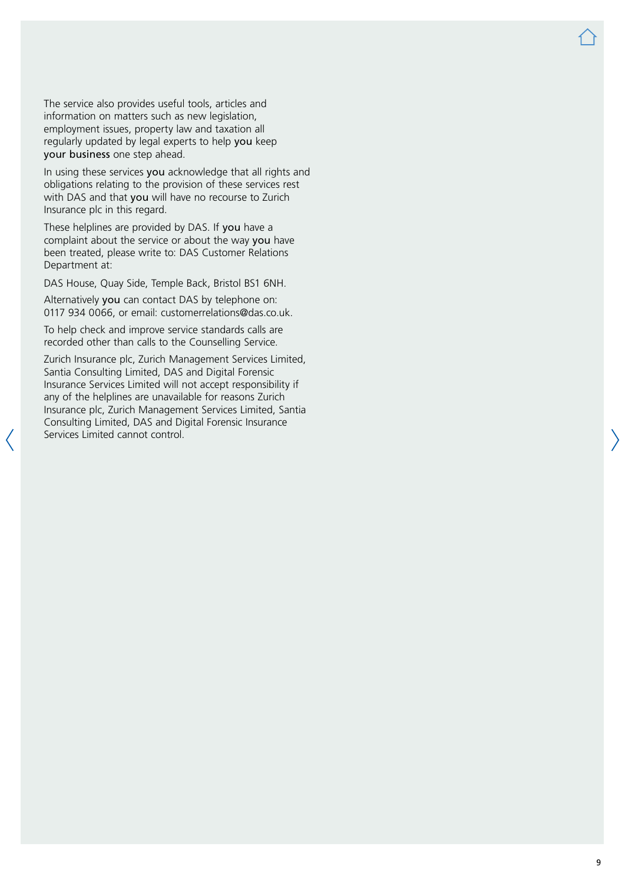The service also provides useful tools, articles and information on matters such as new legislation, employment issues, property law and taxation all regularly updated by legal experts to help **you** keep **your business** one step ahead.

In using these services **you** acknowledge that all rights and obligations relating to the provision of these services rest with DAS and that **you** will have no recourse to Zurich Insurance plc in this regard.

These helplines are provided by DAS. If **you** have a complaint about the service or about the way **you** have been treated, please write to: DAS Customer Relations Department at:

DAS House, Quay Side, Temple Back, Bristol BS1 6NH.

Alternatively **you** can contact DAS by telephone on: 0117 934 0066, or email: customerrelations@das.co.uk.

To help check and improve service standards calls are recorded other than calls to the Counselling Service.

Zurich Insurance plc, Zurich Management Services Limited, Santia Consulting Limited, DAS and Digital Forensic Insurance Services Limited will not accept responsibility if any of the helplines are unavailable for reasons Zurich Insurance plc, Zurich Management Services Limited, Santia Consulting Limited, DAS and Digital Forensic Insurance Services Limited cannot control.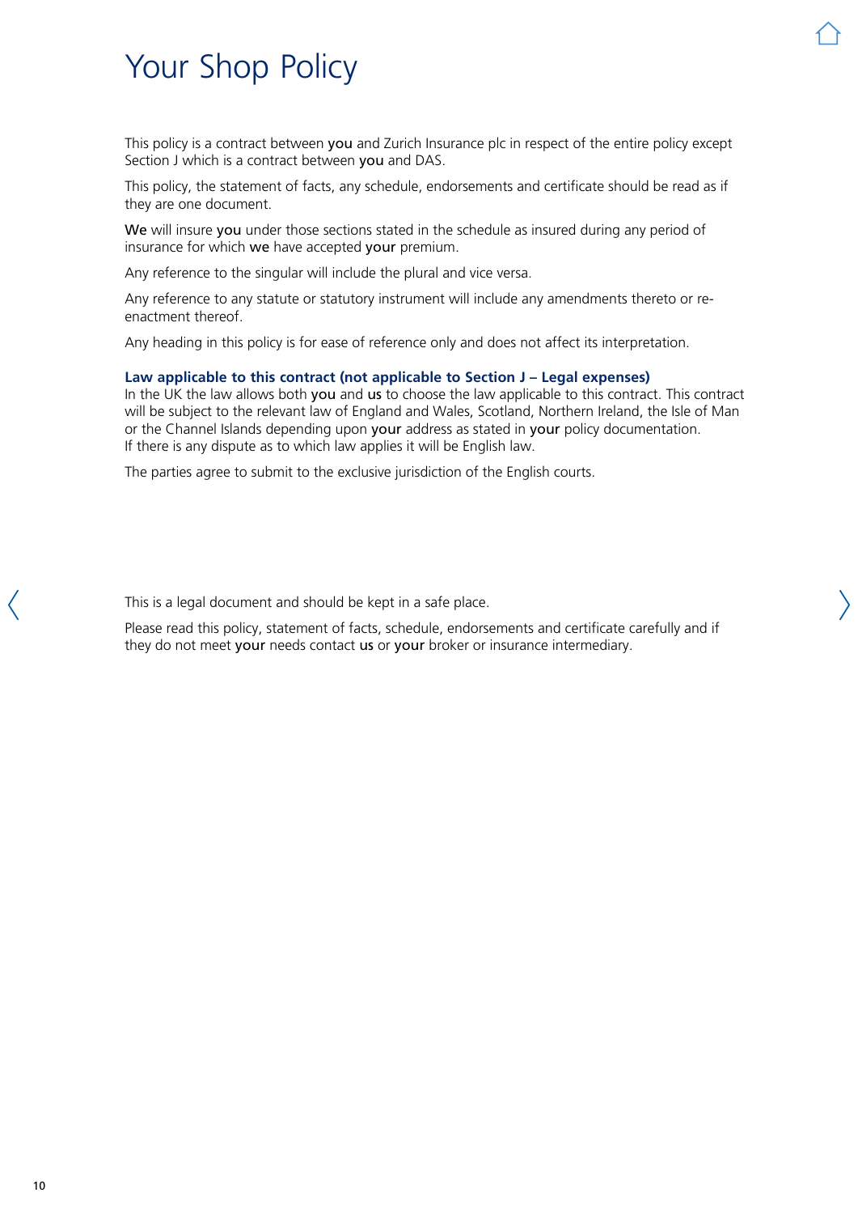# Your Shop Policy

This policy is a contract between **you** and Zurich Insurance plc in respect of the entire policy except Section J which is a contract between **you** and DAS.

This policy, the statement of facts, any schedule, endorsements and certificate should be read as if they are one document.

**We** will insure **you** under those sections stated in the schedule as insured during any period of insurance for which **we** have accepted **your** premium.

Any reference to the singular will include the plural and vice versa.

Any reference to any statute or statutory instrument will include any amendments thereto or re-enactment thereof.

Any heading in this policy is for ease of reference only and does not affect its interpretation.

**Law applicable to this contract (not applicable to Section J – Legal expenses)**
In the UK the law allows both **you** and **us** to choose the law applicable to this contract. This contract will be subject to the relevant law of England and Wales, Scotland, Northern Ireland, the Isle of Man or the Channel Islands depending upon **your** address as stated in **your** policy documentation. If there is any dispute as to which law applies it will be English law.

The parties agree to submit to the exclusive jurisdiction of the English courts.

This is a legal document and should be kept in a safe place.

Please read this policy, statement of facts, schedule, endorsements and certificate carefully and if they do not meet **your** needs contact **us** or **your** broker or insurance intermediary.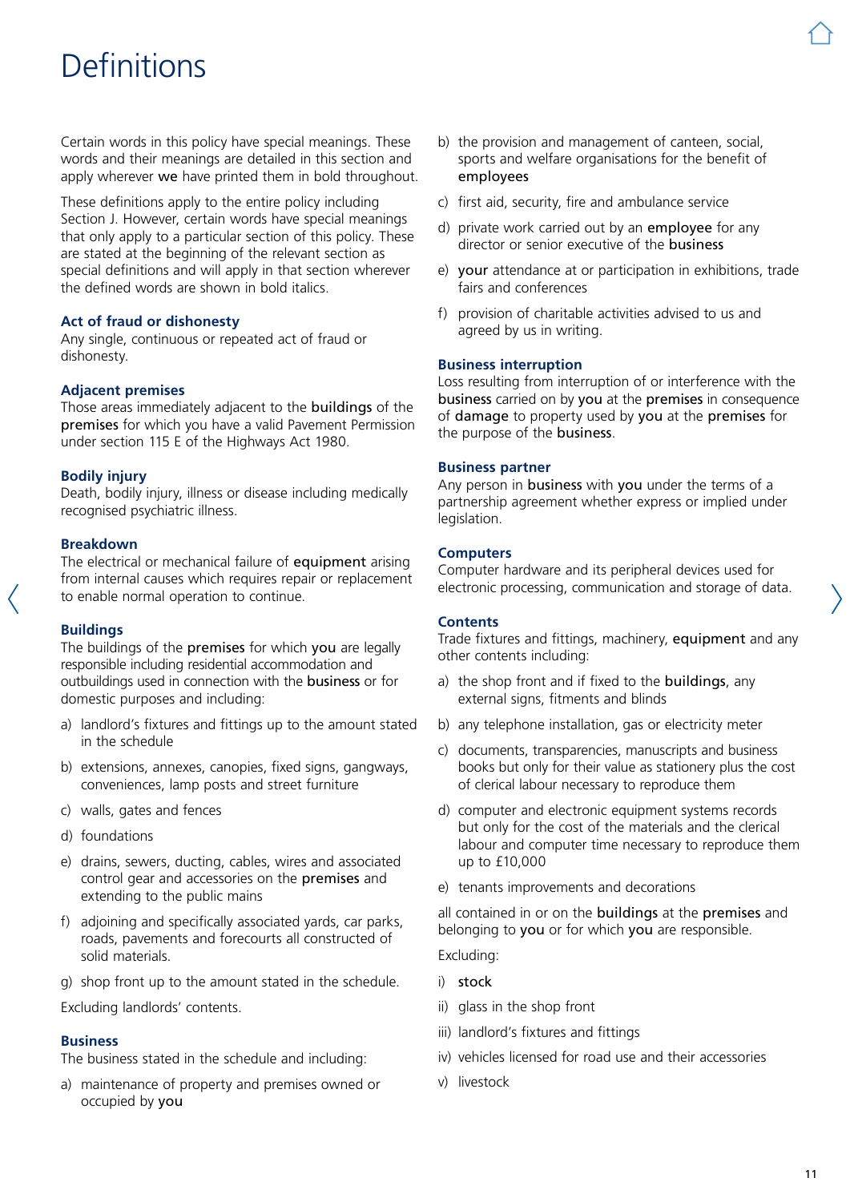# Definitions

Certain words in this policy have special meanings. These words and their meanings are detailed in this section and apply wherever **we** have printed them in bold throughout.

These definitions apply to the entire policy including Section J. However, certain words have special meanings that only apply to a particular section of this policy. These are stated at the beginning of the relevant section as special definitions and will apply in that section wherever the defined words are shown in bold italics.

### Act of fraud or dishonesty

Any single, continuous or repeated act of fraud or dishonesty.

### Adjacent premises

Those areas immediately adjacent to the **buildings** of the **premises** for which you have a valid Pavement Permission under section 115 E of the Highways Act 1980.

### Bodily injury

Death, bodily injury, illness or disease including medically recognised psychiatric illness.

### Breakdown

The electrical or mechanical failure of **equipment** arising from internal causes which requires repair or replacement to enable normal operation to continue.

### Buildings

The buildings of the **premises** for which **you** are legally responsible including residential accommodation and outbuildings used in connection with the **business** or for domestic purposes and including:

a) landlord's fixtures and fittings up to the amount stated in the schedule

b) extensions, annexes, canopies, fixed signs, gangways, conveniences, lamp posts and street furniture

c) walls, gates and fences

d) foundations

e) drains, sewers, ducting, cables, wires and associated control gear and accessories on the **premises** and extending to the public mains

f) adjoining and specifically associated yards, car parks, roads, pavements and forecourts all constructed of solid materials.

g) shop front up to the amount stated in the schedule.

Excluding landlords' contents.

### Business

The business stated in the schedule and including:

a) maintenance of property and premises owned or occupied by **you**

b) the provision and management of canteen, social, sports and welfare organisations for the benefit of **employees**

c) first aid, security, fire and ambulance service

d) private work carried out by an **employee** for any director or senior executive of the **business**

e) **your** attendance at or participation in exhibitions, trade fairs and conferences

f) provision of charitable activities advised to us and agreed by us in writing.

### Business interruption

Loss resulting from interruption of or interference with the **business** carried on by **you** at the **premises** in consequence of **damage** to property used by **you** at the **premises** for the purpose of the **business**.

### Business partner

Any person in **business** with **you** under the terms of a partnership agreement whether express or implied under legislation.

### Computers

Computer hardware and its peripheral devices used for electronic processing, communication and storage of data.

### Contents

Trade fixtures and fittings, machinery, **equipment** and any other contents including:

a) the shop front and if fixed to the **buildings**, any external signs, fitments and blinds

b) any telephone installation, gas or electricity meter

c) documents, transparencies, manuscripts and business books but only for their value as stationery plus the cost of clerical labour necessary to reproduce them

d) computer and electronic equipment systems records but only for the cost of the materials and the clerical labour and computer time necessary to reproduce them up to £10,000

e) tenants improvements and decorations

all contained in or on the **buildings** at the **premises** and belonging to **you** or for which **you** are responsible.

Excluding:

i) **stock**

ii) glass in the shop front

iii) landlord's fixtures and fittings

iv) vehicles licensed for road use and their accessories

v) livestock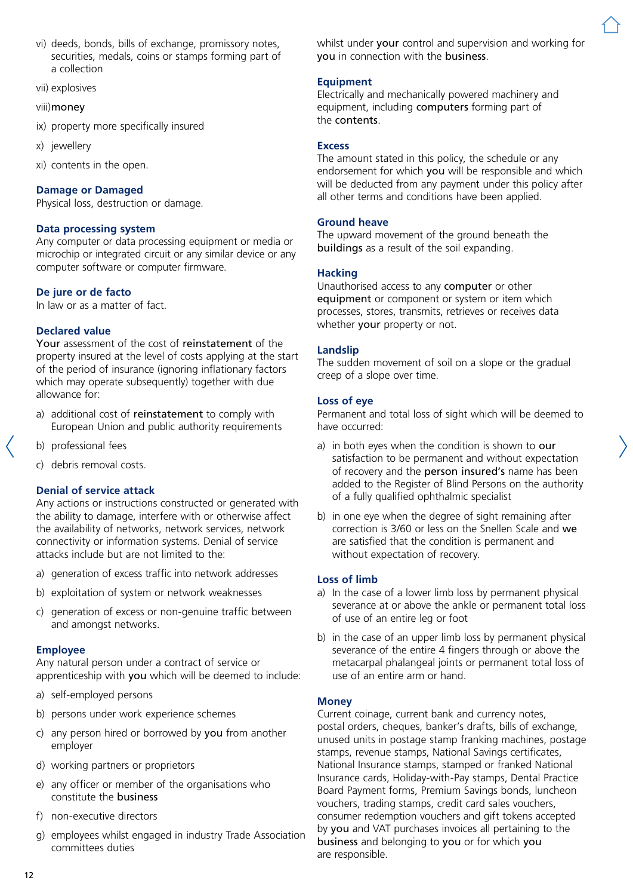vi) deeds, bonds, bills of exchange, promissory notes, securities, medals, coins or stamps forming part of a collection

vii) explosives

viii) **money**

ix) property more specifically insured

x) jewellery

xi) contents in the open.

### Damage or Damaged

Physical loss, destruction or damage.

### Data processing system

Any computer or data processing equipment or media or microchip or integrated circuit or any similar device or any computer software or computer firmware.

### De jure or de facto

In law or as a matter of fact.

### Declared value

**Your** assessment of the cost of **reinstatement** of the property insured at the level of costs applying at the start of the period of insurance (ignoring inflationary factors which may operate subsequently) together with due allowance for:

a) additional cost of **reinstatement** to comply with European Union and public authority requirements

b) professional fees

c) debris removal costs.

### Denial of service attack

Any actions or instructions constructed or generated with the ability to damage, interfere with or otherwise affect the availability of networks, network services, network connectivity or information systems. Denial of service attacks include but are not limited to the:

a) generation of excess traffic into network addresses

b) exploitation of system or network weaknesses

c) generation of excess or non-genuine traffic between and amongst networks.

### Employee

Any natural person under a contract of service or apprenticeship with **you** which will be deemed to include:

a) self-employed persons

b) persons under work experience schemes

c) any person hired or borrowed by **you** from another employer

d) working partners or proprietors

e) any officer or member of the organisations who constitute the **business**

f) non-executive directors

g) employees whilst engaged in industry Trade Association committees duties

whilst under **your** control and supervision and working for **you** in connection with the **business**.

### Equipment

Electrically and mechanically powered machinery and equipment, including **computers** forming part of the **contents**.

### Excess

The amount stated in this policy, the schedule or any endorsement for which **you** will be responsible and which will be deducted from any payment under this policy after all other terms and conditions have been applied.

### Ground heave

The upward movement of the ground beneath the **buildings** as a result of the soil expanding.

### Hacking

Unauthorised access to any **computer** or other **equipment** or component or system or item which processes, stores, transmits, retrieves or receives data whether **your** property or not.

### Landslip

The sudden movement of soil on a slope or the gradual creep of a slope over time.

### Loss of eye

Permanent and total loss of sight which will be deemed to have occurred:

a) in both eyes when the condition is shown to **our** satisfaction to be permanent and without expectation of recovery and the **person insured's** name has been added to the Register of Blind Persons on the authority of a fully qualified ophthalmic specialist

b) in one eye when the degree of sight remaining after correction is 3/60 or less on the Snellen Scale and **we** are satisfied that the condition is permanent and without expectation of recovery.

### Loss of limb

a) In the case of a lower limb loss by permanent physical severance at or above the ankle or permanent total loss of use of an entire leg or foot

b) in the case of an upper limb loss by permanent physical severance of the entire 4 fingers through or above the metacarpal phalangeal joints or permanent total loss of use of an entire arm or hand.

### Money

Current coinage, current bank and currency notes, postal orders, cheques, banker's drafts, bills of exchange, unused units in postage stamp franking machines, postage stamps, revenue stamps, National Savings certificates, National Insurance stamps, stamped or franked National Insurance cards, Holiday-with-Pay stamps, Dental Practice Board Payment forms, Premium Savings bonds, luncheon vouchers, trading stamps, credit card sales vouchers, consumer redemption vouchers and gift tokens accepted by **you** and VAT purchases invoices all pertaining to the **business** and belonging to **you** or for which **you** are responsible.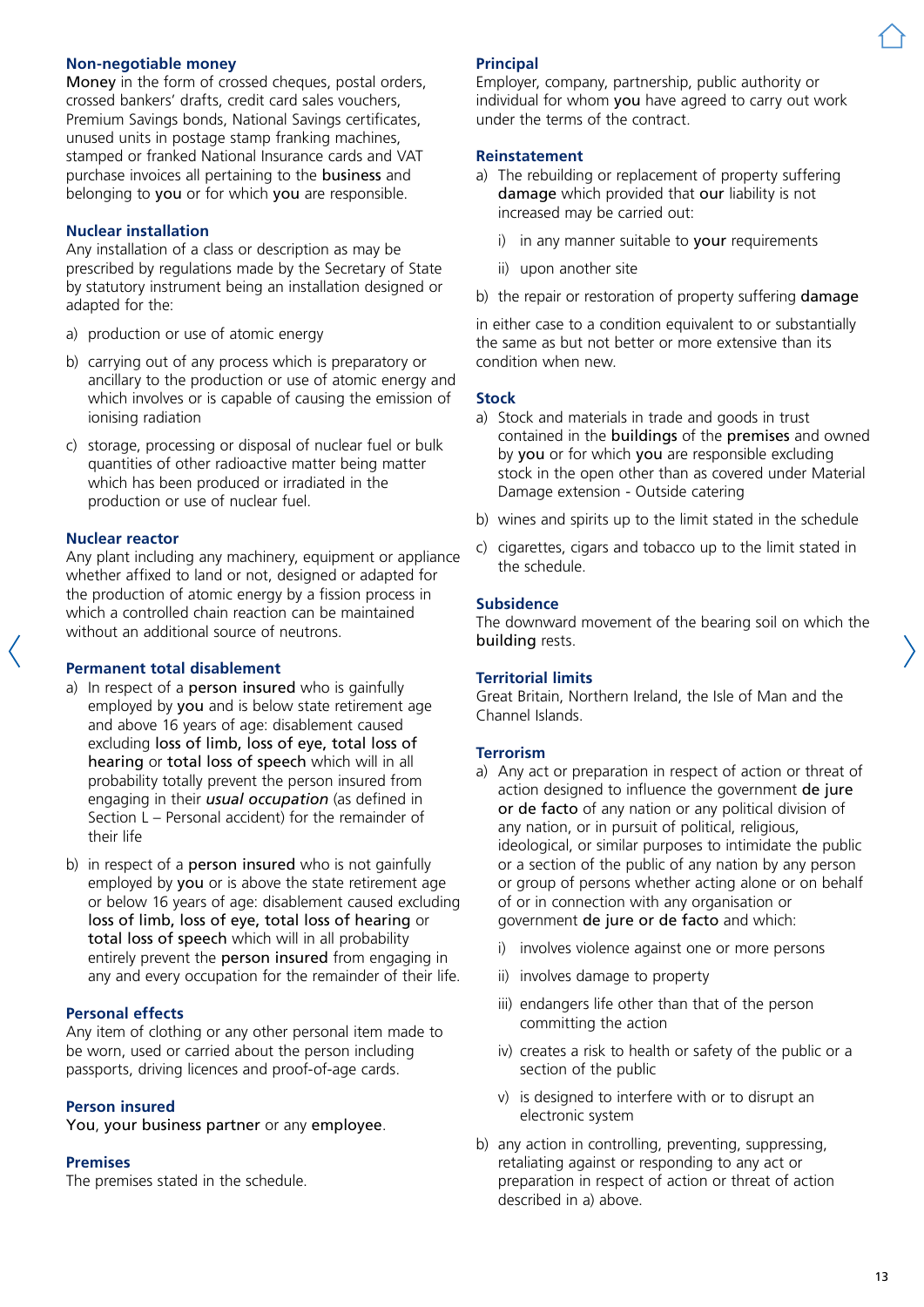### Non-negotiable money

**Money** in the form of crossed cheques, postal orders, crossed bankers' drafts, credit card sales vouchers, Premium Savings bonds, National Savings certificates, unused units in postage stamp franking machines, stamped or franked National Insurance cards and VAT purchase invoices all pertaining to the **business** and belonging to **you** or for which **you** are responsible.

### Nuclear installation

Any installation of a class or description as may be prescribed by regulations made by the Secretary of State by statutory instrument being an installation designed or adapted for the:

a) production or use of atomic energy

b) carrying out of any process which is preparatory or ancillary to the production or use of atomic energy and which involves or is capable of causing the emission of ionising radiation

c) storage, processing or disposal of nuclear fuel or bulk quantities of other radioactive matter being matter which has been produced or irradiated in the production or use of nuclear fuel.

### Nuclear reactor

Any plant including any machinery, equipment or appliance whether affixed to land or not, designed or adapted for the production of atomic energy by a fission process in which a controlled chain reaction can be maintained without an additional source of neutrons.

### Permanent total disablement

a) In respect of a **person insured** who is gainfully employed by **you** and is below state retirement age and above 16 years of age: disablement caused excluding **loss of limb, loss of eye, total loss of hearing** or **total loss of speech** which will in all probability totally prevent the person insured from engaging in their ***usual occupation*** (as defined in Section L – Personal accident) for the remainder of their life

b) in respect of a **person insured** who is not gainfully employed by **you** or is above the state retirement age or below 16 years of age: disablement caused excluding **loss of limb, loss of eye, total loss of hearing** or **total loss of speech** which will in all probability entirely prevent the **person insured** from engaging in any and every occupation for the remainder of their life.

### Personal effects

Any item of clothing or any other personal item made to be worn, used or carried about the person including passports, driving licences and proof-of-age cards.

### Person insured

**You**, **your business partner** or any **employee**.

### Premises

The premises stated in the schedule.

### Principal

Employer, company, partnership, public authority or individual for whom **you** have agreed to carry out work under the terms of the contract.

### Reinstatement

a) The rebuilding or replacement of property suffering **damage** which provided that **our** liability is not increased may be carried out:

   i) in any manner suitable to **your** requirements

   ii) upon another site

b) the repair or restoration of property suffering **damage**

in either case to a condition equivalent to or substantially the same as but not better or more extensive than its condition when new.

### Stock

a) Stock and materials in trade and goods in trust contained in the **buildings** of the **premises** and owned by **you** or for which **you** are responsible excluding stock in the open other than as covered under Material Damage extension - Outside catering

b) wines and spirits up to the limit stated in the schedule

c) cigarettes, cigars and tobacco up to the limit stated in the schedule.

### Subsidence

The downward movement of the bearing soil on which the **building** rests.

### Territorial limits

Great Britain, Northern Ireland, the Isle of Man and the Channel Islands.

### Terrorism

a) Any act or preparation in respect of action or threat of action designed to influence the government **de jure or de facto** of any nation or any political division of any nation, or in pursuit of political, religious, ideological, or similar purposes to intimidate the public or a section of the public of any nation by any person or group of persons whether acting alone or on behalf of or in connection with any organisation or government **de jure or de facto** and which:

   i) involves violence against one or more persons

   ii) involves damage to property

   iii) endangers life other than that of the person committing the action

   iv) creates a risk to health or safety of the public or a section of the public

   v) is designed to interfere with or to disrupt an electronic system

b) any action in controlling, preventing, suppressing, retaliating against or responding to any act or preparation in respect of action or threat of action described in a) above.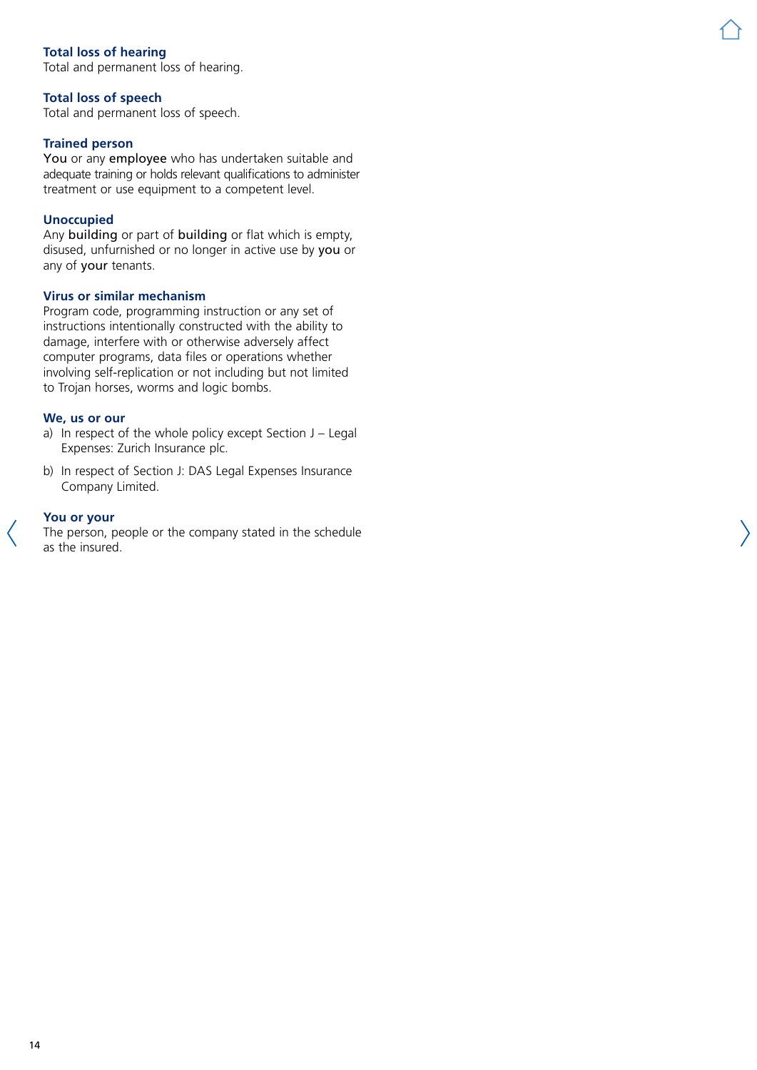### Total loss of hearing

Total and permanent loss of hearing.

### Total loss of speech

Total and permanent loss of speech.

### Trained person

**You** or any **employee** who has undertaken suitable and adequate training or holds relevant qualifications to administer treatment or use equipment to a competent level.

### Unoccupied

Any **building** or part of **building** or flat which is empty, disused, unfurnished or no longer in active use by **you** or any of **your** tenants.

### Virus or similar mechanism

Program code, programming instruction or any set of instructions intentionally constructed with the ability to damage, interfere with or otherwise adversely affect computer programs, data files or operations whether involving self-replication or not including but not limited to Trojan horses, worms and logic bombs.

### We, us or our

a) In respect of the whole policy except Section J – Legal Expenses: Zurich Insurance plc.

b) In respect of Section J: DAS Legal Expenses Insurance Company Limited.

### You or your

The person, people or the company stated in the schedule as the insured.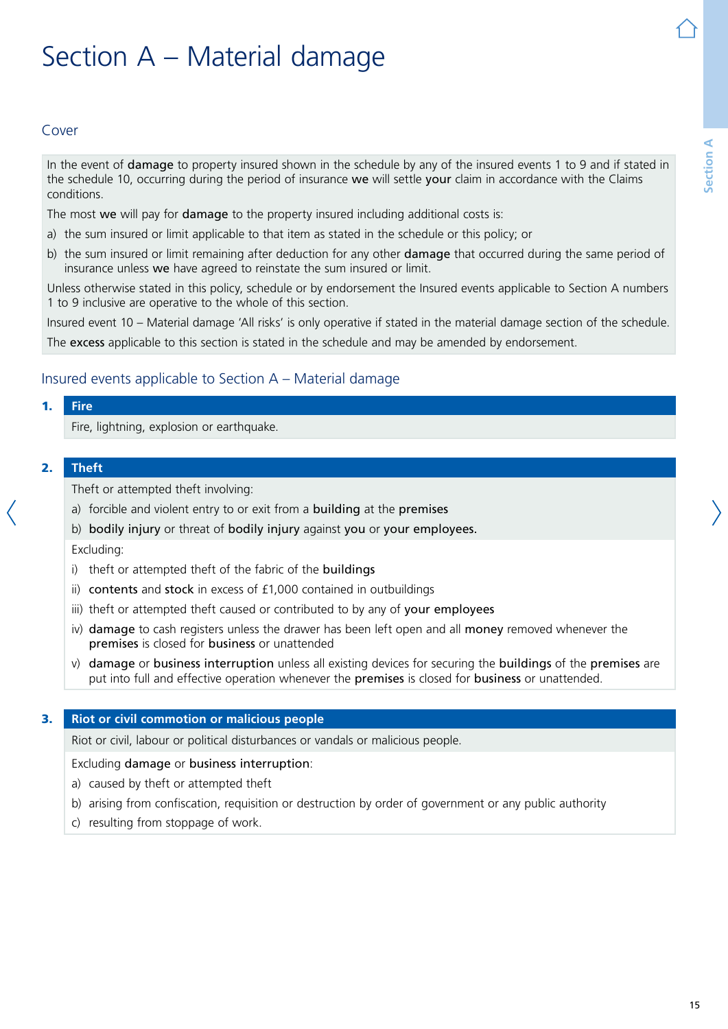# Section A – Material damage

## Cover

In the event of **damage** to property insured shown in the schedule by any of the insured events 1 to 9 and if stated in the schedule 10, occurring during the period of insurance **we** will settle **your** claim in accordance with the Claims conditions.

The most **we** will pay for **damage** to the property insured including additional costs is:

a) the sum insured or limit applicable to that item as stated in the schedule or this policy; or

b) the sum insured or limit remaining after deduction for any other **damage** that occurred during the same period of insurance unless **we** have agreed to reinstate the sum insured or limit.

Unless otherwise stated in this policy, schedule or by endorsement the Insured events applicable to Section A numbers 1 to 9 inclusive are operative to the whole of this section.

Insured event 10 – Material damage 'All risks' is only operative if stated in the material damage section of the schedule.

The **excess** applicable to this section is stated in the schedule and may be amended by endorsement.

## Insured events applicable to Section A – Material damage

### 1. Fire

Fire, lightning, explosion or earthquake.

### 2. Theft

Theft or attempted theft involving:

a) forcible and violent entry to or exit from a **building** at the **premises**

b) **bodily injury** or threat of **bodily injury** against **you** or **your employees.**

Excluding:

i) theft or attempted theft of the fabric of the **buildings**

ii) **contents** and **stock** in excess of £1,000 contained in outbuildings

iii) theft or attempted theft caused or contributed to by any of **your employees**

iv) **damage** to cash registers unless the drawer has been left open and all **money** removed whenever the **premises** is closed for **business** or unattended

v) **damage** or **business interruption** unless all existing devices for securing the **buildings** of the **premises** are put into full and effective operation whenever the **premises** is closed for **business** or unattended.

### 3. Riot or civil commotion or malicious people

Riot or civil, labour or political disturbances or vandals or malicious people.

Excluding **damage** or **business interruption**:

a) caused by theft or attempted theft

b) arising from confiscation, requisition or destruction by order of government or any public authority

c) resulting from stoppage of work.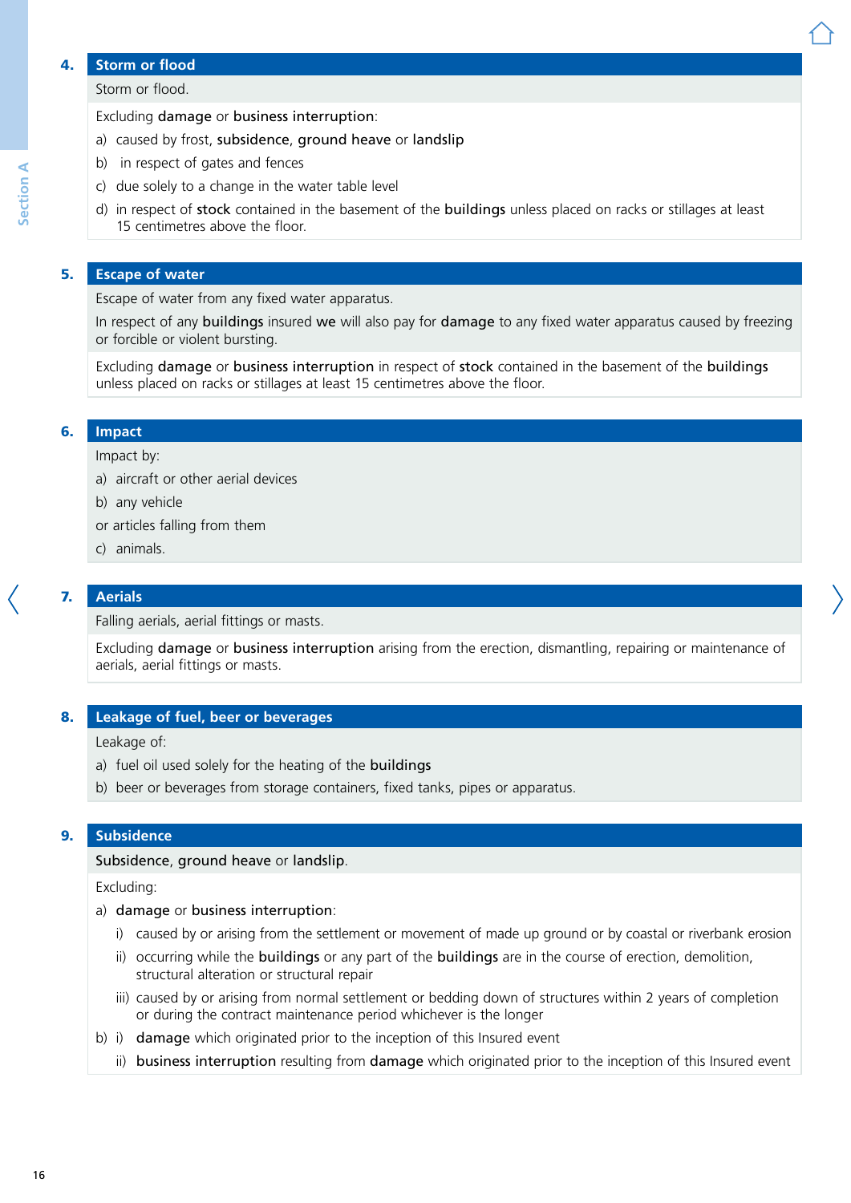## 4. Storm or flood

Storm or flood.

Excluding **damage** or **business interruption**:

a) caused by frost, **subsidence**, **ground heave** or **landslip**

b) in respect of gates and fences

c) due solely to a change in the water table level

d) in respect of **stock** contained in the basement of the **buildings** unless placed on racks or stillages at least 15 centimetres above the floor.

## 5. Escape of water

Escape of water from any fixed water apparatus.

In respect of any **buildings** insured **we** will also pay for **damage** to any fixed water apparatus caused by freezing or forcible or violent bursting.

Excluding **damage** or **business interruption** in respect of **stock** contained in the basement of the **buildings** unless placed on racks or stillages at least 15 centimetres above the floor.

## 6. Impact

Impact by:

a) aircraft or other aerial devices

b) any vehicle

or articles falling from them

c) animals.

## 7. Aerials

Falling aerials, aerial fittings or masts.

Excluding **damage** or **business interruption** arising from the erection, dismantling, repairing or maintenance of aerials, aerial fittings or masts.

## 8. Leakage of fuel, beer or beverages

Leakage of:

a) fuel oil used solely for the heating of the **buildings**

b) beer or beverages from storage containers, fixed tanks, pipes or apparatus.

## 9. Subsidence

**Subsidence**, **ground heave** or **landslip**.

Excluding:

a) **damage** or **business interruption**:

   i) caused by or arising from the settlement or movement of made up ground or by coastal or riverbank erosion

   ii) occurring while the **buildings** or any part of the **buildings** are in the course of erection, demolition, structural alteration or structural repair

   iii) caused by or arising from normal settlement or bedding down of structures within 2 years of completion or during the contract maintenance period whichever is the longer

b) i) **damage** which originated prior to the inception of this Insured event

   ii) **business interruption** resulting from **damage** which originated prior to the inception of this Insured event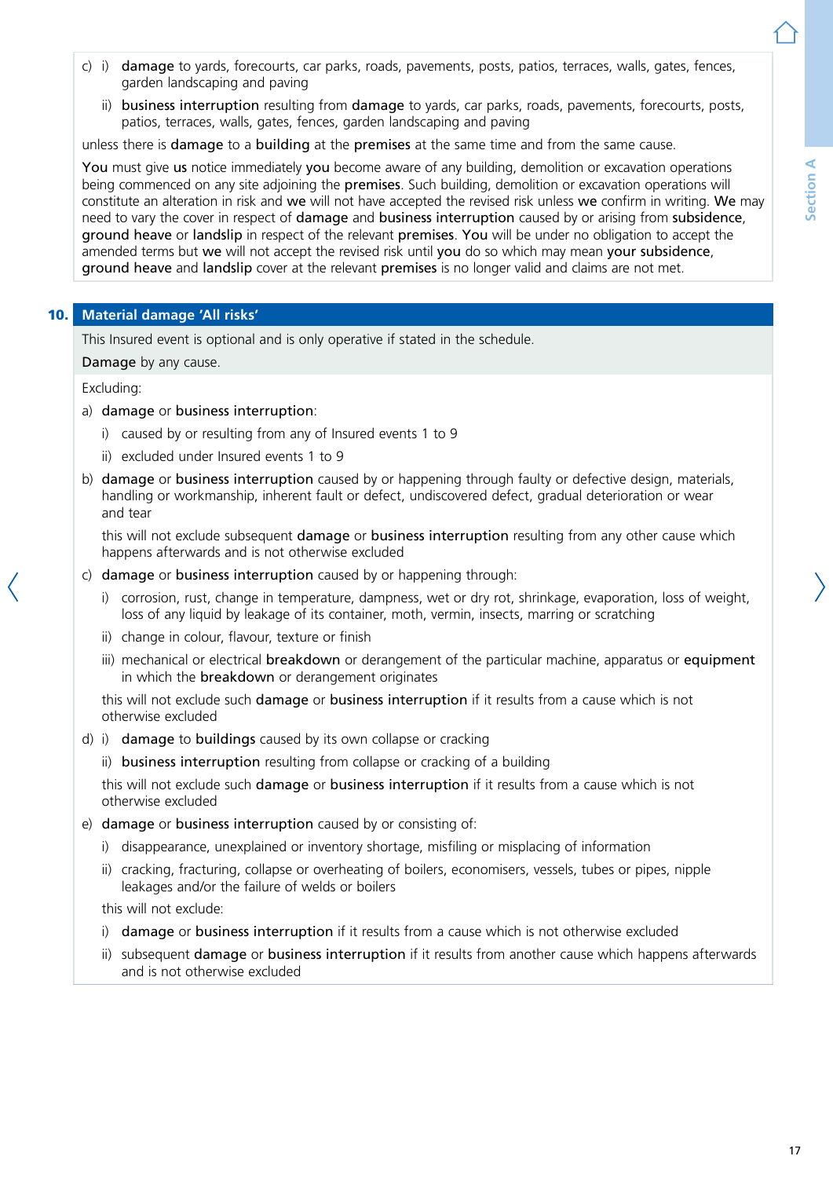c) i) **damage** to yards, forecourts, car parks, roads, pavements, posts, patios, terraces, walls, gates, fences, garden landscaping and paving

ii) **business interruption** resulting from **damage** to yards, car parks, roads, pavements, forecourts, posts, patios, terraces, walls, gates, fences, garden landscaping and paving

unless there is **damage** to a **building** at the **premises** at the same time and from the same cause.

**You** must give **us** notice immediately **you** become aware of any building, demolition or excavation operations being commenced on any site adjoining the **premises**. Such building, demolition or excavation operations will constitute an alteration in risk and **we** will not have accepted the revised risk unless **we** confirm in writing. **We** may need to vary the cover in respect of **damage** and **business interruption** caused by or arising from **subsidence**, **ground heave** or **landslip** in respect of the relevant **premises**. **You** will be under no obligation to accept the amended terms but **we** will not accept the revised risk until **you** do so which may mean **your subsidence**, **ground heave** and **landslip** cover at the relevant **premises** is no longer valid and claims are not met.

## 10. Material damage 'All risks'

This Insured event is optional and is only operative if stated in the schedule.

**Damage** by any cause.

Excluding:

a) **damage** or **business interruption**:

   i) caused by or resulting from any of Insured events 1 to 9

   ii) excluded under Insured events 1 to 9

b) **damage** or **business interruption** caused by or happening through faulty or defective design, materials, handling or workmanship, inherent fault or defect, undiscovered defect, gradual deterioration or wear and tear

   this will not exclude subsequent **damage** or **business interruption** resulting from any other cause which happens afterwards and is not otherwise excluded

c) **damage** or **business interruption** caused by or happening through:

   i) corrosion, rust, change in temperature, dampness, wet or dry rot, shrinkage, evaporation, loss of weight, loss of any liquid by leakage of its container, moth, vermin, insects, marring or scratching

   ii) change in colour, flavour, texture or finish

   iii) mechanical or electrical **breakdown** or derangement of the particular machine, apparatus or **equipment** in which the **breakdown** or derangement originates

   this will not exclude such **damage** or **business interruption** if it results from a cause which is not otherwise excluded

d) i) **damage** to **buildings** caused by its own collapse or cracking

   ii) **business interruption** resulting from collapse or cracking of a building

   this will not exclude such **damage** or **business interruption** if it results from a cause which is not otherwise excluded

e) **damage** or **business interruption** caused by or consisting of:

   i) disappearance, unexplained or inventory shortage, misfiling or misplacing of information

   ii) cracking, fracturing, collapse or overheating of boilers, economisers, vessels, tubes or pipes, nipple leakages and/or the failure of welds or boilers

   this will not exclude:

   i) **damage** or **business interruption** if it results from a cause which is not otherwise excluded

   ii) subsequent **damage** or **business interruption** if it results from another cause which happens afterwards and is not otherwise excluded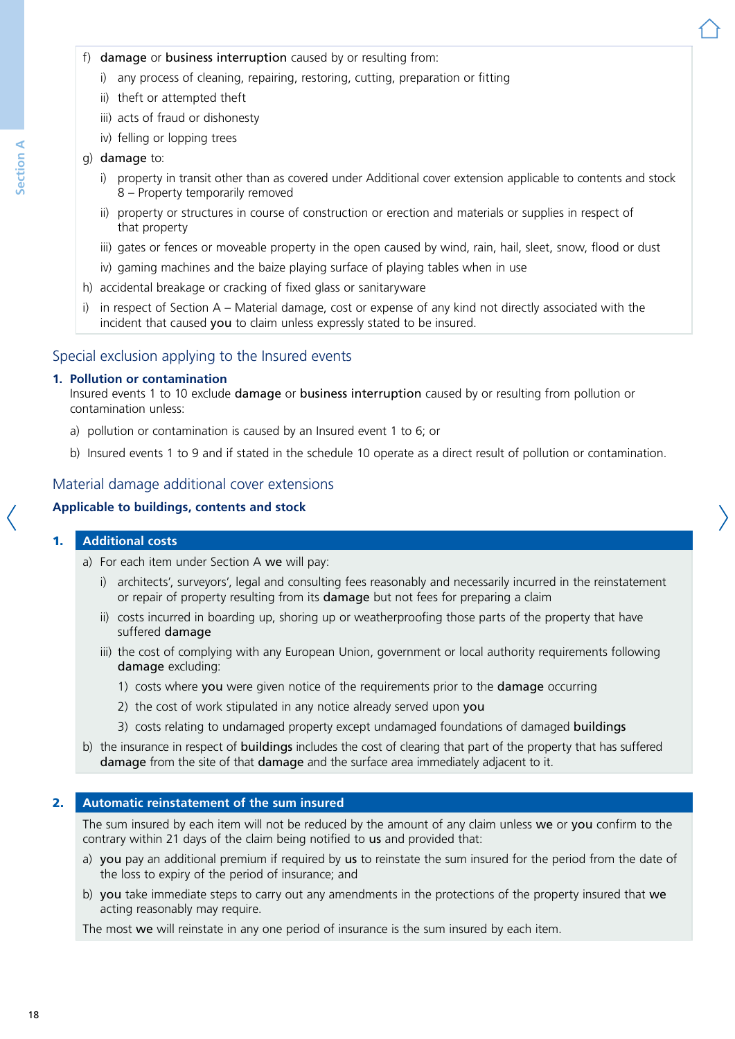f) **damage** or **business interruption** caused by or resulting from:

   i) any process of cleaning, repairing, restoring, cutting, preparation or fitting

   ii) theft or attempted theft

   iii) acts of fraud or dishonesty

   iv) felling or lopping trees

g) **damage** to:

   i) property in transit other than as covered under Additional cover extension applicable to contents and stock 8 – Property temporarily removed

   ii) property or structures in course of construction and erection and materials or supplies in respect of that property

   iii) gates or fences or moveable property in the open caused by wind, rain, hail, sleet, snow, flood or dust

   iv) gaming machines and the baize playing surface of playing tables when in use

h) accidental breakage or cracking of fixed glass or sanitaryware

i) in respect of Section A – Material damage, cost or expense of any kind not directly associated with the incident that caused **you** to claim unless expressly stated to be insured.

## Special exclusion applying to the Insured events

### 1. Pollution or contamination

Insured events 1 to 10 exclude **damage** or **business interruption** caused by or resulting from pollution or contamination unless:

a) pollution or contamination is caused by an Insured event 1 to 6; or

b) Insured events 1 to 9 and if stated in the schedule 10 operate as a direct result of pollution or contamination.

## Material damage additional cover extensions

### Applicable to buildings, contents and stock

### 1. Additional costs

a) For each item under Section A **we** will pay:

   i) architects', surveyors', legal and consulting fees reasonably and necessarily incurred in the reinstatement or repair of property resulting from its **damage** but not fees for preparing a claim

   ii) costs incurred in boarding up, shoring up or weatherproofing those parts of the property that have suffered **damage**

   iii) the cost of complying with any European Union, government or local authority requirements following **damage** excluding:

      1) costs where **you** were given notice of the requirements prior to the **damage** occurring

      2) the cost of work stipulated in any notice already served upon **you**

      3) costs relating to undamaged property except undamaged foundations of damaged **buildings**

b) the insurance in respect of **buildings** includes the cost of clearing that part of the property that has suffered **damage** from the site of that **damage** and the surface area immediately adjacent to it.

### 2. Automatic reinstatement of the sum insured

The sum insured by each item will not be reduced by the amount of any claim unless **we** or **you** confirm to the contrary within 21 days of the claim being notified to **us** and provided that:

a) **you** pay an additional premium if required by **us** to reinstate the sum insured for the period from the date of the loss to expiry of the period of insurance; and

b) **you** take immediate steps to carry out any amendments in the protections of the property insured that **we** acting reasonably may require.

The most **we** will reinstate in any one period of insurance is the sum insured by each item.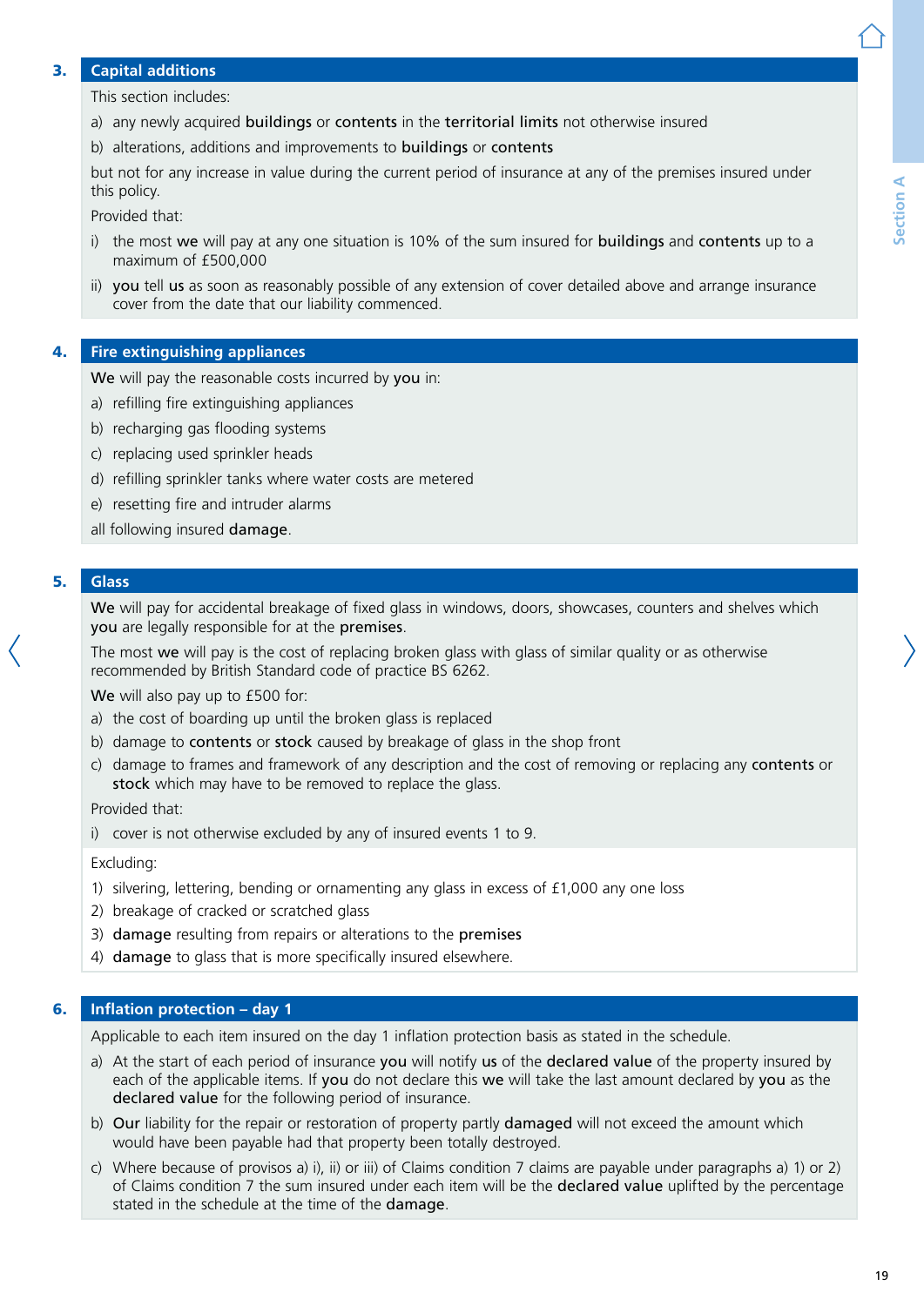## 3. Capital additions

This section includes:

a) any newly acquired **buildings** or **contents** in the **territorial limits** not otherwise insured

b) alterations, additions and improvements to **buildings** or **contents**

but not for any increase in value during the current period of insurance at any of the premises insured under this policy.

Provided that:

i) the most **we** will pay at any one situation is 10% of the sum insured for **buildings** and **contents** up to a maximum of £500,000

ii) **you** tell **us** as soon as reasonably possible of any extension of cover detailed above and arrange insurance cover from the date that our liability commenced.

## 4. Fire extinguishing appliances

**We** will pay the reasonable costs incurred by **you** in:

a) refilling fire extinguishing appliances

b) recharging gas flooding systems

c) replacing used sprinkler heads

d) refilling sprinkler tanks where water costs are metered

e) resetting fire and intruder alarms

all following insured **damage**.

## 5. Glass

**We** will pay for accidental breakage of fixed glass in windows, doors, showcases, counters and shelves which **you** are legally responsible for at the **premises**.

The most **we** will pay is the cost of replacing broken glass with glass of similar quality or as otherwise recommended by British Standard code of practice BS 6262.

**We** will also pay up to £500 for:

a) the cost of boarding up until the broken glass is replaced

b) damage to **contents** or **stock** caused by breakage of glass in the shop front

c) damage to frames and framework of any description and the cost of removing or replacing any **contents** or **stock** which may have to be removed to replace the glass.

Provided that:

i) cover is not otherwise excluded by any of insured events 1 to 9.

Excluding:

1) silvering, lettering, bending or ornamenting any glass in excess of £1,000 any one loss

2) breakage of cracked or scratched glass

3) **damage** resulting from repairs or alterations to the **premises**

4) **damage** to glass that is more specifically insured elsewhere.

## 6. Inflation protection – day 1

Applicable to each item insured on the day 1 inflation protection basis as stated in the schedule.

a) At the start of each period of insurance **you** will notify **us** of the **declared value** of the property insured by each of the applicable items. If **you** do not declare this **we** will take the last amount declared by **you** as the **declared value** for the following period of insurance.

b) **Our** liability for the repair or restoration of property partly **damaged** will not exceed the amount which would have been payable had that property been totally destroyed.

c) Where because of provisos a) i), ii) or iii) of Claims condition 7 claims are payable under paragraphs a) 1) or 2) of Claims condition 7 the sum insured under each item will be the **declared value** uplifted by the percentage stated in the schedule at the time of the **damage**.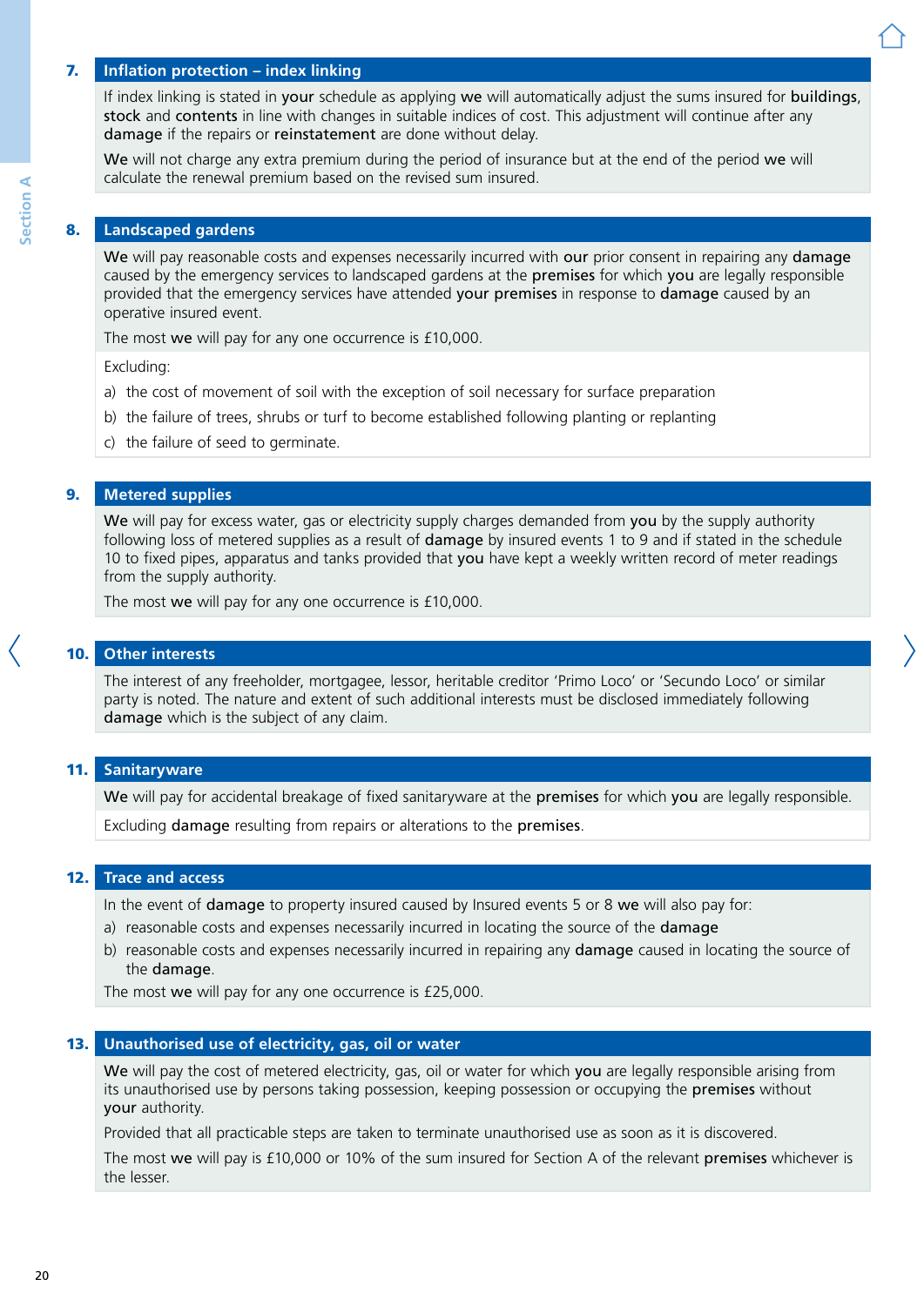## 7. Inflation protection – index linking

If index linking is stated in **your** schedule as applying **we** will automatically adjust the sums insured for **buildings**, **stock** and **contents** in line with changes in suitable indices of cost. This adjustment will continue after any **damage** if the repairs or **reinstatement** are done without delay.

**We** will not charge any extra premium during the period of insurance but at the end of the period **we** will calculate the renewal premium based on the revised sum insured.

## 8. Landscaped gardens

**We** will pay reasonable costs and expenses necessarily incurred with **our** prior consent in repairing any **damage** caused by the emergency services to landscaped gardens at the **premises** for which **you** are legally responsible provided that the emergency services have attended **your premises** in response to **damage** caused by an operative insured event.

The most **we** will pay for any one occurrence is £10,000.

Excluding:

a) the cost of movement of soil with the exception of soil necessary for surface preparation

b) the failure of trees, shrubs or turf to become established following planting or replanting

c) the failure of seed to germinate.

## 9. Metered supplies

**We** will pay for excess water, gas or electricity supply charges demanded from **you** by the supply authority following loss of metered supplies as a result of **damage** by insured events 1 to 9 and if stated in the schedule 10 to fixed pipes, apparatus and tanks provided that **you** have kept a weekly written record of meter readings from the supply authority.

The most **we** will pay for any one occurrence is £10,000.

## 10. Other interests

The interest of any freeholder, mortgagee, lessor, heritable creditor 'Primo Loco' or 'Secundo Loco' or similar party is noted. The nature and extent of such additional interests must be disclosed immediately following **damage** which is the subject of any claim.

## 11. Sanitaryware

**We** will pay for accidental breakage of fixed sanitaryware at the **premises** for which **you** are legally responsible.

Excluding **damage** resulting from repairs or alterations to the **premises**.

## 12. Trace and access

In the event of **damage** to property insured caused by Insured events 5 or 8 **we** will also pay for:

a) reasonable costs and expenses necessarily incurred in locating the source of the **damage**

b) reasonable costs and expenses necessarily incurred in repairing any **damage** caused in locating the source of the **damage**.

The most **we** will pay for any one occurrence is £25,000.

## 13. Unauthorised use of electricity, gas, oil or water

**We** will pay the cost of metered electricity, gas, oil or water for which **you** are legally responsible arising from its unauthorised use by persons taking possession, keeping possession or occupying the **premises** without **your** authority.

Provided that all practicable steps are taken to terminate unauthorised use as soon as it is discovered.

The most **we** will pay is £10,000 or 10% of the sum insured for Section A of the relevant **premises** whichever is the lesser.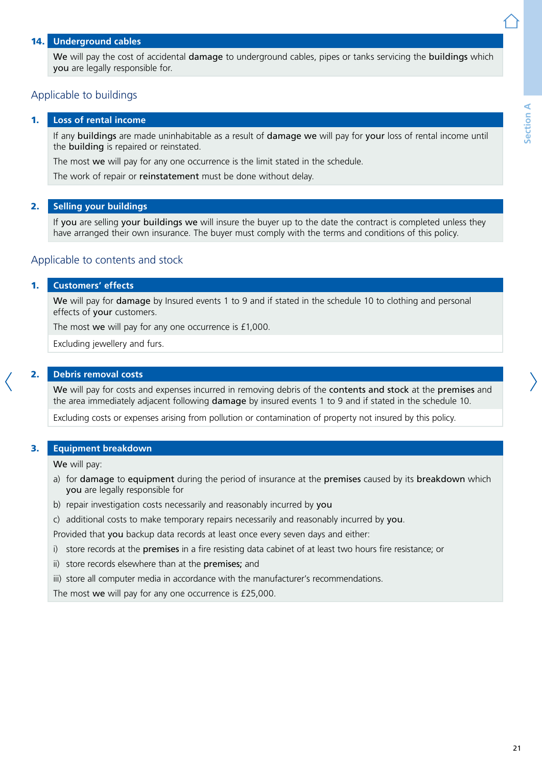### 14. Underground cables

**We** will pay the cost of accidental **damage** to underground cables, pipes or tanks servicing the **buildings** which **you** are legally responsible for.

## Applicable to buildings

### 1. Loss of rental income

If any **buildings** are made uninhabitable as a result of **damage we** will pay for **your** loss of rental income until the **building** is repaired or reinstated.

The most **we** will pay for any one occurrence is the limit stated in the schedule.

The work of repair or **reinstatement** must be done without delay.

### 2. Selling your buildings

If **you** are selling **your buildings we** will insure the buyer up to the date the contract is completed unless they have arranged their own insurance. The buyer must comply with the terms and conditions of this policy.

## Applicable to contents and stock

### 1. Customers' effects

**We** will pay for **damage** by Insured events 1 to 9 and if stated in the schedule 10 to clothing and personal effects of **your** customers.

The most **we** will pay for any one occurrence is £1,000.

Excluding jewellery and furs.

### 2. Debris removal costs

**We** will pay for costs and expenses incurred in removing debris of the **contents and stock** at the **premises** and the area immediately adjacent following **damage** by insured events 1 to 9 and if stated in the schedule 10.

Excluding costs or expenses arising from pollution or contamination of property not insured by this policy.

### 3. Equipment breakdown

**We** will pay:

a) for **damage** to **equipment** during the period of insurance at the **premises** caused by its **breakdown** which **you** are legally responsible for

b) repair investigation costs necessarily and reasonably incurred by **you**

c) additional costs to make temporary repairs necessarily and reasonably incurred by **you**.

Provided that **you** backup data records at least once every seven days and either:

i) store records at the **premises** in a fire resisting data cabinet of at least two hours fire resistance; or

ii) store records elsewhere than at the **premises;** and

iii) store all computer media in accordance with the manufacturer's recommendations.

The most **we** will pay for any one occurrence is £25,000.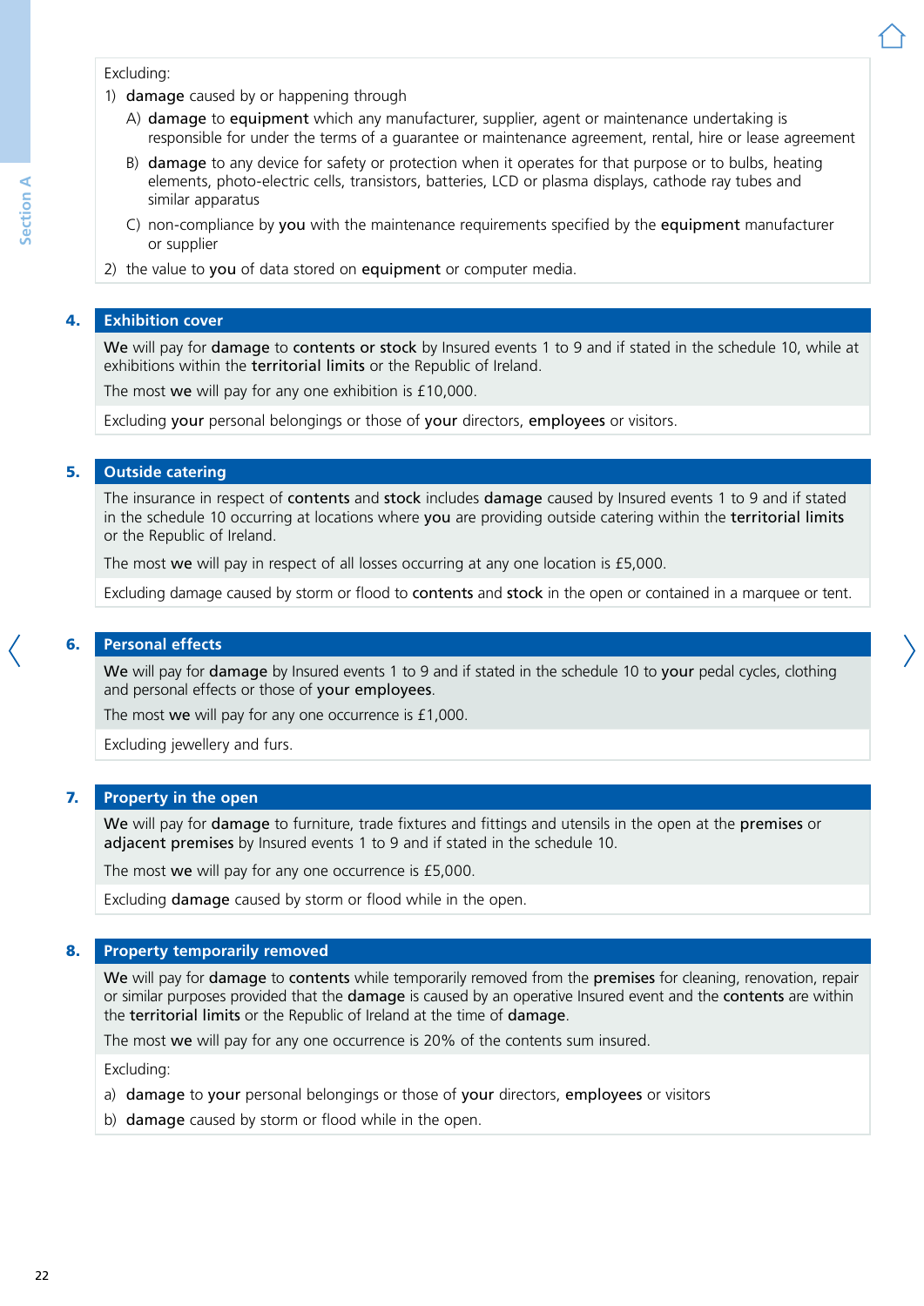Excluding:

1) **damage** caused by or happening through
   A) **damage** to **equipment** which any manufacturer, supplier, agent or maintenance undertaking is responsible for under the terms of a guarantee or maintenance agreement, rental, hire or lease agreement
   B) **damage** to any device for safety or protection when it operates for that purpose or to bulbs, heating elements, photo-electric cells, transistors, batteries, LCD or plasma displays, cathode ray tubes and similar apparatus
   C) non-compliance by **you** with the maintenance requirements specified by the **equipment** manufacturer or supplier
2) the value to **you** of data stored on **equipment** or computer media.

## 4. Exhibition cover

**We** will pay for **damage** to **contents or stock** by Insured events 1 to 9 and if stated in the schedule 10, while at exhibitions within the **territorial limits** or the Republic of Ireland.

The most **we** will pay for any one exhibition is £10,000.

Excluding **your** personal belongings or those of **your** directors, **employees** or visitors.

## 5. Outside catering

The insurance in respect of **contents** and **stock** includes **damage** caused by Insured events 1 to 9 and if stated in the schedule 10 occurring at locations where **you** are providing outside catering within the **territorial limits** or the Republic of Ireland.

The most **we** will pay in respect of all losses occurring at any one location is £5,000.

Excluding damage caused by storm or flood to **contents** and **stock** in the open or contained in a marquee or tent.

## 6. Personal effects

**We** will pay for **damage** by Insured events 1 to 9 and if stated in the schedule 10 to **your** pedal cycles, clothing and personal effects or those of **your employees**.

The most **we** will pay for any one occurrence is £1,000.

Excluding jewellery and furs.

## 7. Property in the open

**We** will pay for **damage** to furniture, trade fixtures and fittings and utensils in the open at the **premises** or **adjacent premises** by Insured events 1 to 9 and if stated in the schedule 10.

The most **we** will pay for any one occurrence is £5,000.

Excluding **damage** caused by storm or flood while in the open.

## 8. Property temporarily removed

**We** will pay for **damage** to **contents** while temporarily removed from the **premises** for cleaning, renovation, repair or similar purposes provided that the **damage** is caused by an operative Insured event and the **contents** are within the **territorial limits** or the Republic of Ireland at the time of **damage**.

The most **we** will pay for any one occurrence is 20% of the contents sum insured.

Excluding:

a) **damage** to **your** personal belongings or those of **your** directors, **employees** or visitors
b) **damage** caused by storm or flood while in the open.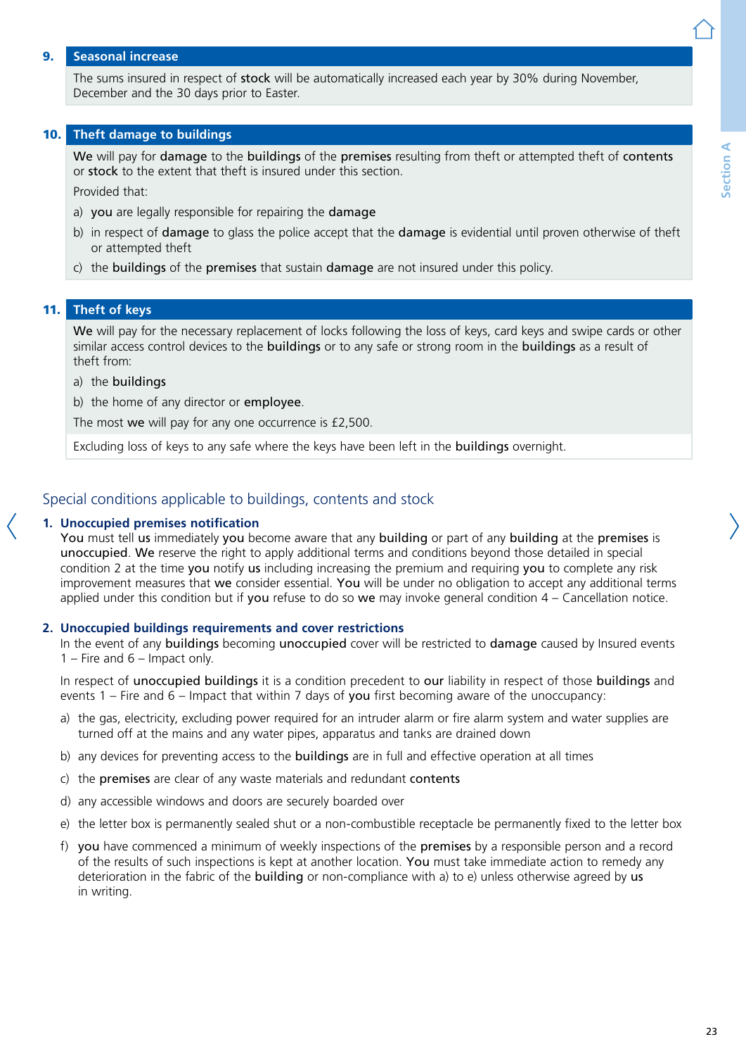### 9. Seasonal increase

The sums insured in respect of **stock** will be automatically increased each year by 30% during November, December and the 30 days prior to Easter.

### 10. Theft damage to buildings

**We** will pay for **damage** to the **buildings** of the **premises** resulting from theft or attempted theft of **contents** or **stock** to the extent that theft is insured under this section.

Provided that:

a) **you** are legally responsible for repairing the **damage**

b) in respect of **damage** to glass the police accept that the **damage** is evidential until proven otherwise of theft or attempted theft

c) the **buildings** of the **premises** that sustain **damage** are not insured under this policy.

### 11. Theft of keys

**We** will pay for the necessary replacement of locks following the loss of keys, card keys and swipe cards or other similar access control devices to the **buildings** or to any safe or strong room in the **buildings** as a result of theft from:

a) the **buildings**

b) the home of any director or **employee**.

The most **we** will pay for any one occurrence is £2,500.

Excluding loss of keys to any safe where the keys have been left in the **buildings** overnight.

## Special conditions applicable to buildings, contents and stock

### 1. Unoccupied premises notification

**You** must tell **us** immediately **you** become aware that any **building** or part of any **building** at the **premises** is **unoccupied**. **We** reserve the right to apply additional terms and conditions beyond those detailed in special condition 2 at the time **you** notify **us** including increasing the premium and requiring **you** to complete any risk improvement measures that **we** consider essential. **You** will be under no obligation to accept any additional terms applied under this condition but if **you** refuse to do so **we** may invoke general condition 4 – Cancellation notice.

### 2. Unoccupied buildings requirements and cover restrictions

In the event of any **buildings** becoming **unoccupied** cover will be restricted to **damage** caused by Insured events 1 – Fire and 6 – Impact only.

In respect of **unoccupied buildings** it is a condition precedent to **our** liability in respect of those **buildings** and events 1 – Fire and 6 – Impact that within 7 days of **you** first becoming aware of the unoccupancy:

a) the gas, electricity, excluding power required for an intruder alarm or fire alarm system and water supplies are turned off at the mains and any water pipes, apparatus and tanks are drained down

b) any devices for preventing access to the **buildings** are in full and effective operation at all times

c) the **premises** are clear of any waste materials and redundant **contents**

d) any accessible windows and doors are securely boarded over

e) the letter box is permanently sealed shut or a non-combustible receptacle be permanently fixed to the letter box

f) **you** have commenced a minimum of weekly inspections of the **premises** by a responsible person and a record of the results of such inspections is kept at another location. **You** must take immediate action to remedy any deterioration in the fabric of the **building** or non-compliance with a) to e) unless otherwise agreed by **us** in writing.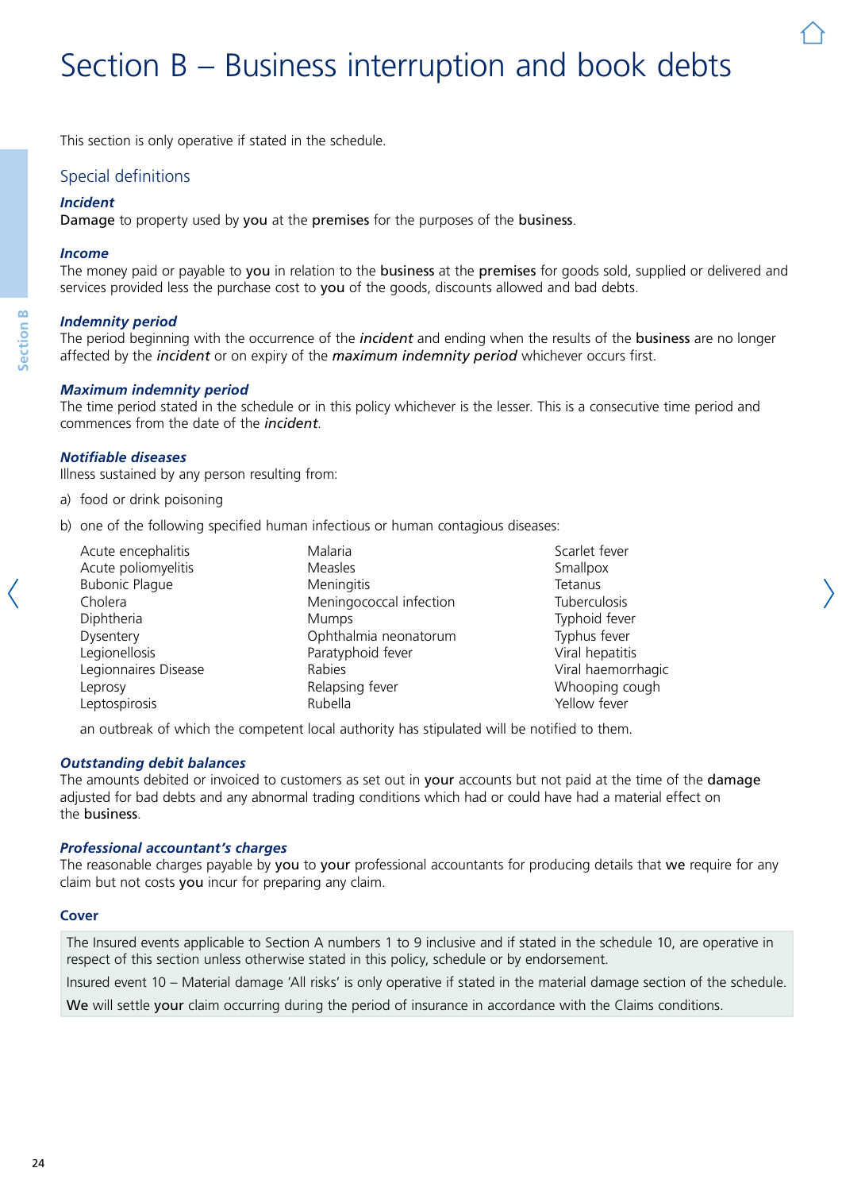# Section B – Business interruption and book debts

This section is only operative if stated in the schedule.

## Special definitions

***Incident***
**Damage** to property used by **you** at the **premises** for the purposes of the **business**.

***Income***
The money paid or payable to **you** in relation to the **business** at the **premises** for goods sold, supplied or delivered and services provided less the purchase cost to **you** of the goods, discounts allowed and bad debts.

***Indemnity period***
The period beginning with the occurrence of the ***incident*** and ending when the results of the **business** are no longer affected by the ***incident*** or on expiry of the ***maximum indemnity period*** whichever occurs first.

***Maximum indemnity period***
The time period stated in the schedule or in this policy whichever is the lesser. This is a consecutive time period and commences from the date of the ***incident***.

***Notifiable diseases***
Illness sustained by any person resulting from:

a) food or drink poisoning

b) one of the following specified human infectious or human contagious diseases:

Acute encephalitis
Acute poliomyelitis
Bubonic Plague
Cholera
Diphtheria
Dysentery
Legionellosis
Legionnaires Disease
Leprosy
Leptospirosis
Malaria
Measles
Meningitis
Meningococcal infection
Mumps
Ophthalmia neonatorum
Paratyphoid fever
Rabies
Relapsing fever
Rubella
Scarlet fever
Smallpox
Tetanus
Tuberculosis
Typhoid fever
Typhus fever
Viral hepatitis
Viral haemorrhagic
Whooping cough
Yellow fever

an outbreak of which the competent local authority has stipulated will be notified to them.

***Outstanding debit balances***
The amounts debited or invoiced to customers as set out in **your** accounts but not paid at the time of the **damage** adjusted for bad debts and any abnormal trading conditions which had or could have had a material effect on the **business**.

***Professional accountant's charges***
The reasonable charges payable by **you** to **your** professional accountants for producing details that **we** require for any claim but not costs **you** incur for preparing any claim.

### Cover

The Insured events applicable to Section A numbers 1 to 9 inclusive and if stated in the schedule 10, are operative in respect of this section unless otherwise stated in this policy, schedule or by endorsement.

Insured event 10 – Material damage 'All risks' is only operative if stated in the material damage section of the schedule.

**We** will settle **your** claim occurring during the period of insurance in accordance with the Claims conditions.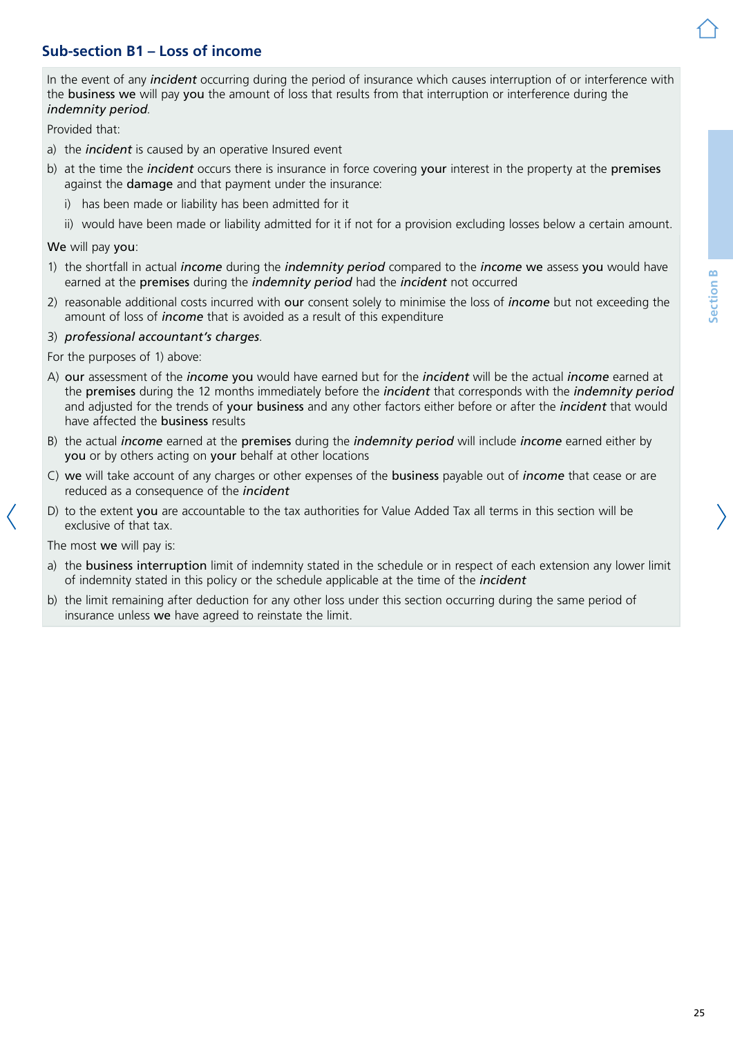## Sub-section B1 – Loss of income

In the event of any ***incident*** occurring during the period of insurance which causes interruption of or interference with the **business we** will pay **you** the amount of loss that results from that interruption or interference during the ***indemnity period***.

Provided that:

a) the ***incident*** is caused by an operative Insured event

b) at the time the ***incident*** occurs there is insurance in force covering **your** interest in the property at the **premises** against the **damage** and that payment under the insurance:

   i) has been made or liability has been admitted for it

   ii) would have been made or liability admitted for it if not for a provision excluding losses below a certain amount.

**We** will pay **you**:

1) the shortfall in actual ***income*** during the ***indemnity period*** compared to the ***income*** **we** assess **you** would have earned at the **premises** during the ***indemnity period*** had the ***incident*** not occurred

2) reasonable additional costs incurred with **our** consent solely to minimise the loss of ***income*** but not exceeding the amount of loss of ***income*** that is avoided as a result of this expenditure

3) ***professional accountant's charges***.

For the purposes of 1) above:

A) **our** assessment of the ***income*** **you** would have earned but for the ***incident*** will be the actual ***income*** earned at the **premises** during the 12 months immediately before the ***incident*** that corresponds with the ***indemnity period*** and adjusted for the trends of **your business** and any other factors either before or after the ***incident*** that would have affected the **business** results

B) the actual ***income*** earned at the **premises** during the ***indemnity period*** will include ***income*** earned either by **you** or by others acting on **your** behalf at other locations

C) **we** will take account of any charges or other expenses of the **business** payable out of ***income*** that cease or are reduced as a consequence of the ***incident***

D) to the extent **you** are accountable to the tax authorities for Value Added Tax all terms in this section will be exclusive of that tax.

The most **we** will pay is:

a) the **business interruption** limit of indemnity stated in the schedule or in respect of each extension any lower limit of indemnity stated in this policy or the schedule applicable at the time of the ***incident***

b) the limit remaining after deduction for any other loss under this section occurring during the same period of insurance unless **we** have agreed to reinstate the limit.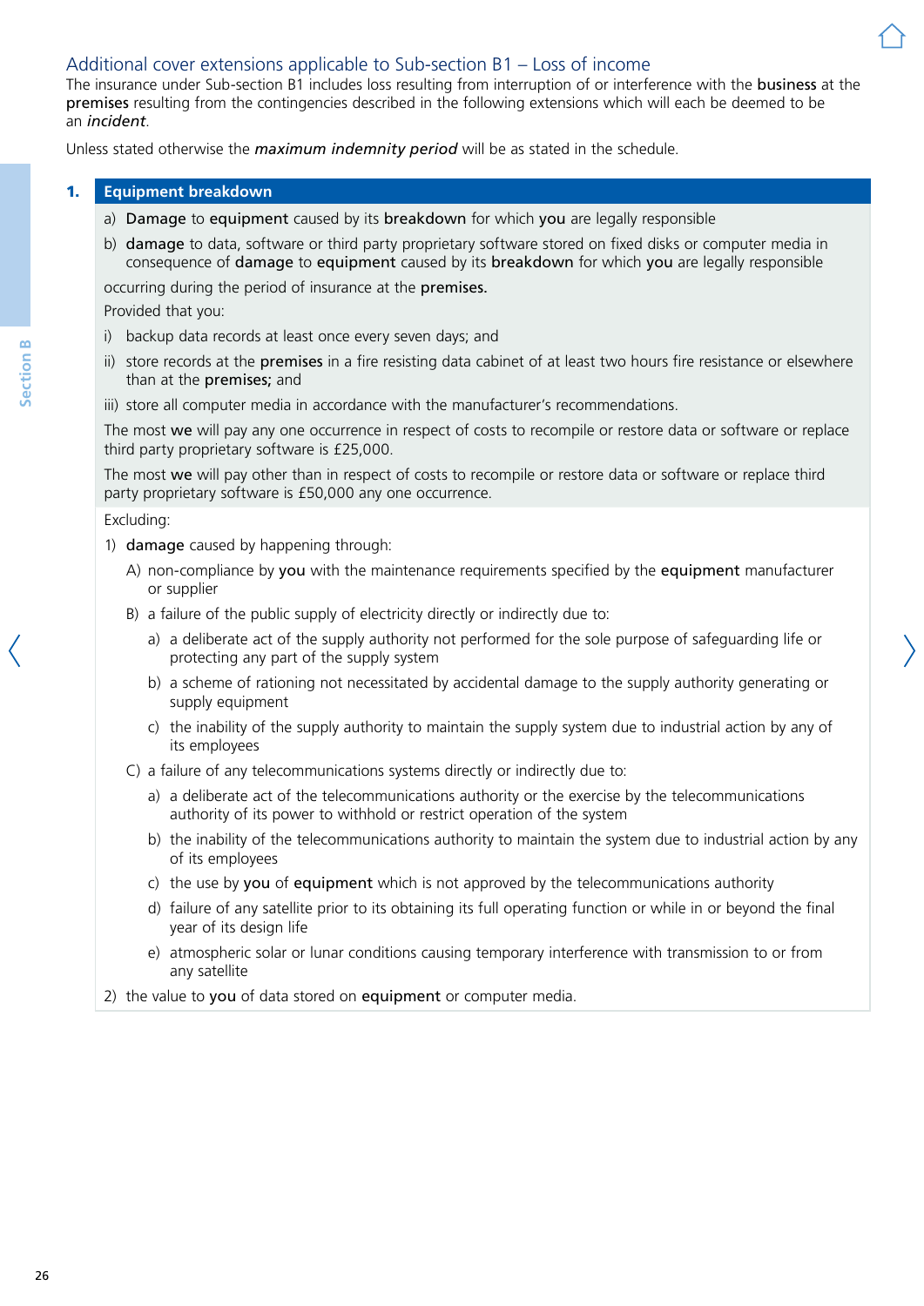## Additional cover extensions applicable to Sub-section B1 – Loss of income

The insurance under Sub-section B1 includes loss resulting from interruption of or interference with the **business** at the **premises** resulting from the contingencies described in the following extensions which will each be deemed to be an ***incident***.

Unless stated otherwise the ***maximum indemnity period*** will be as stated in the schedule.

### 1. Equipment breakdown

a) **Damage** to **equipment** caused by its **breakdown** for which **you** are legally responsible

b) **damage** to data, software or third party proprietary software stored on fixed disks or computer media in consequence of **damage** to **equipment** caused by its **breakdown** for which **you** are legally responsible

occurring during the period of insurance at the **premises.**

Provided that you:

i) backup data records at least once every seven days; and

ii) store records at the **premises** in a fire resisting data cabinet of at least two hours fire resistance or elsewhere than at the **premises;** and

iii) store all computer media in accordance with the manufacturer's recommendations.

The most **we** will pay any one occurrence in respect of costs to recompile or restore data or software or replace third party proprietary software is £25,000.

The most **we** will pay other than in respect of costs to recompile or restore data or software or replace third party proprietary software is £50,000 any one occurrence.

Excluding:

1) **damage** caused by happening through:

   A) non-compliance by **you** with the maintenance requirements specified by the **equipment** manufacturer or supplier

   B) a failure of the public supply of electricity directly or indirectly due to:

      a) a deliberate act of the supply authority not performed for the sole purpose of safeguarding life or protecting any part of the supply system

      b) a scheme of rationing not necessitated by accidental damage to the supply authority generating or supply equipment

      c) the inability of the supply authority to maintain the supply system due to industrial action by any of its employees

   C) a failure of any telecommunications systems directly or indirectly due to:

      a) a deliberate act of the telecommunications authority or the exercise by the telecommunications authority of its power to withhold or restrict operation of the system

      b) the inability of the telecommunications authority to maintain the system due to industrial action by any of its employees

      c) the use by **you** of **equipment** which is not approved by the telecommunications authority

      d) failure of any satellite prior to its obtaining its full operating function or while in or beyond the final year of its design life

      e) atmospheric solar or lunar conditions causing temporary interference with transmission to or from any satellite

2) the value to **you** of data stored on **equipment** or computer media.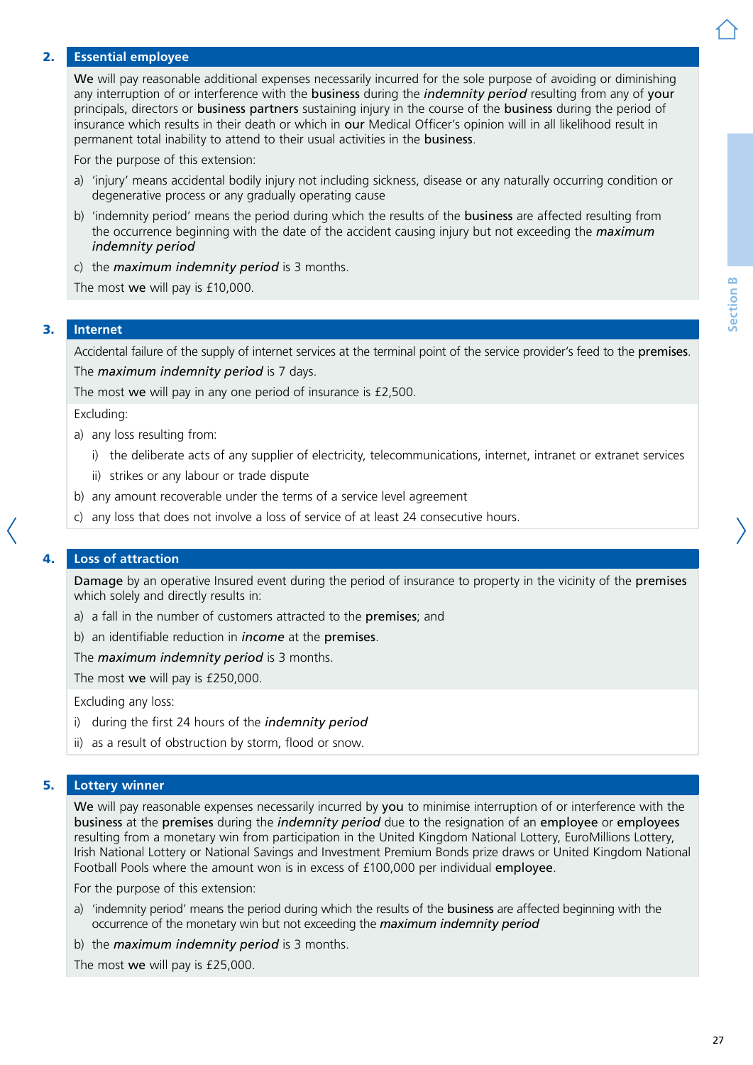## 2. Essential employee

**We** will pay reasonable additional expenses necessarily incurred for the sole purpose of avoiding or diminishing any interruption of or interference with the **business** during the ***indemnity period*** resulting from any of **your** principals, directors or **business partners** sustaining injury in the course of the **business** during the period of insurance which results in their death or which in **our** Medical Officer's opinion will in all likelihood result in permanent total inability to attend to their usual activities in the **business**.

For the purpose of this extension:

a) 'injury' means accidental bodily injury not including sickness, disease or any naturally occurring condition or degenerative process or any gradually operating cause

b) 'indemnity period' means the period during which the results of the **business** are affected resulting from the occurrence beginning with the date of the accident causing injury but not exceeding the ***maximum indemnity period***

c) the ***maximum indemnity period*** is 3 months.

The most **we** will pay is £10,000.

## 3. Internet

Accidental failure of the supply of internet services at the terminal point of the service provider's feed to the **premises**.

The ***maximum indemnity period*** is 7 days.

The most **we** will pay in any one period of insurance is £2,500.

Excluding:

a) any loss resulting from:

   i) the deliberate acts of any supplier of electricity, telecommunications, internet, intranet or extranet services

   ii) strikes or any labour or trade dispute

b) any amount recoverable under the terms of a service level agreement

c) any loss that does not involve a loss of service of at least 24 consecutive hours.

## 4. Loss of attraction

**Damage** by an operative Insured event during the period of insurance to property in the vicinity of the **premises** which solely and directly results in:

a) a fall in the number of customers attracted to the **premises**; and

b) an identifiable reduction in ***income*** at the **premises**.

The ***maximum indemnity period*** is 3 months.

The most **we** will pay is £250,000.

Excluding any loss:

i) during the first 24 hours of the ***indemnity period***

ii) as a result of obstruction by storm, flood or snow.

## 5. Lottery winner

**We** will pay reasonable expenses necessarily incurred by **you** to minimise interruption of or interference with the **business** at the **premises** during the ***indemnity period*** due to the resignation of an **employee** or **employees** resulting from a monetary win from participation in the United Kingdom National Lottery, EuroMillions Lottery, Irish National Lottery or National Savings and Investment Premium Bonds prize draws or United Kingdom National Football Pools where the amount won is in excess of £100,000 per individual **employee**.

For the purpose of this extension:

a) 'indemnity period' means the period during which the results of the **business** are affected beginning with the occurrence of the monetary win but not exceeding the ***maximum indemnity period***

b) the ***maximum indemnity period*** is 3 months.

The most **we** will pay is £25,000.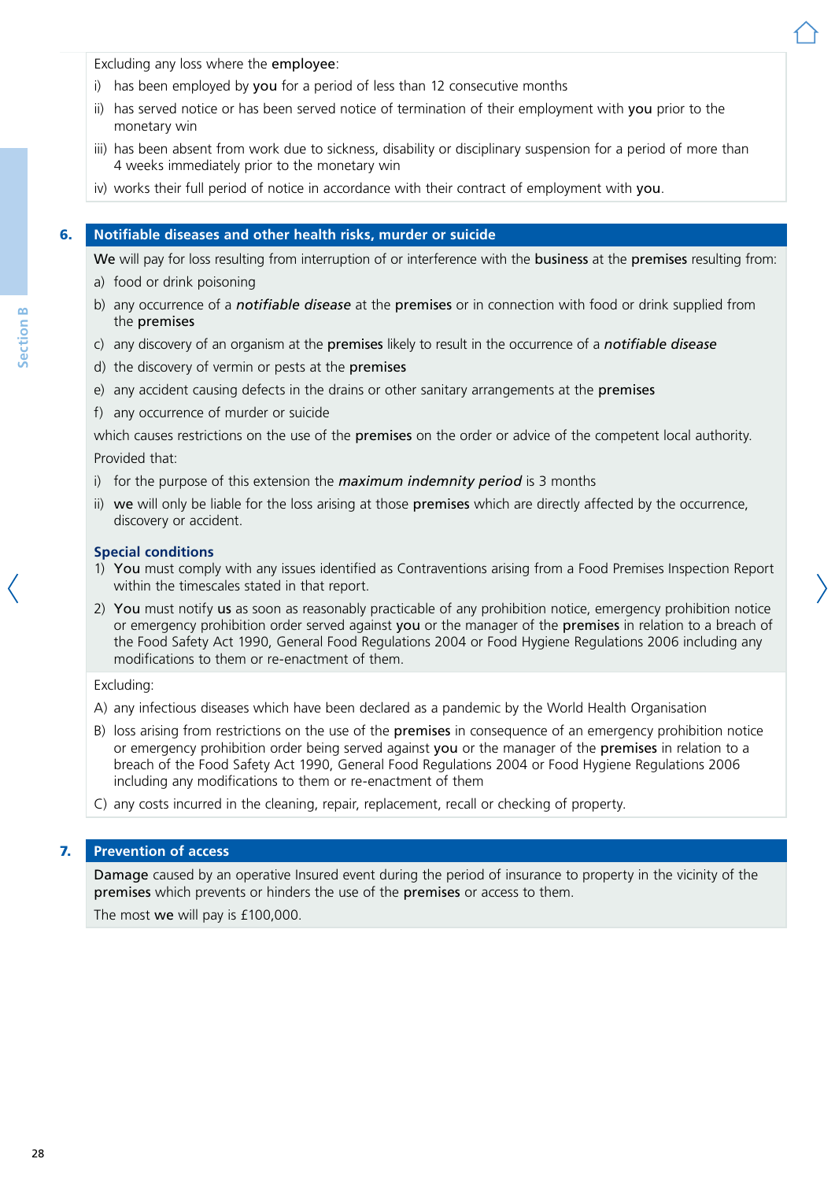Excluding any loss where the **employee**:

i) has been employed by **you** for a period of less than 12 consecutive months

ii) has served notice or has been served notice of termination of their employment with **you** prior to the monetary win

iii) has been absent from work due to sickness, disability or disciplinary suspension for a period of more than 4 weeks immediately prior to the monetary win

iv) works their full period of notice in accordance with their contract of employment with **you**.

## 6. Notifiable diseases and other health risks, murder or suicide

**We** will pay for loss resulting from interruption of or interference with the **business** at the **premises** resulting from:

a) food or drink poisoning

b) any occurrence of a ***notifiable disease*** at the **premises** or in connection with food or drink supplied from the **premises**

c) any discovery of an organism at the **premises** likely to result in the occurrence of a ***notifiable disease***

d) the discovery of vermin or pests at the **premises**

e) any accident causing defects in the drains or other sanitary arrangements at the **premises**

f) any occurrence of murder or suicide

which causes restrictions on the use of the **premises** on the order or advice of the competent local authority.

Provided that:

i) for the purpose of this extension the ***maximum indemnity period*** is 3 months

ii) **we** will only be liable for the loss arising at those **premises** which are directly affected by the occurrence, discovery or accident.

### Special conditions

1) **You** must comply with any issues identified as Contraventions arising from a Food Premises Inspection Report within the timescales stated in that report.

2) **You** must notify **us** as soon as reasonably practicable of any prohibition notice, emergency prohibition notice or emergency prohibition order served against **you** or the manager of the **premises** in relation to a breach of the Food Safety Act 1990, General Food Regulations 2004 or Food Hygiene Regulations 2006 including any modifications to them or re-enactment of them.

Excluding:

A) any infectious diseases which have been declared as a pandemic by the World Health Organisation

B) loss arising from restrictions on the use of the **premises** in consequence of an emergency prohibition notice or emergency prohibition order being served against **you** or the manager of the **premises** in relation to a breach of the Food Safety Act 1990, General Food Regulations 2004 or Food Hygiene Regulations 2006 including any modifications to them or re-enactment of them

C) any costs incurred in the cleaning, repair, replacement, recall or checking of property.

## 7. Prevention of access

**Damage** caused by an operative Insured event during the period of insurance to property in the vicinity of the **premises** which prevents or hinders the use of the **premises** or access to them.

The most **we** will pay is £100,000.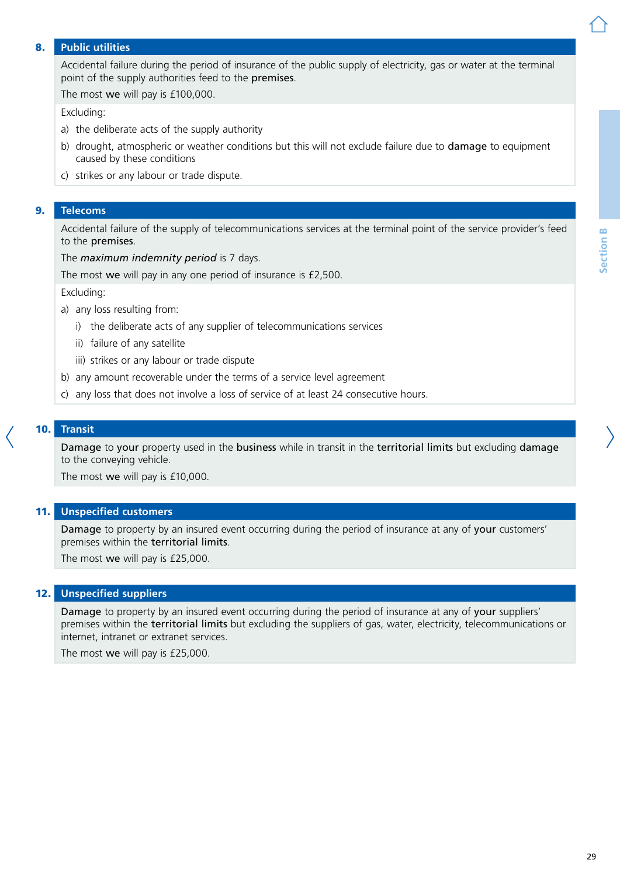## 8. Public utilities

Accidental failure during the period of insurance of the public supply of electricity, gas or water at the terminal point of the supply authorities feed to the **premises**.

The most **we** will pay is £100,000.

Excluding:

a) the deliberate acts of the supply authority

b) drought, atmospheric or weather conditions but this will not exclude failure due to **damage** to equipment caused by these conditions

c) strikes or any labour or trade dispute.

## 9. Telecoms

Accidental failure of the supply of telecommunications services at the terminal point of the service provider's feed to the **premises**.

The ***maximum indemnity period*** is 7 days.

The most **we** will pay in any one period of insurance is £2,500.

Excluding:

a) any loss resulting from:

   i) the deliberate acts of any supplier of telecommunications services

   ii) failure of any satellite

   iii) strikes or any labour or trade dispute

b) any amount recoverable under the terms of a service level agreement

c) any loss that does not involve a loss of service of at least 24 consecutive hours.

## 10. Transit

**Damage** to **your** property used in the **business** while in transit in the **territorial limits** but excluding **damage** to the conveying vehicle.

The most **we** will pay is £10,000.

## 11. Unspecified customers

**Damage** to property by an insured event occurring during the period of insurance at any of **your** customers' premises within the **territorial limits**.

The most **we** will pay is £25,000.

## 12. Unspecified suppliers

**Damage** to property by an insured event occurring during the period of insurance at any of **your** suppliers' premises within the **territorial limits** but excluding the suppliers of gas, water, electricity, telecommunications or internet, intranet or extranet services.

The most **we** will pay is £25,000.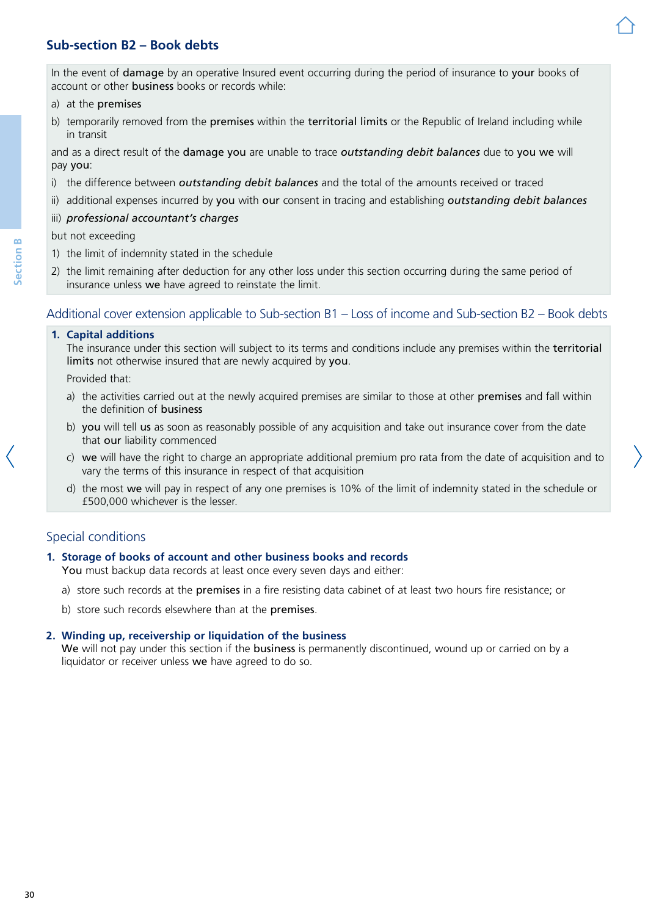## Sub-section B2 – Book debts

In the event of **damage** by an operative Insured event occurring during the period of insurance to **your** books of account or other **business** books or records while:

a) at the **premises**

b) temporarily removed from the **premises** within the **territorial limits** or the Republic of Ireland including while in transit

and as a direct result of the **damage you** are unable to trace ***outstanding debit balances*** due to **you we** will pay **you**:

i) the difference between ***outstanding debit balances*** and the total of the amounts received or traced

ii) additional expenses incurred by **you** with **our** consent in tracing and establishing ***outstanding debit balances***

iii) ***professional accountant's charges***

but not exceeding

1) the limit of indemnity stated in the schedule

2) the limit remaining after deduction for any other loss under this section occurring during the same period of insurance unless **we** have agreed to reinstate the limit.

## Additional cover extension applicable to Sub-section B1 – Loss of income and Sub-section B2 – Book debts

**1. Capital additions**

The insurance under this section will subject to its terms and conditions include any premises within the **territorial limits** not otherwise insured that are newly acquired by **you**.

Provided that:

a) the activities carried out at the newly acquired premises are similar to those at other **premises** and fall within the definition of **business**

b) **you** will tell **us** as soon as reasonably possible of any acquisition and take out insurance cover from the date that **our** liability commenced

c) **we** will have the right to charge an appropriate additional premium pro rata from the date of acquisition and to vary the terms of this insurance in respect of that acquisition

d) the most **we** will pay in respect of any one premises is 10% of the limit of indemnity stated in the schedule or £500,000 whichever is the lesser.

## Special conditions

**1. Storage of books of account and other business books and records**

**You** must backup data records at least once every seven days and either:

a) store such records at the **premises** in a fire resisting data cabinet of at least two hours fire resistance; or

b) store such records elsewhere than at the **premises**.

**2. Winding up, receivership or liquidation of the business**

**We** will not pay under this section if the **business** is permanently discontinued, wound up or carried on by a liquidator or receiver unless **we** have agreed to do so.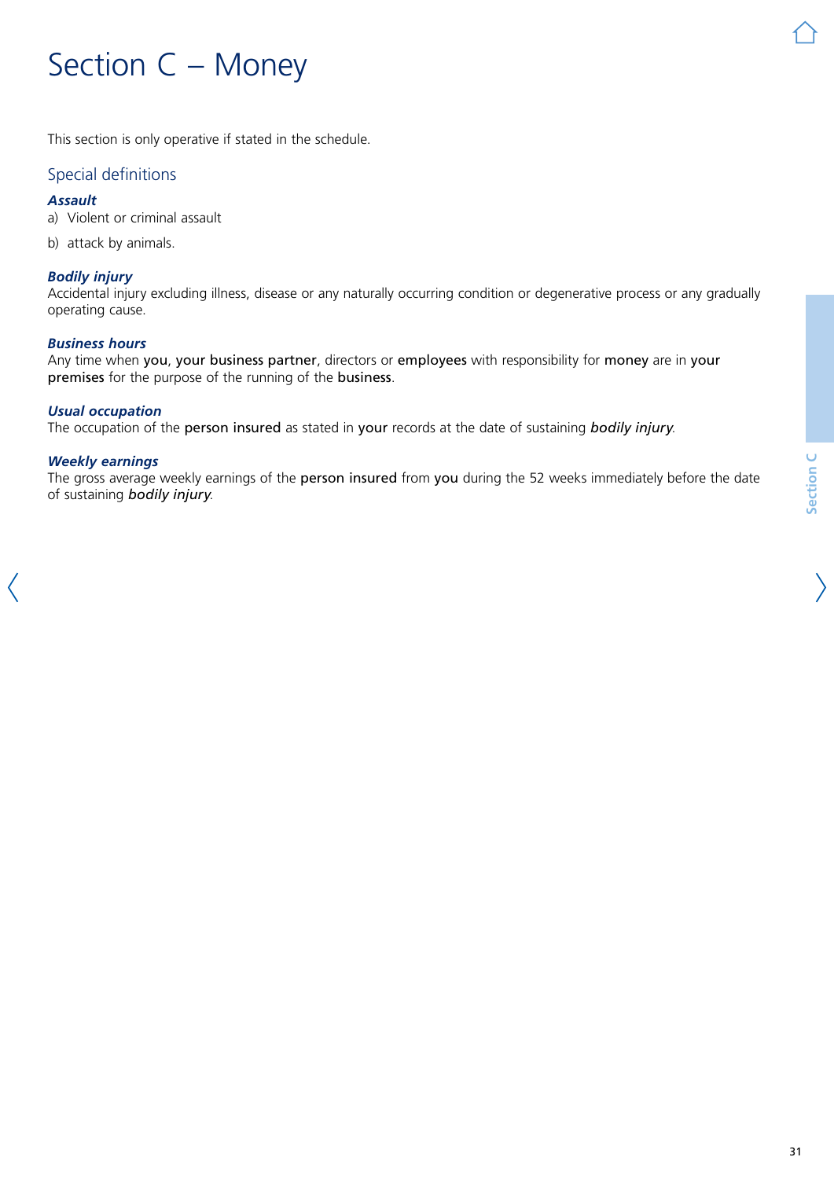# Section C – Money

This section is only operative if stated in the schedule.

## Special definitions

***Assault***

a) Violent or criminal assault

b) attack by animals.

***Bodily injury***

Accidental injury excluding illness, disease or any naturally occurring condition or degenerative process or any gradually operating cause.

***Business hours***

Any time when **you**, **your business partner**, directors or **employees** with responsibility for **money** are in **your premises** for the purpose of the running of the **business**.

***Usual occupation***

The occupation of the **person insured** as stated in **your** records at the date of sustaining ***bodily injury***.

***Weekly earnings***

The gross average weekly earnings of the **person insured** from **you** during the 52 weeks immediately before the date of sustaining ***bodily injury***.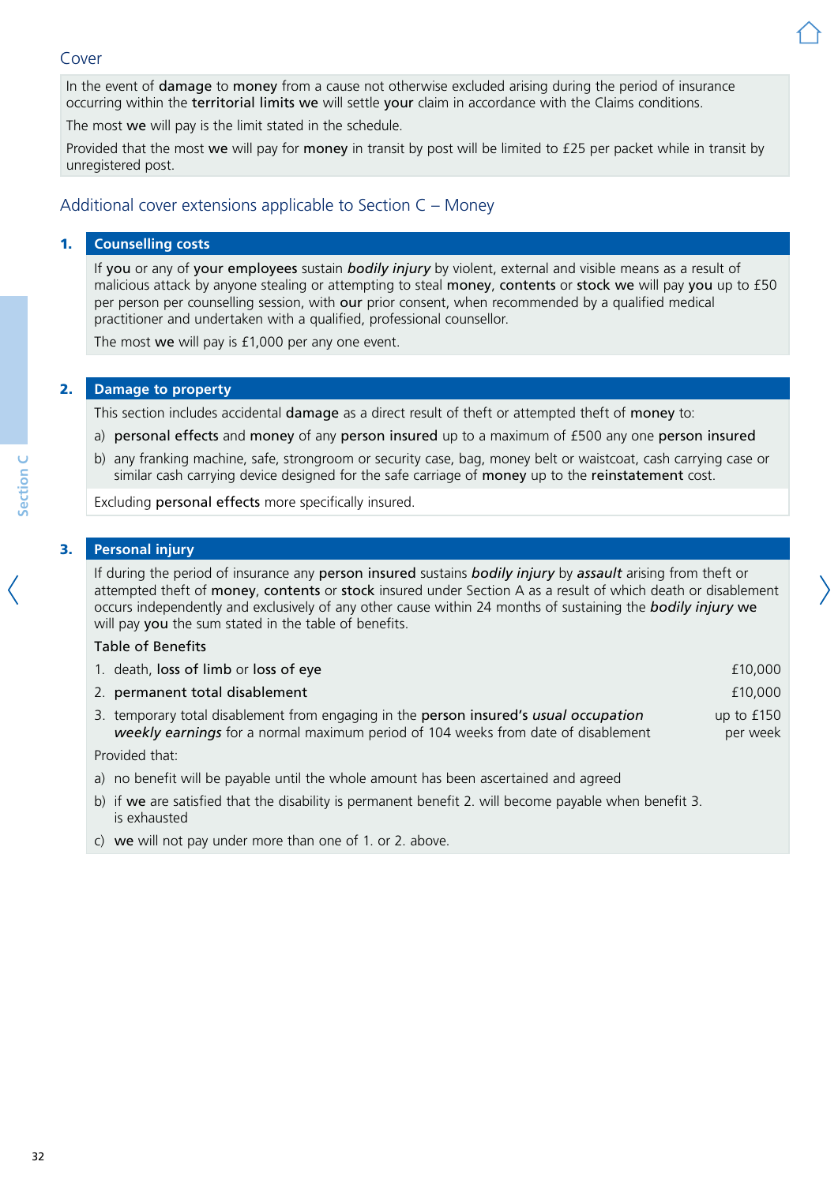## Cover

In the event of **damage** to **money** from a cause not otherwise excluded arising during the period of insurance occurring within the **territorial limits we** will settle **your** claim in accordance with the Claims conditions.

The most **we** will pay is the limit stated in the schedule.

Provided that the most **we** will pay for **money** in transit by post will be limited to £25 per packet while in transit by unregistered post.

## Additional cover extensions applicable to Section C – Money

### 1. Counselling costs

If **you** or any of **your employees** sustain ***bodily injury*** by violent, external and visible means as a result of malicious attack by anyone stealing or attempting to steal **money**, **contents** or **stock we** will pay **you** up to £50 per person per counselling session, with **our** prior consent, when recommended by a qualified medical practitioner and undertaken with a qualified, professional counsellor.

The most **we** will pay is £1,000 per any one event.

### 2. Damage to property

This section includes accidental **damage** as a direct result of theft or attempted theft of **money** to:

a) **personal effects** and **money** of any **person insured** up to a maximum of £500 any one **person insured**

b) any franking machine, safe, strongroom or security case, bag, money belt or waistcoat, cash carrying case or similar cash carrying device designed for the safe carriage of **money** up to the **reinstatement** cost.

Excluding **personal effects** more specifically insured.

### 3. Personal injury

If during the period of insurance any **person insured** sustains ***bodily injury*** by ***assault*** arising from theft or attempted theft of **money**, **contents** or **stock** insured under Section A as a result of which death or disablement occurs independently and exclusively of any other cause within 24 months of sustaining the ***bodily injury*** **we** will pay **you** the sum stated in the table of benefits.

Table of Benefits

| | |
|---|---|
| 1. death, **loss of limb** or **loss of eye** | £10,000 |
| 2. **permanent total disablement** | £10,000 |
| 3. temporary total disablement from engaging in the **person insured's** ***usual occupation weekly earnings*** for a normal maximum period of 104 weeks from date of disablement | up to £150 per week |

Provided that:

a) no benefit will be payable until the whole amount has been ascertained and agreed

b) if **we** are satisfied that the disability is permanent benefit 2. will become payable when benefit 3. is exhausted

c) **we** will not pay under more than one of 1. or 2. above.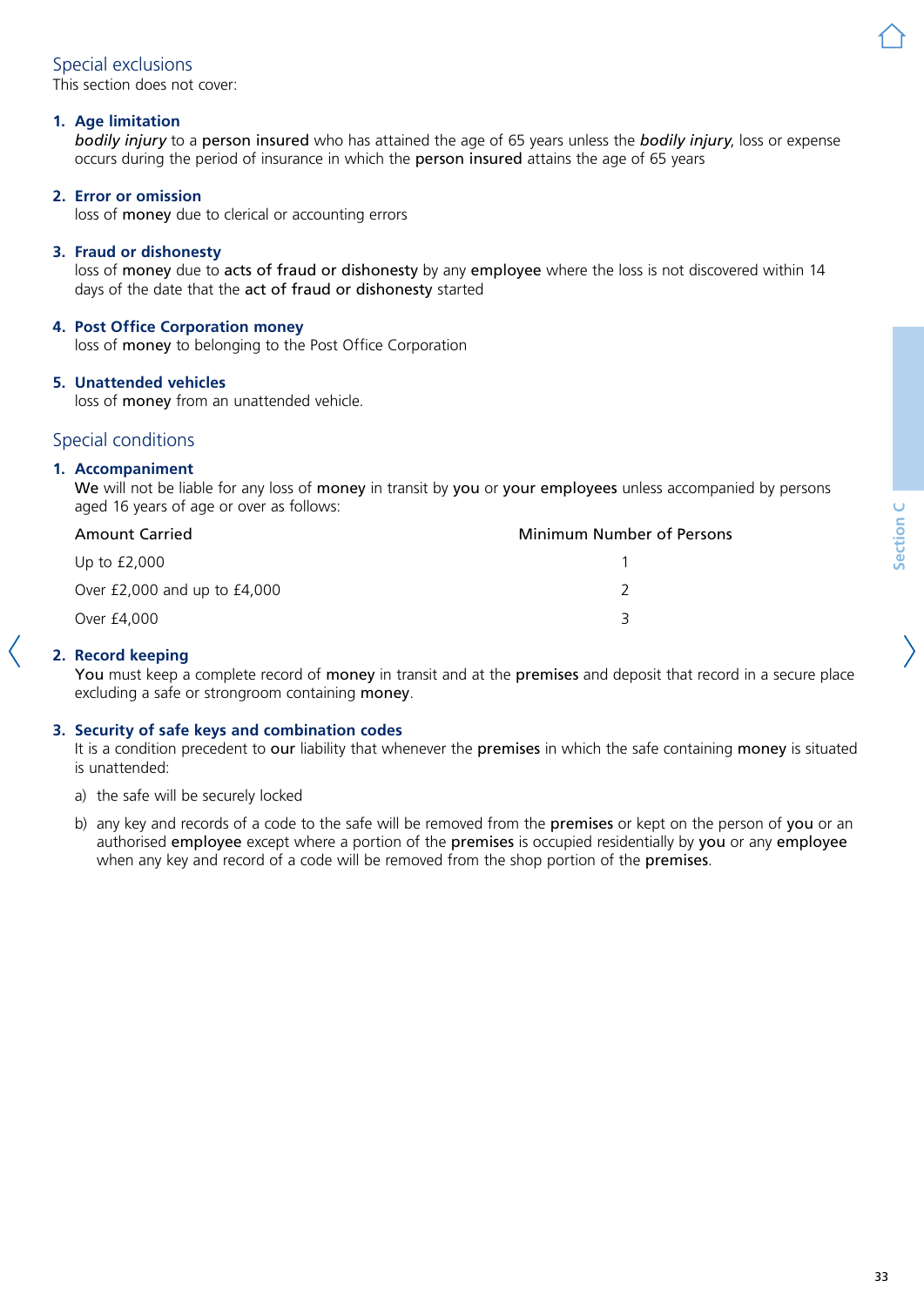## Special exclusions

This section does not cover:

1. **Age limitation**
   *bodily injury* to a **person insured** who has attained the age of 65 years unless the *bodily injury*, loss or expense occurs during the period of insurance in which the **person insured** attains the age of 65 years

2. **Error or omission**
   loss of **money** due to clerical or accounting errors

3. **Fraud or dishonesty**
   loss of **money** due to **acts of fraud or dishonesty** by any **employee** where the loss is not discovered within 14 days of the date that the **act of fraud or dishonesty** started

4. **Post Office Corporation money**
   loss of **money** to belonging to the Post Office Corporation

5. **Unattended vehicles**
   loss of **money** from an unattended vehicle.

## Special conditions

1. **Accompaniment**
   **We** will not be liable for any loss of **money** in transit by **you** or **your employees** unless accompanied by persons aged 16 years of age or over as follows:

| Amount Carried | Minimum Number of Persons |
|---|---|
| Up to £2,000 | 1 |
| Over £2,000 and up to £4,000 | 2 |
| Over £4,000 | 3 |

2. **Record keeping**
   **You** must keep a complete record of **money** in transit and at the **premises** and deposit that record in a secure place excluding a safe or strongroom containing **money**.

3. **Security of safe keys and combination codes**
   It is a condition precedent to **our** liability that whenever the **premises** in which the safe containing **money** is situated is unattended:

   a) the safe will be securely locked

   b) any key and records of a code to the safe will be removed from the **premises** or kept on the person of **you** or an authorised **employee** except where a portion of the **premises** is occupied residentially by **you** or any **employee** when any key and record of a code will be removed from the shop portion of the **premises**.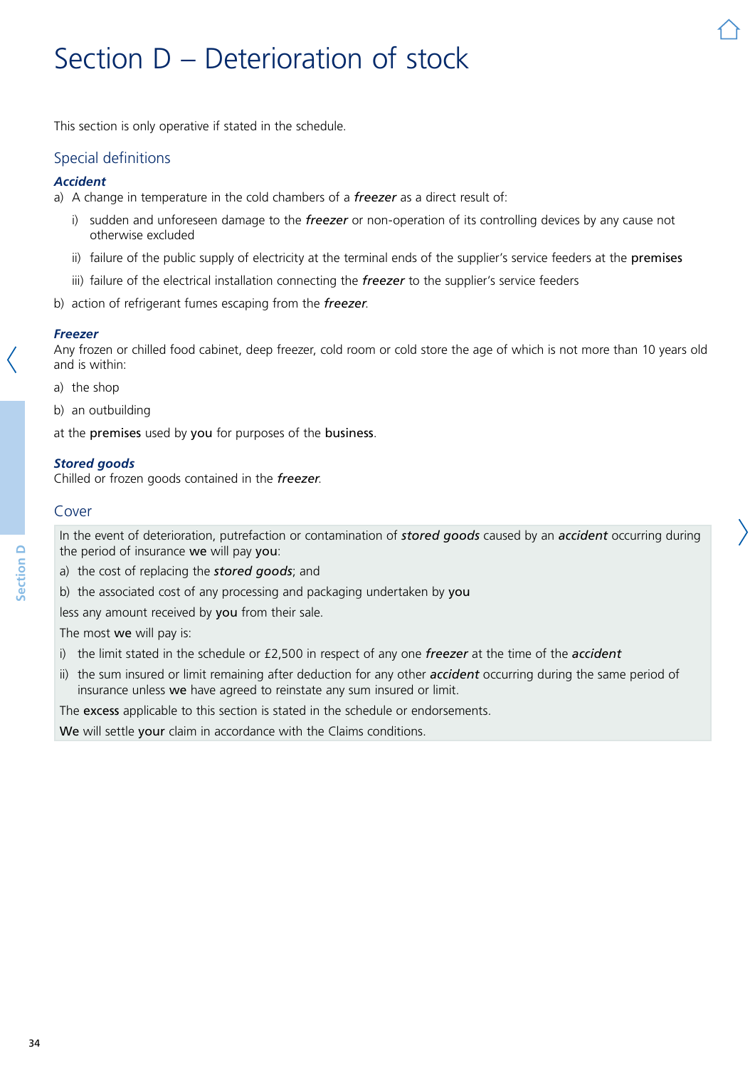# Section D – Deterioration of stock

This section is only operative if stated in the schedule.

## Special definitions

### *Accident*

a) A change in temperature in the cold chambers of a ***freezer*** as a direct result of:

   i) sudden and unforeseen damage to the ***freezer*** or non-operation of its controlling devices by any cause not otherwise excluded

   ii) failure of the public supply of electricity at the terminal ends of the supplier's service feeders at the **premises**

   iii) failure of the electrical installation connecting the ***freezer*** to the supplier's service feeders

b) action of refrigerant fumes escaping from the ***freezer***.

### *Freezer*

Any frozen or chilled food cabinet, deep freezer, cold room or cold store the age of which is not more than 10 years old and is within:

a) the shop

b) an outbuilding

at the **premises** used by **you** for purposes of the **business**.

### *Stored goods*

Chilled or frozen goods contained in the ***freezer***.

## Cover

In the event of deterioration, putrefaction or contamination of ***stored goods*** caused by an ***accident*** occurring during the period of insurance **we** will pay **you**:

a) the cost of replacing the ***stored goods***; and

b) the associated cost of any processing and packaging undertaken by **you**

less any amount received by **you** from their sale.

The most **we** will pay is:

i) the limit stated in the schedule or £2,500 in respect of any one ***freezer*** at the time of the ***accident***

ii) the sum insured or limit remaining after deduction for any other ***accident*** occurring during the same period of insurance unless **we** have agreed to reinstate any sum insured or limit.

The **excess** applicable to this section is stated in the schedule or endorsements.

**We** will settle **your** claim in accordance with the Claims conditions.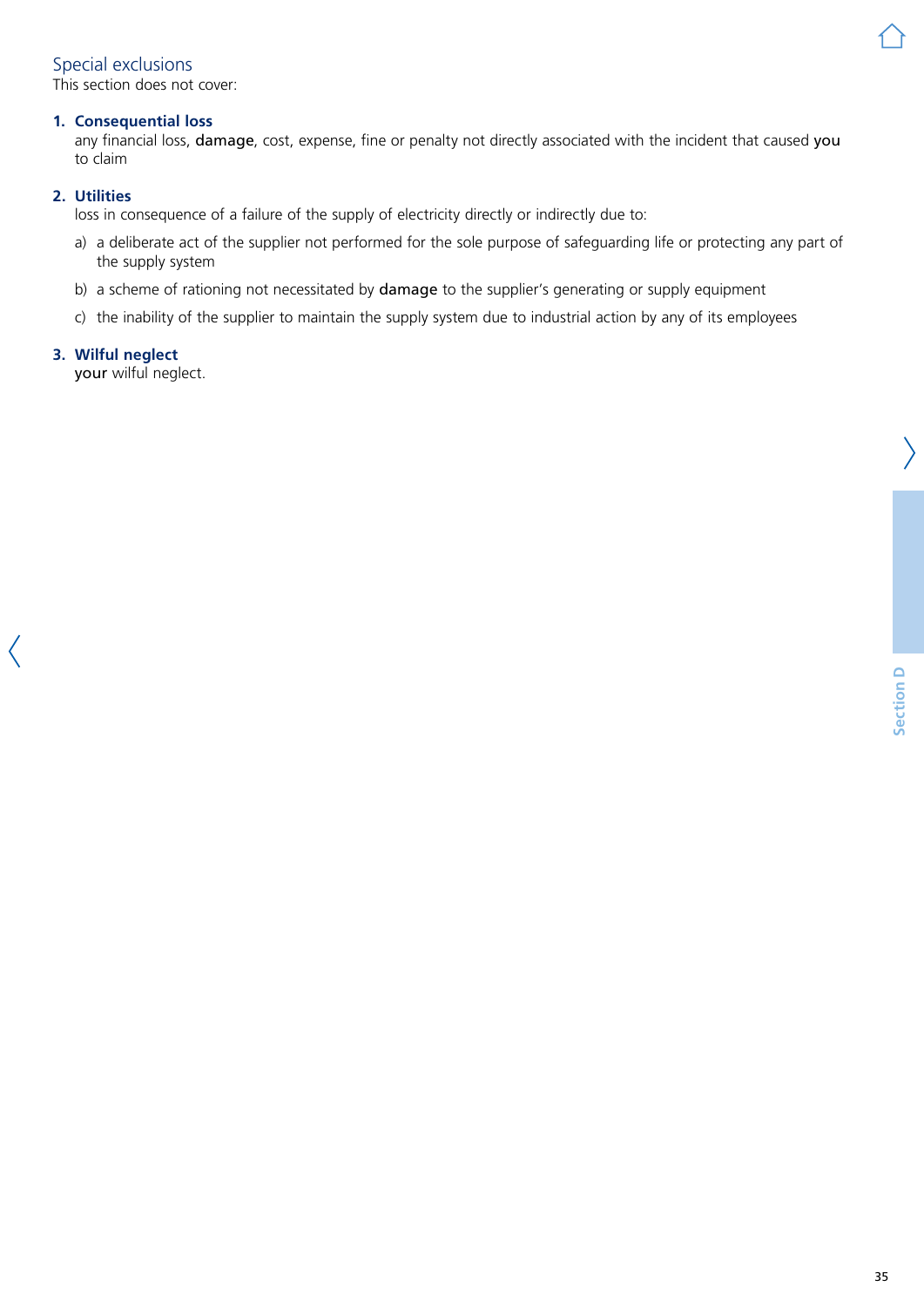## Special exclusions

This section does not cover:

1. **Consequential loss**
   any financial loss, **damage**, cost, expense, fine or penalty not directly associated with the incident that caused **you** to claim

2. **Utilities**
   loss in consequence of a failure of the supply of electricity directly or indirectly due to:

   a) a deliberate act of the supplier not performed for the sole purpose of safeguarding life or protecting any part of the supply system

   b) a scheme of rationing not necessitated by **damage** to the supplier's generating or supply equipment

   c) the inability of the supplier to maintain the supply system due to industrial action by any of its employees

3. **Wilful neglect**
   **your** wilful neglect.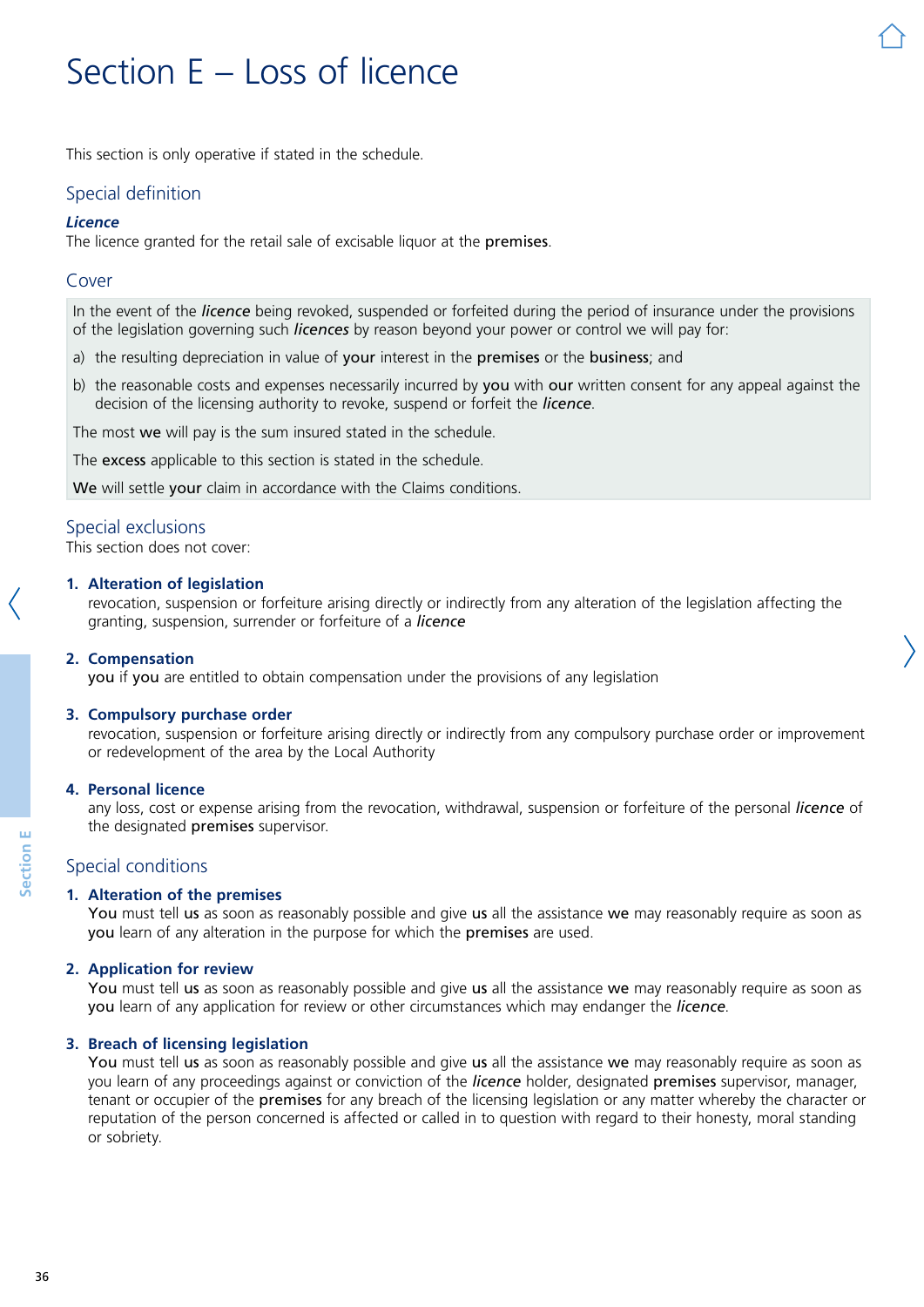# Section E – Loss of licence

This section is only operative if stated in the schedule.

## Special definition

***Licence***
The licence granted for the retail sale of excisable liquor at the **premises**.

## Cover

In the event of the *licence* being revoked, suspended or forfeited during the period of insurance under the provisions of the legislation governing such *licences* by reason beyond your power or control we will pay for:

a) the resulting depreciation in value of **your** interest in the **premises** or the **business**; and

b) the reasonable costs and expenses necessarily incurred by **you** with **our** written consent for any appeal against the decision of the licensing authority to revoke, suspend or forfeit the *licence*.

The most **we** will pay is the sum insured stated in the schedule.

The **excess** applicable to this section is stated in the schedule.

**We** will settle **your** claim in accordance with the Claims conditions.

## Special exclusions

This section does not cover:

1. **Alteration of legislation**
   revocation, suspension or forfeiture arising directly or indirectly from any alteration of the legislation affecting the granting, suspension, surrender or forfeiture of a *licence*

2. **Compensation**
   **you** if **you** are entitled to obtain compensation under the provisions of any legislation

3. **Compulsory purchase order**
   revocation, suspension or forfeiture arising directly or indirectly from any compulsory purchase order or improvement or redevelopment of the area by the Local Authority

4. **Personal licence**
   any loss, cost or expense arising from the revocation, withdrawal, suspension or forfeiture of the personal *licence* of the designated **premises** supervisor.

## Special conditions

1. **Alteration of the premises**
   **You** must tell **us** as soon as reasonably possible and give **us** all the assistance **we** may reasonably require as soon as **you** learn of any alteration in the purpose for which the **premises** are used.

2. **Application for review**
   **You** must tell **us** as soon as reasonably possible and give **us** all the assistance **we** may reasonably require as soon as **you** learn of any application for review or other circumstances which may endanger the *licence*.

3. **Breach of licensing legislation**
   **You** must tell **us** as soon as reasonably possible and give **us** all the assistance **we** may reasonably require as soon as you learn of any proceedings against or conviction of the *licence* holder, designated **premises** supervisor, manager, tenant or occupier of the **premises** for any breach of the licensing legislation or any matter whereby the character or reputation of the person concerned is affected or called in to question with regard to their honesty, moral standing or sobriety.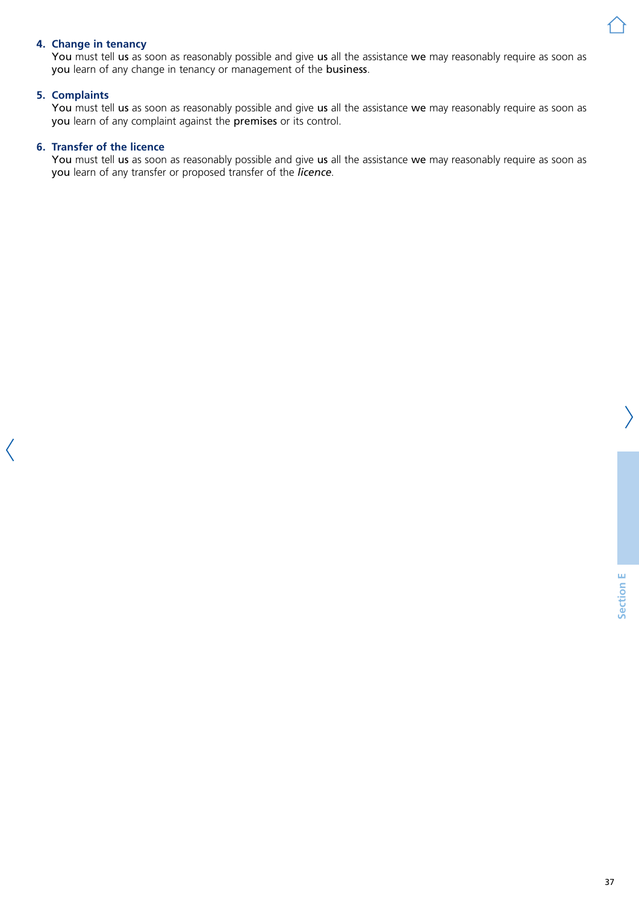4. **Change in tenancy**
   **You** must tell **us** as soon as reasonably possible and give **us** all the assistance **we** may reasonably require as soon as **you** learn of any change in tenancy or management of the **business**.

5. **Complaints**
   **You** must tell **us** as soon as reasonably possible and give **us** all the assistance **we** may reasonably require as soon as **you** learn of any complaint against the **premises** or its control.

6. **Transfer of the licence**
   **You** must tell **us** as soon as reasonably possible and give **us** all the assistance **we** may reasonably require as soon as **you** learn of any transfer or proposed transfer of the ***licence***.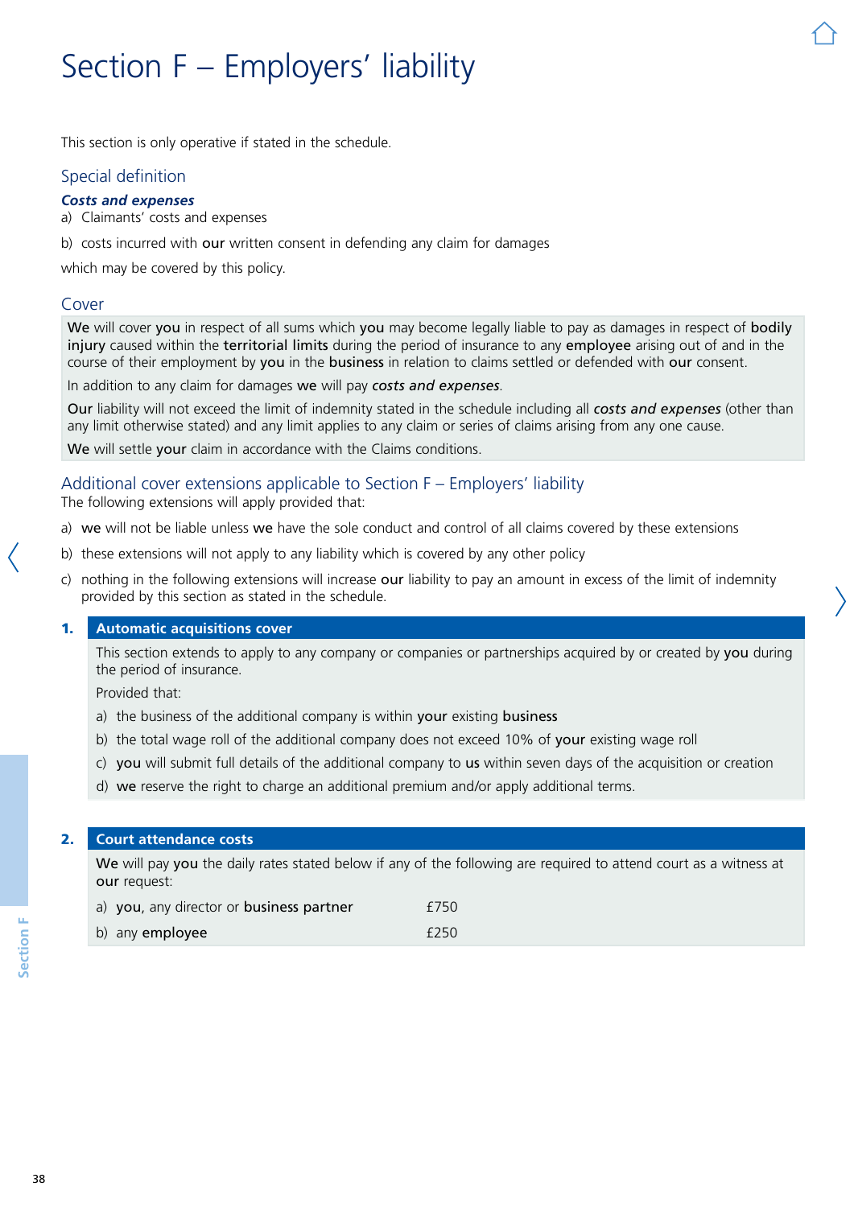# Section F – Employers' liability

This section is only operative if stated in the schedule.

## Special definition

***Costs and expenses***

a) Claimants' costs and expenses

b) costs incurred with **our** written consent in defending any claim for damages

which may be covered by this policy.

## Cover

**We** will cover **you** in respect of all sums which **you** may become legally liable to pay as damages in respect of **bodily injury** caused within the **territorial limits** during the period of insurance to any **employee** arising out of and in the course of their employment by **you** in the **business** in relation to claims settled or defended with **our** consent.

In addition to any claim for damages **we** will pay ***costs and expenses***.

**Our** liability will not exceed the limit of indemnity stated in the schedule including all ***costs and expenses*** (other than any limit otherwise stated) and any limit applies to any claim or series of claims arising from any one cause.

**We** will settle **your** claim in accordance with the Claims conditions.

## Additional cover extensions applicable to Section F – Employers' liability

The following extensions will apply provided that:

a) **we** will not be liable unless **we** have the sole conduct and control of all claims covered by these extensions

b) these extensions will not apply to any liability which is covered by any other policy

c) nothing in the following extensions will increase **our** liability to pay an amount in excess of the limit of indemnity provided by this section as stated in the schedule.

### 1. Automatic acquisitions cover

This section extends to apply to any company or companies or partnerships acquired by or created by **you** during the period of insurance.

Provided that:

a) the business of the additional company is within **your** existing **business**

b) the total wage roll of the additional company does not exceed 10% of **your** existing wage roll

c) **you** will submit full details of the additional company to **us** within seven days of the acquisition or creation

d) **we** reserve the right to charge an additional premium and/or apply additional terms.

### 2. Court attendance costs

**We** will pay **you** the daily rates stated below if any of the following are required to attend court as a witness at **our** request:

| | |
|---|---|
| a) **you**, any director or **business partner** | £750 |
| b) any **employee** | £250 |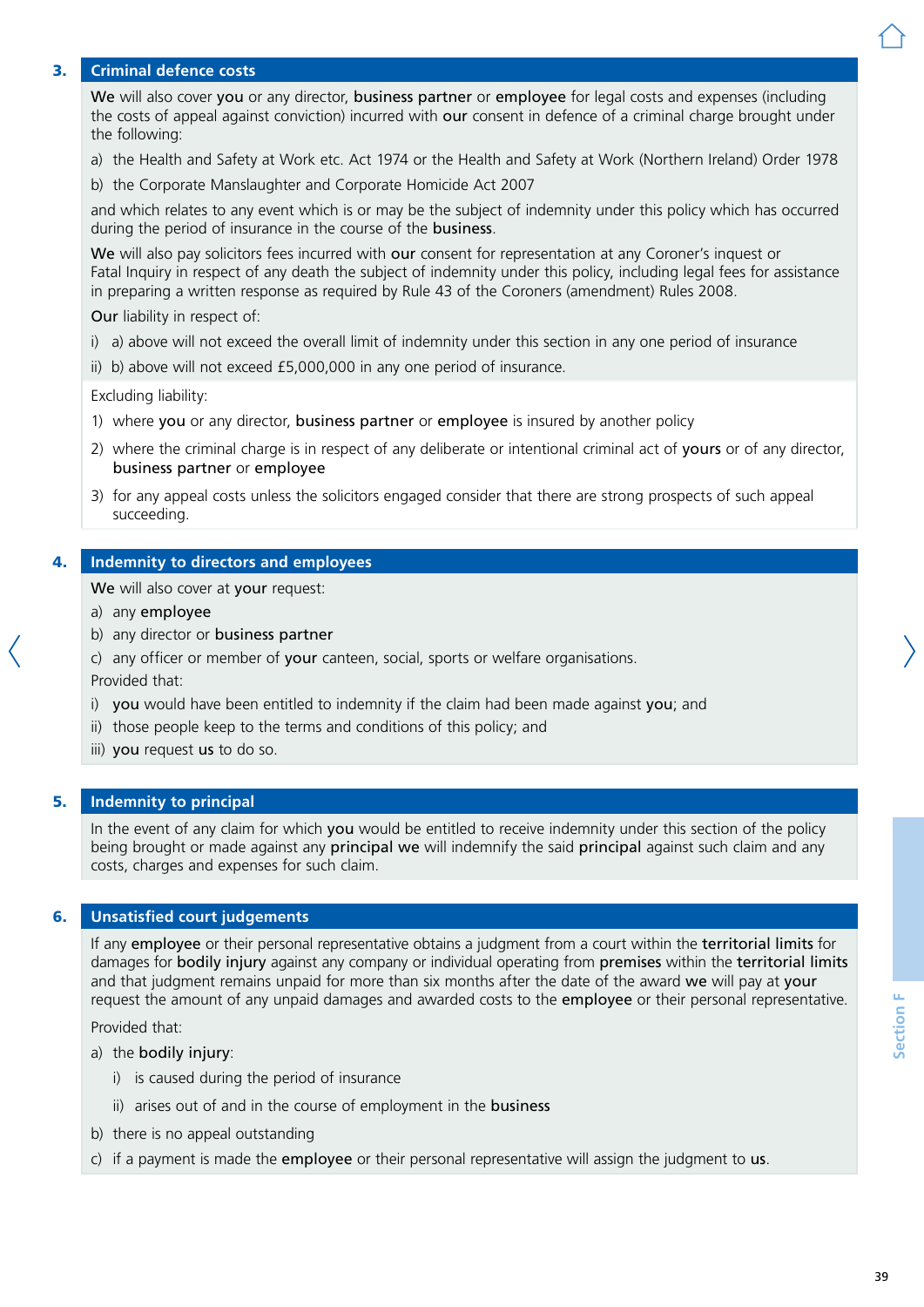## 3. Criminal defence costs

**We** will also cover **you** or any director, **business partner** or **employee** for legal costs and expenses (including the costs of appeal against conviction) incurred with **our** consent in defence of a criminal charge brought under the following:

a) the Health and Safety at Work etc. Act 1974 or the Health and Safety at Work (Northern Ireland) Order 1978

b) the Corporate Manslaughter and Corporate Homicide Act 2007

and which relates to any event which is or may be the subject of indemnity under this policy which has occurred during the period of insurance in the course of the **business**.

**We** will also pay solicitors fees incurred with **our** consent for representation at any Coroner's inquest or Fatal Inquiry in respect of any death the subject of indemnity under this policy, including legal fees for assistance in preparing a written response as required by Rule 43 of the Coroners (amendment) Rules 2008.

**Our** liability in respect of:

i) a) above will not exceed the overall limit of indemnity under this section in any one period of insurance

ii) b) above will not exceed £5,000,000 in any one period of insurance.

Excluding liability:

1) where **you** or any director, **business partner** or **employee** is insured by another policy
2) where the criminal charge is in respect of any deliberate or intentional criminal act of **yours** or of any director, **business partner** or **employee**
3) for any appeal costs unless the solicitors engaged consider that there are strong prospects of such appeal succeeding.

## 4. Indemnity to directors and employees

**We** will also cover at **your** request:

a) any **employee**

b) any director or **business partner**

c) any officer or member of **your** canteen, social, sports or welfare organisations.

Provided that:

i) **you** would have been entitled to indemnity if the claim had been made against **you**; and

ii) those people keep to the terms and conditions of this policy; and

iii) **you** request **us** to do so.

## 5. Indemnity to principal

In the event of any claim for which **you** would be entitled to receive indemnity under this section of the policy being brought or made against any **principal we** will indemnify the said **principal** against such claim and any costs, charges and expenses for such claim.

## 6. Unsatisfied court judgements

If any **employee** or their personal representative obtains a judgment from a court within the **territorial limits** for damages for **bodily injury** against any company or individual operating from **premises** within the **territorial limits** and that judgment remains unpaid for more than six months after the date of the award **we** will pay at **your** request the amount of any unpaid damages and awarded costs to the **employee** or their personal representative.

Provided that:

a) the **bodily injury**:

  i) is caused during the period of insurance

  ii) arises out of and in the course of employment in the **business**

b) there is no appeal outstanding

c) if a payment is made the **employee** or their personal representative will assign the judgment to **us**.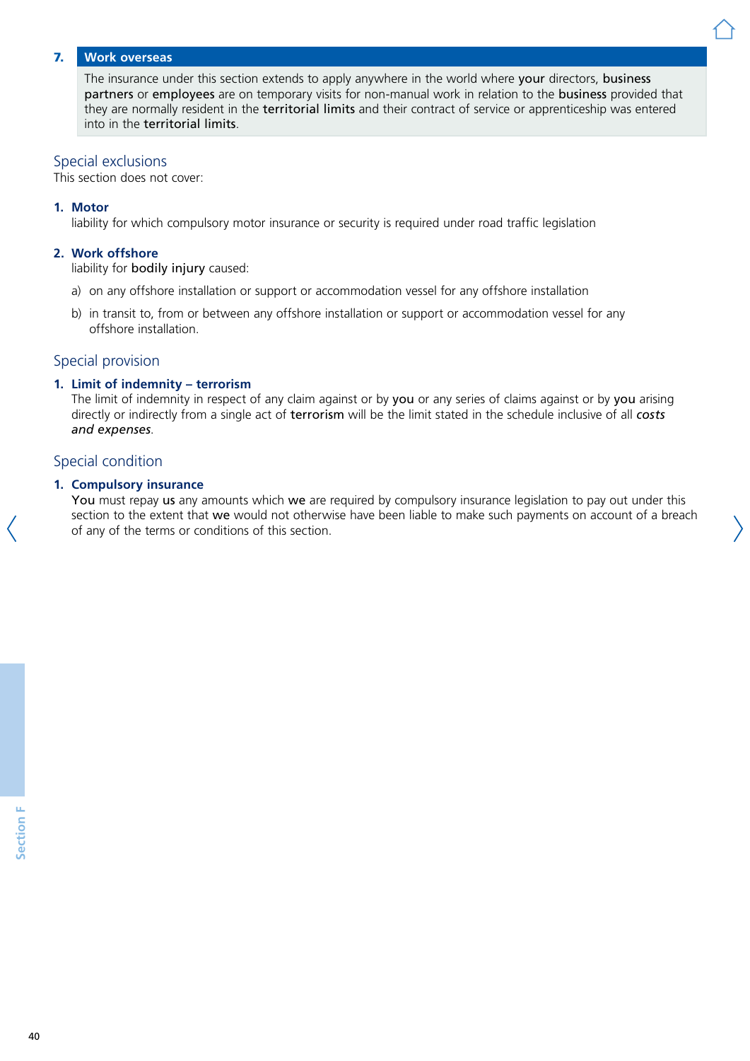### 7. Work overseas

The insurance under this section extends to apply anywhere in the world where **your** directors, **business partners** or **employees** are on temporary visits for non-manual work in relation to the **business** provided that they are normally resident in the **territorial limits** and their contract of service or apprenticeship was entered into in the **territorial limits**.

## Special exclusions

This section does not cover:

**1. Motor**

liability for which compulsory motor insurance or security is required under road traffic legislation

**2. Work offshore**

liability for **bodily injury** caused:

a) on any offshore installation or support or accommodation vessel for any offshore installation

b) in transit to, from or between any offshore installation or support or accommodation vessel for any offshore installation.

## Special provision

**1. Limit of indemnity – terrorism**

The limit of indemnity in respect of any claim against or by **you** or any series of claims against or by **you** arising directly or indirectly from a single act of **terrorism** will be the limit stated in the schedule inclusive of all ***costs and expenses***.

## Special condition

**1. Compulsory insurance**

**You** must repay **us** any amounts which **we** are required by compulsory insurance legislation to pay out under this section to the extent that **we** would not otherwise have been liable to make such payments on account of a breach of any of the terms or conditions of this section.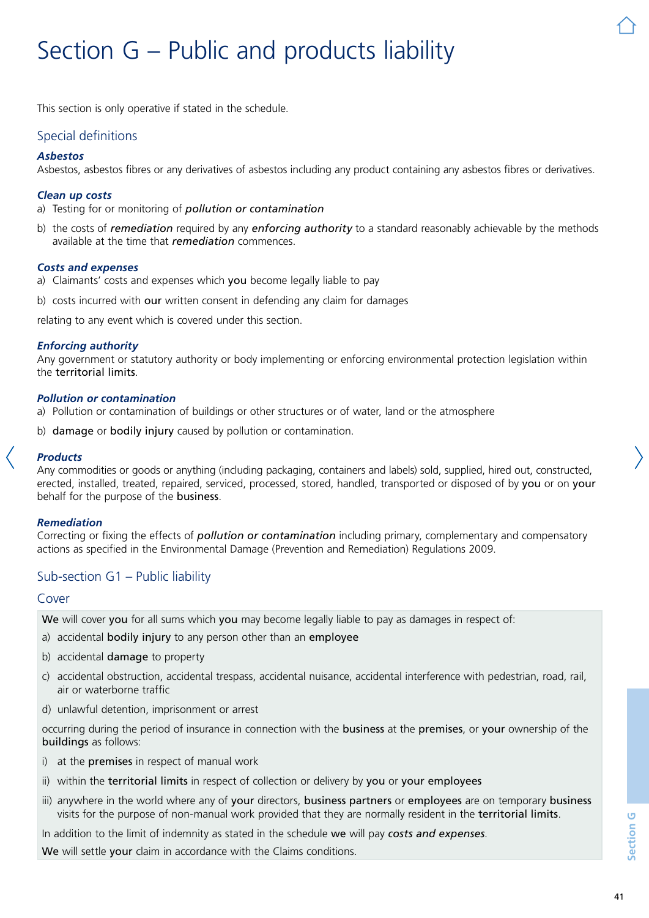# Section G – Public and products liability

This section is only operative if stated in the schedule.

## Special definitions

***Asbestos***
Asbestos, asbestos fibres or any derivatives of asbestos including any product containing any asbestos fibres or derivatives.

***Clean up costs***

a) Testing for or monitoring of ***pollution or contamination***

b) the costs of ***remediation*** required by any ***enforcing authority*** to a standard reasonably achievable by the methods available at the time that ***remediation*** commences.

***Costs and expenses***

a) Claimants' costs and expenses which **you** become legally liable to pay

b) costs incurred with **our** written consent in defending any claim for damages

relating to any event which is covered under this section.

***Enforcing authority***
Any government or statutory authority or body implementing or enforcing environmental protection legislation within the **territorial limits**.

***Pollution or contamination***

a) Pollution or contamination of buildings or other structures or of water, land or the atmosphere

b) **damage** or **bodily injury** caused by pollution or contamination.

***Products***
Any commodities or goods or anything (including packaging, containers and labels) sold, supplied, hired out, constructed, erected, installed, treated, repaired, serviced, processed, stored, handled, transported or disposed of by **you** or on **your** behalf for the purpose of the **business**.

***Remediation***
Correcting or fixing the effects of ***pollution or contamination*** including primary, complementary and compensatory actions as specified in the Environmental Damage (Prevention and Remediation) Regulations 2009.

## Sub-section G1 – Public liability

### Cover

**We** will cover **you** for all sums which **you** may become legally liable to pay as damages in respect of:

a) accidental **bodily injury** to any person other than an **employee**

b) accidental **damage** to property

c) accidental obstruction, accidental trespass, accidental nuisance, accidental interference with pedestrian, road, rail, air or waterborne traffic

d) unlawful detention, imprisonment or arrest

occurring during the period of insurance in connection with the **business** at the **premises**, or **your** ownership of the **buildings** as follows:

i) at the **premises** in respect of manual work

ii) within the **territorial limits** in respect of collection or delivery by **you** or **your employees**

iii) anywhere in the world where any of **your** directors, **business partners** or **employees** are on temporary **business** visits for the purpose of non-manual work provided that they are normally resident in the **territorial limits**.

In addition to the limit of indemnity as stated in the schedule **we** will pay *costs and expenses*.

**We** will settle **your** claim in accordance with the Claims conditions.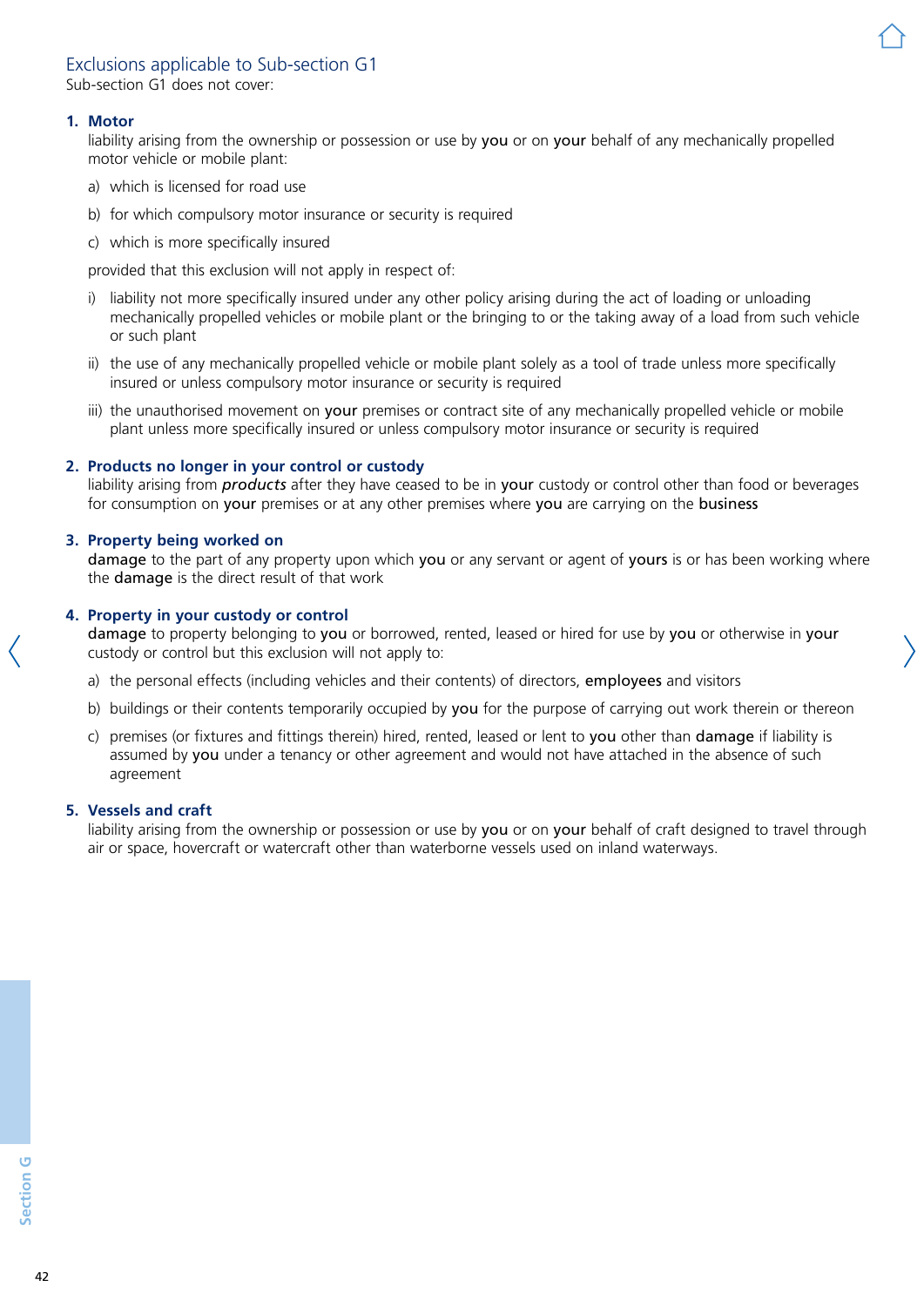## Exclusions applicable to Sub-section G1

Sub-section G1 does not cover:

### 1. Motor

liability arising from the ownership or possession or use by **you** or on **your** behalf of any mechanically propelled motor vehicle or mobile plant:

a) which is licensed for road use

b) for which compulsory motor insurance or security is required

c) which is more specifically insured

provided that this exclusion will not apply in respect of:

i) liability not more specifically insured under any other policy arising during the act of loading or unloading mechanically propelled vehicles or mobile plant or the bringing to or the taking away of a load from such vehicle or such plant

ii) the use of any mechanically propelled vehicle or mobile plant solely as a tool of trade unless more specifically insured or unless compulsory motor insurance or security is required

iii) the unauthorised movement on **your** premises or contract site of any mechanically propelled vehicle or mobile plant unless more specifically insured or unless compulsory motor insurance or security is required

### 2. Products no longer in your control or custody

liability arising from ***products*** after they have ceased to be in **your** custody or control other than food or beverages for consumption on **your** premises or at any other premises where **you** are carrying on the **business**

### 3. Property being worked on

**damage** to the part of any property upon which **you** or any servant or agent of **yours** is or has been working where the **damage** is the direct result of that work

### 4. Property in your custody or control

**damage** to property belonging to **you** or borrowed, rented, leased or hired for use by **you** or otherwise in **your** custody or control but this exclusion will not apply to:

a) the personal effects (including vehicles and their contents) of directors, **employees** and visitors

b) buildings or their contents temporarily occupied by **you** for the purpose of carrying out work therein or thereon

c) premises (or fixtures and fittings therein) hired, rented, leased or lent to **you** other than **damage** if liability is assumed by **you** under a tenancy or other agreement and would not have attached in the absence of such agreement

### 5. Vessels and craft

liability arising from the ownership or possession or use by **you** or on **your** behalf of craft designed to travel through air or space, hovercraft or watercraft other than waterborne vessels used on inland waterways.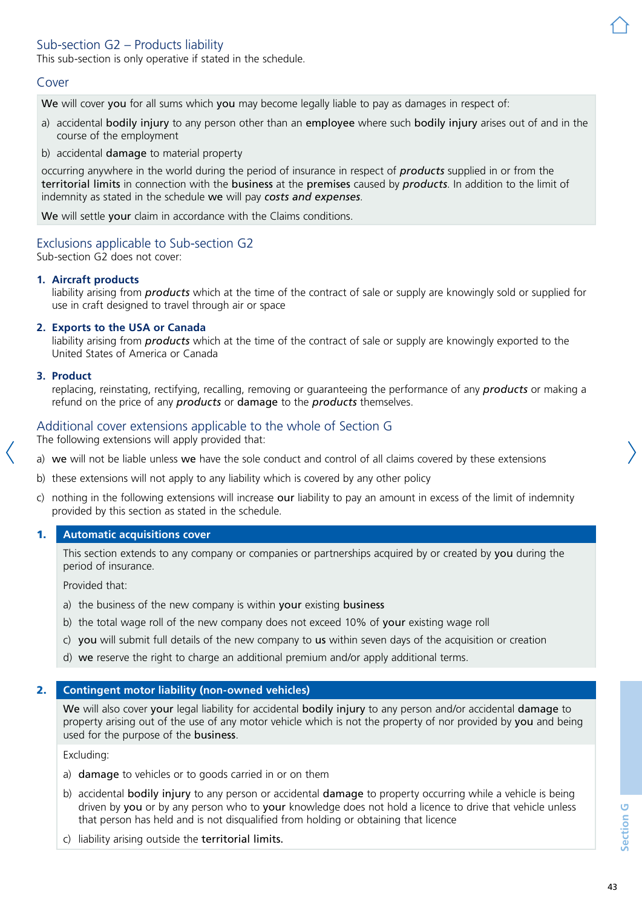## Sub-section G2 – Products liability

This sub-section is only operative if stated in the schedule.

### Cover

**We** will cover **you** for all sums which **you** may become legally liable to pay as damages in respect of:

a) accidental **bodily injury** to any person other than an **employee** where such **bodily injury** arises out of and in the course of the employment

b) accidental **damage** to material property

occurring anywhere in the world during the period of insurance in respect of ***products*** supplied in or from the **territorial limits** in connection with the **business** at the **premises** caused by ***products***. In addition to the limit of indemnity as stated in the schedule **we** will pay ***costs and expenses***.

**We** will settle **your** claim in accordance with the Claims conditions.

### Exclusions applicable to Sub-section G2

Sub-section G2 does not cover:

1. **Aircraft products**
   liability arising from ***products*** which at the time of the contract of sale or supply are knowingly sold or supplied for use in craft designed to travel through air or space

2. **Exports to the USA or Canada**
   liability arising from ***products*** which at the time of the contract of sale or supply are knowingly exported to the United States of America or Canada

3. **Product**
   replacing, reinstating, rectifying, recalling, removing or guaranteeing the performance of any ***products*** or making a refund on the price of any ***products*** or **damage** to the ***products*** themselves.

### Additional cover extensions applicable to the whole of Section G

The following extensions will apply provided that:

a) **we** will not be liable unless **we** have the sole conduct and control of all claims covered by these extensions

b) these extensions will not apply to any liability which is covered by any other policy

c) nothing in the following extensions will increase **our** liability to pay an amount in excess of the limit of indemnity provided by this section as stated in the schedule.

**1. Automatic acquisitions cover**

This section extends to any company or companies or partnerships acquired by or created by **you** during the period of insurance.

Provided that:

a) the business of the new company is within **your** existing **business**

b) the total wage roll of the new company does not exceed 10% of **your** existing wage roll

c) **you** will submit full details of the new company to **us** within seven days of the acquisition or creation

d) **we** reserve the right to charge an additional premium and/or apply additional terms.

**2. Contingent motor liability (non-owned vehicles)**

**We** will also cover **your** legal liability for accidental **bodily injury** to any person and/or accidental **damage** to property arising out of the use of any motor vehicle which is not the property of nor provided by **you** and being used for the purpose of the **business**.

Excluding:

a) **damage** to vehicles or to goods carried in or on them

b) accidental **bodily injury** to any person or accidental **damage** to property occurring while a vehicle is being driven by **you** or by any person who to **your** knowledge does not hold a licence to drive that vehicle unless that person has held and is not disqualified from holding or obtaining that licence

c) liability arising outside the **territorial limits.**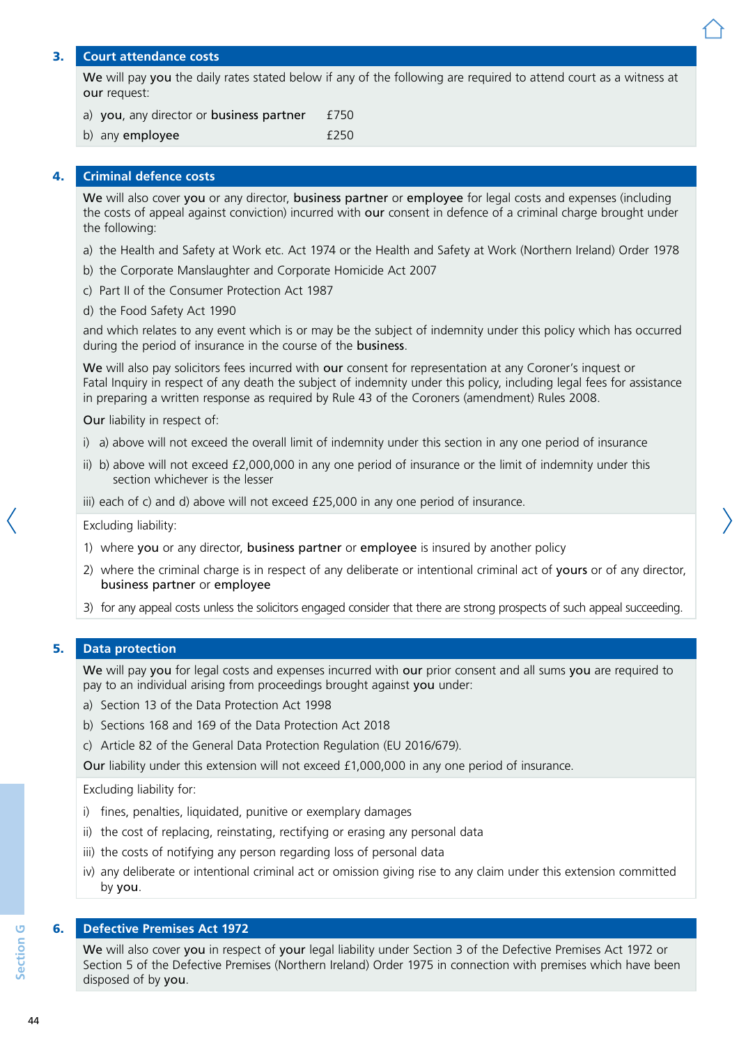## 3. Court attendance costs

**We** will pay **you** the daily rates stated below if any of the following are required to attend court as a witness at **our** request:

a) **you**, any director or **business partner** £750

b) any **employee** £250

## 4. Criminal defence costs

**We** will also cover **you** or any director, **business partner** or **employee** for legal costs and expenses (including the costs of appeal against conviction) incurred with **our** consent in defence of a criminal charge brought under the following:

a) the Health and Safety at Work etc. Act 1974 or the Health and Safety at Work (Northern Ireland) Order 1978

b) the Corporate Manslaughter and Corporate Homicide Act 2007

c) Part II of the Consumer Protection Act 1987

d) the Food Safety Act 1990

and which relates to any event which is or may be the subject of indemnity under this policy which has occurred during the period of insurance in the course of the **business**.

**We** will also pay solicitors fees incurred with **our** consent for representation at any Coroner's inquest or Fatal Inquiry in respect of any death the subject of indemnity under this policy, including legal fees for assistance in preparing a written response as required by Rule 43 of the Coroners (amendment) Rules 2008.

**Our** liability in respect of:

i) a) above will not exceed the overall limit of indemnity under this section in any one period of insurance

ii) b) above will not exceed £2,000,000 in any one period of insurance or the limit of indemnity under this section whichever is the lesser

iii) each of c) and d) above will not exceed £25,000 in any one period of insurance.

Excluding liability:

1) where **you** or any director, **business partner** or **employee** is insured by another policy

2) where the criminal charge is in respect of any deliberate or intentional criminal act of **yours** or of any director, **business partner** or **employee**

3) for any appeal costs unless the solicitors engaged consider that there are strong prospects of such appeal succeeding.

## 5. Data protection

**We** will pay **you** for legal costs and expenses incurred with **our** prior consent and all sums **you** are required to pay to an individual arising from proceedings brought against **you** under:

a) Section 13 of the Data Protection Act 1998

b) Sections 168 and 169 of the Data Protection Act 2018

c) Article 82 of the General Data Protection Regulation (EU 2016/679).

**Our** liability under this extension will not exceed £1,000,000 in any one period of insurance.

Excluding liability for:

i) fines, penalties, liquidated, punitive or exemplary damages

ii) the cost of replacing, reinstating, rectifying or erasing any personal data

iii) the costs of notifying any person regarding loss of personal data

iv) any deliberate or intentional criminal act or omission giving rise to any claim under this extension committed by **you**.

## 6. Defective Premises Act 1972

**We** will also cover **you** in respect of **your** legal liability under Section 3 of the Defective Premises Act 1972 or Section 5 of the Defective Premises (Northern Ireland) Order 1975 in connection with premises which have been disposed of by **you**.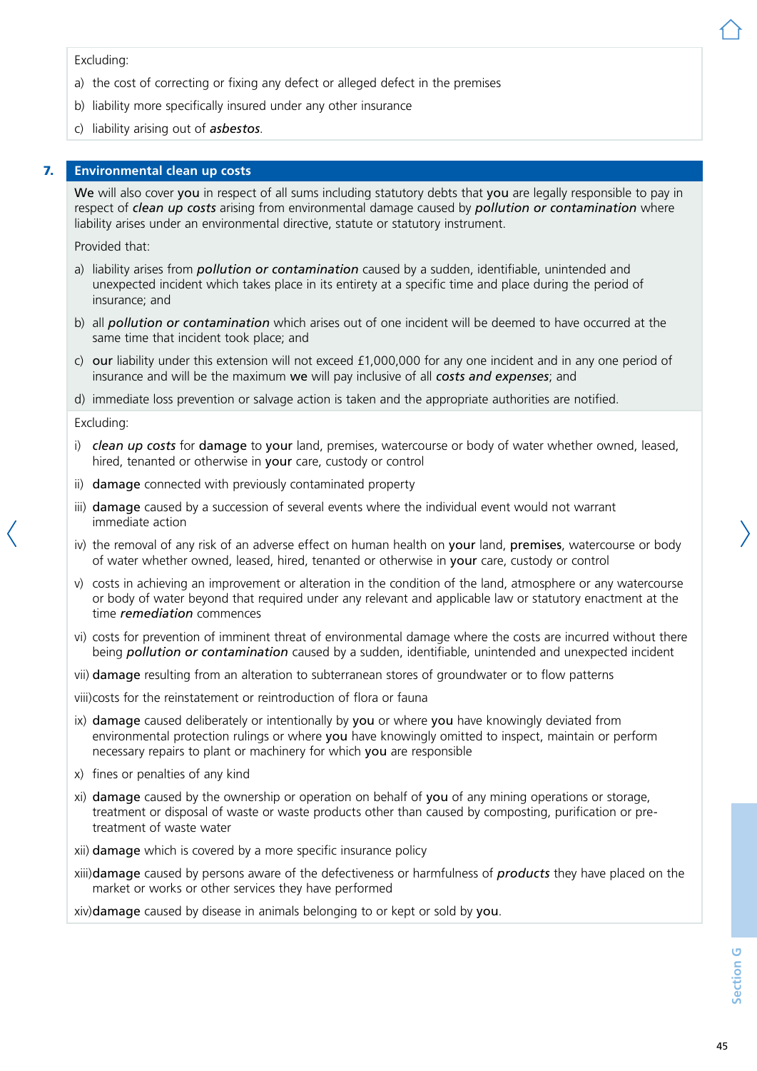Excluding:

a) the cost of correcting or fixing any defect or alleged defect in the premises

b) liability more specifically insured under any other insurance

c) liability arising out of ***asbestos***.

## 7. Environmental clean up costs

**We** will also cover **you** in respect of all sums including statutory debts that **you** are legally responsible to pay in respect of ***clean up costs*** arising from environmental damage caused by ***pollution or contamination*** where liability arises under an environmental directive, statute or statutory instrument.

Provided that:

a) liability arises from ***pollution or contamination*** caused by a sudden, identifiable, unintended and unexpected incident which takes place in its entirety at a specific time and place during the period of insurance; and

b) all ***pollution or contamination*** which arises out of one incident will be deemed to have occurred at the same time that incident took place; and

c) **our** liability under this extension will not exceed £1,000,000 for any one incident and in any one period of insurance and will be the maximum **we** will pay inclusive of all ***costs and expenses***; and

d) immediate loss prevention or salvage action is taken and the appropriate authorities are notified.

Excluding:

i) ***clean up costs*** for **damage** to **your** land, premises, watercourse or body of water whether owned, leased, hired, tenanted or otherwise in **your** care, custody or control

ii) **damage** connected with previously contaminated property

iii) **damage** caused by a succession of several events where the individual event would not warrant immediate action

iv) the removal of any risk of an adverse effect on human health on **your** land, **premises**, watercourse or body of water whether owned, leased, hired, tenanted or otherwise in **your** care, custody or control

v) costs in achieving an improvement or alteration in the condition of the land, atmosphere or any watercourse or body of water beyond that required under any relevant and applicable law or statutory enactment at the time ***remediation*** commences

vi) costs for prevention of imminent threat of environmental damage where the costs are incurred without there being ***pollution or contamination*** caused by a sudden, identifiable, unintended and unexpected incident

vii) **damage** resulting from an alteration to subterranean stores of groundwater or to flow patterns

viii) costs for the reinstatement or reintroduction of flora or fauna

ix) **damage** caused deliberately or intentionally by **you** or where **you** have knowingly deviated from environmental protection rulings or where **you** have knowingly omitted to inspect, maintain or perform necessary repairs to plant or machinery for which **you** are responsible

x) fines or penalties of any kind

xi) **damage** caused by the ownership or operation on behalf of **you** of any mining operations or storage, treatment or disposal of waste or waste products other than caused by composting, purification or pre-treatment of waste water

xii) **damage** which is covered by a more specific insurance policy

xiii) **damage** caused by persons aware of the defectiveness or harmfulness of ***products*** they have placed on the market or works or other services they have performed

xiv) **damage** caused by disease in animals belonging to or kept or sold by **you**.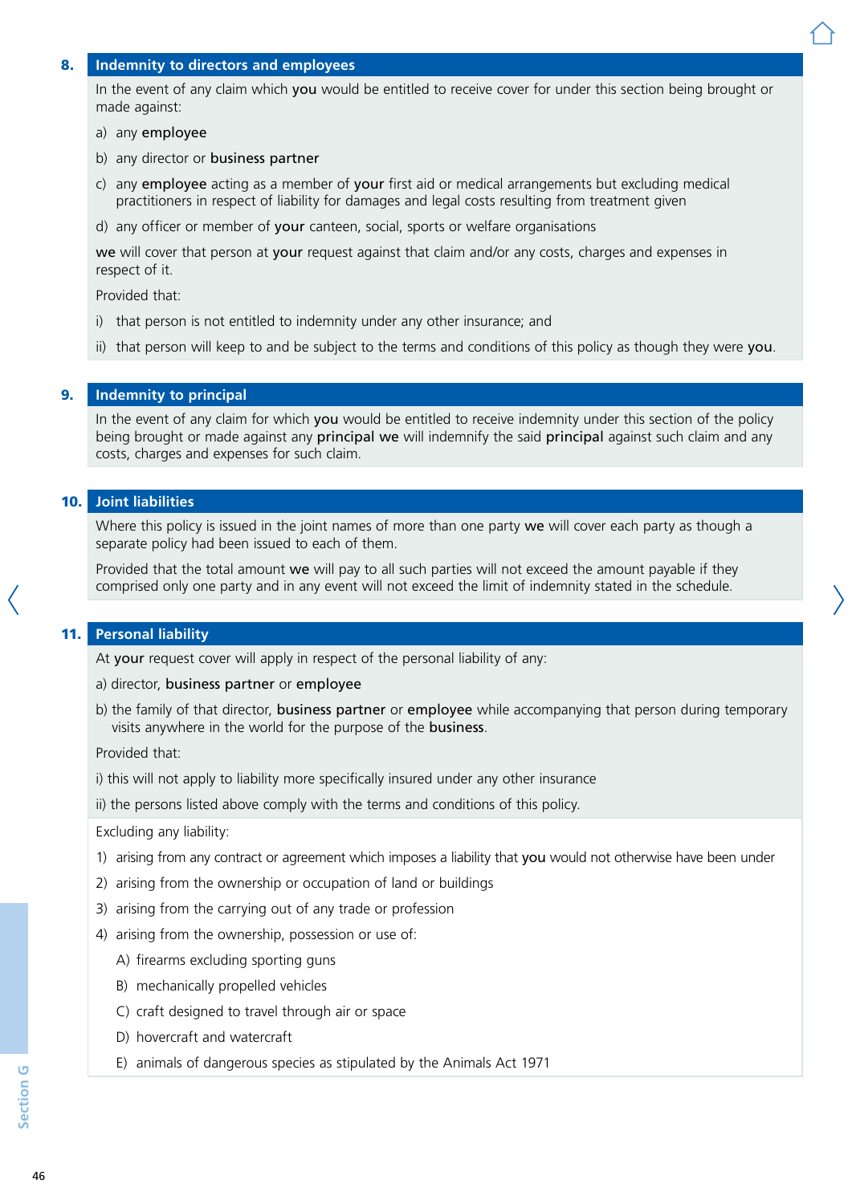## 8. Indemnity to directors and employees

In the event of any claim which **you** would be entitled to receive cover for under this section being brought or made against:

a) any **employee**

b) any director or **business partner**

c) any **employee** acting as a member of **your** first aid or medical arrangements but excluding medical practitioners in respect of liability for damages and legal costs resulting from treatment given

d) any officer or member of **your** canteen, social, sports or welfare organisations

**we** will cover that person at **your** request against that claim and/or any costs, charges and expenses in respect of it.

Provided that:

i) that person is not entitled to indemnity under any other insurance; and

ii) that person will keep to and be subject to the terms and conditions of this policy as though they were **you**.

## 9. Indemnity to principal

In the event of any claim for which **you** would be entitled to receive indemnity under this section of the policy being brought or made against any **principal** **we** will indemnify the said **principal** against such claim and any costs, charges and expenses for such claim.

## 10. Joint liabilities

Where this policy is issued in the joint names of more than one party **we** will cover each party as though a separate policy had been issued to each of them.

Provided that the total amount **we** will pay to all such parties will not exceed the amount payable if they comprised only one party and in any event will not exceed the limit of indemnity stated in the schedule.

## 11. Personal liability

At **your** request cover will apply in respect of the personal liability of any:

a) director, **business partner** or **employee**

b) the family of that director, **business partner** or **employee** while accompanying that person during temporary visits anywhere in the world for the purpose of the **business**.

Provided that:

i) this will not apply to liability more specifically insured under any other insurance

ii) the persons listed above comply with the terms and conditions of this policy.

Excluding any liability:

1) arising from any contract or agreement which imposes a liability that **you** would not otherwise have been under
2) arising from the ownership or occupation of land or buildings
3) arising from the carrying out of any trade or profession
4) arising from the ownership, possession or use of:
   A) firearms excluding sporting guns
   B) mechanically propelled vehicles
   C) craft designed to travel through air or space
   D) hovercraft and watercraft
   E) animals of dangerous species as stipulated by the Animals Act 1971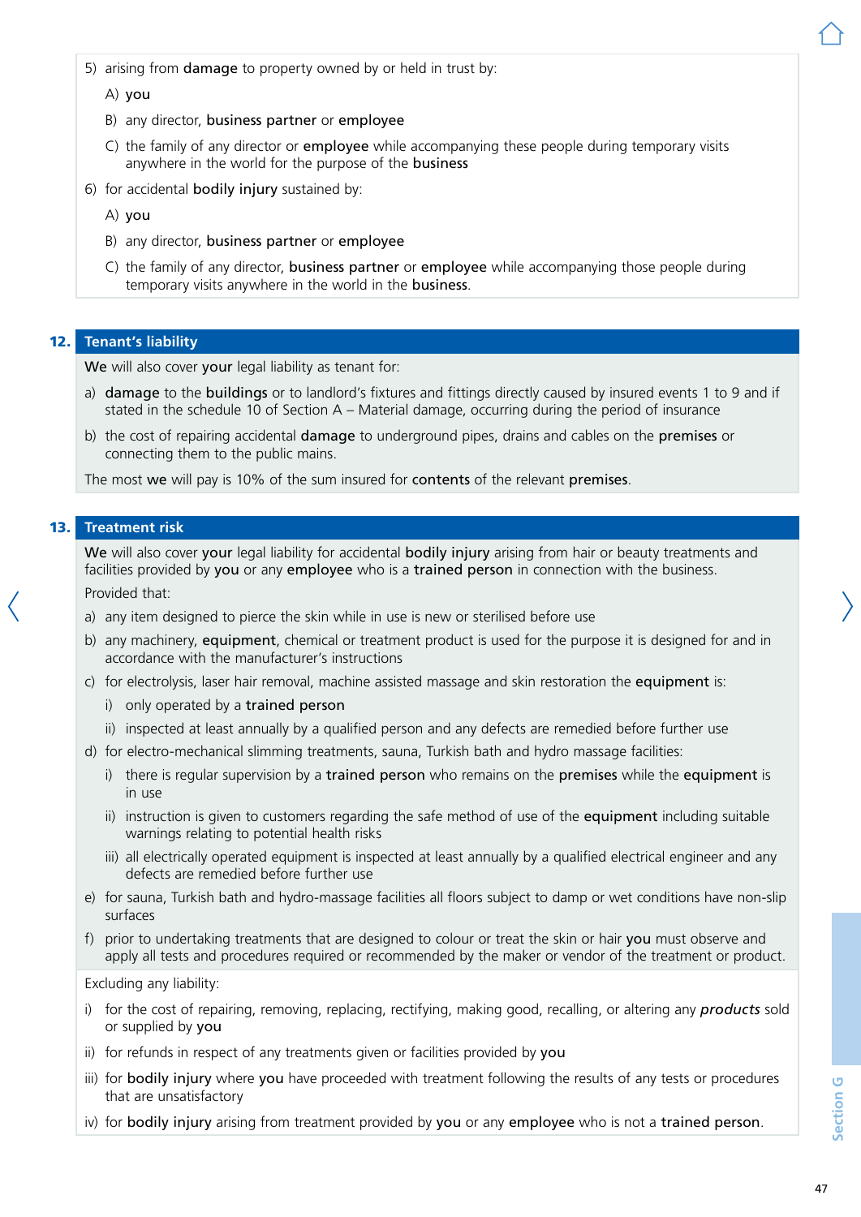5) arising from **damage** to property owned by or held in trust by:

   A) **you**

   B) any director, **business partner** or **employee**

   C) the family of any director or **employee** while accompanying these people during temporary visits anywhere in the world for the purpose of the **business**

6) for accidental **bodily injury** sustained by:

   A) **you**

   B) any director, **business partner** or **employee**

   C) the family of any director, **business partner** or **employee** while accompanying those people during temporary visits anywhere in the world in the **business**.

## 12. Tenant's liability

**We** will also cover **your** legal liability as tenant for:

a) **damage** to the **buildings** or to landlord's fixtures and fittings directly caused by insured events 1 to 9 and if stated in the schedule 10 of Section A – Material damage, occurring during the period of insurance

b) the cost of repairing accidental **damage** to underground pipes, drains and cables on the **premises** or connecting them to the public mains.

The most **we** will pay is 10% of the sum insured for **contents** of the relevant **premises**.

## 13. Treatment risk

**We** will also cover **your** legal liability for accidental **bodily injury** arising from hair or beauty treatments and facilities provided by **you** or any **employee** who is a **trained person** in connection with the business.

Provided that:

a) any item designed to pierce the skin while in use is new or sterilised before use

b) any machinery, **equipment**, chemical or treatment product is used for the purpose it is designed for and in accordance with the manufacturer's instructions

c) for electrolysis, laser hair removal, machine assisted massage and skin restoration the **equipment** is:

   i) only operated by a **trained person**

   ii) inspected at least annually by a qualified person and any defects are remedied before further use

d) for electro-mechanical slimming treatments, sauna, Turkish bath and hydro massage facilities:

   i) there is regular supervision by a **trained person** who remains on the **premises** while the **equipment** is in use

   ii) instruction is given to customers regarding the safe method of use of the **equipment** including suitable warnings relating to potential health risks

   iii) all electrically operated equipment is inspected at least annually by a qualified electrical engineer and any defects are remedied before further use

e) for sauna, Turkish bath and hydro-massage facilities all floors subject to damp or wet conditions have non-slip surfaces

f) prior to undertaking treatments that are designed to colour or treat the skin or hair **you** must observe and apply all tests and procedures required or recommended by the maker or vendor of the treatment or product.

Excluding any liability:

i) for the cost of repairing, removing, replacing, rectifying, making good, recalling, or altering any ***products*** sold or supplied by **you**

ii) for refunds in respect of any treatments given or facilities provided by **you**

iii) for **bodily injury** where **you** have proceeded with treatment following the results of any tests or procedures that are unsatisfactory

iv) for **bodily injury** arising from treatment provided by **you** or any **employee** who is not a **trained person**.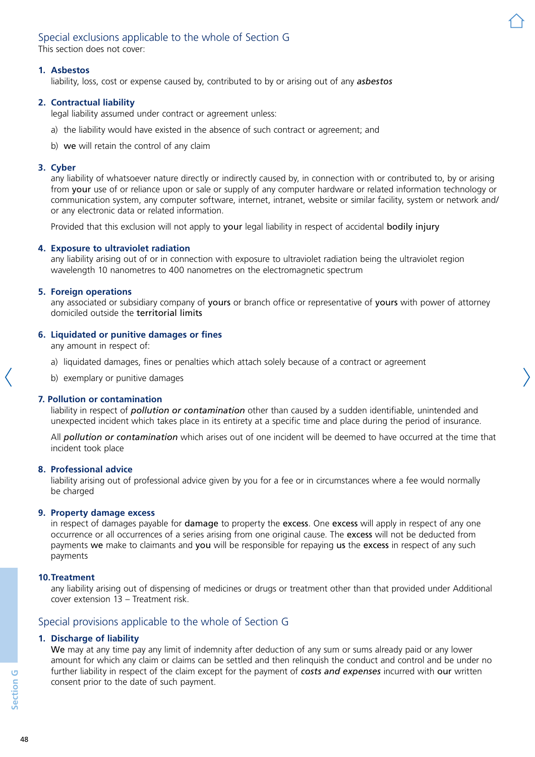## Special exclusions applicable to the whole of Section G

This section does not cover:

### 1. Asbestos

liability, loss, cost or expense caused by, contributed to by or arising out of any ***asbestos***

### 2. Contractual liability

legal liability assumed under contract or agreement unless:

a) the liability would have existed in the absence of such contract or agreement; and

b) **we** will retain the control of any claim

### 3. Cyber

any liability of whatsoever nature directly or indirectly caused by, in connection with or contributed to, by or arising from **your** use of or reliance upon or sale or supply of any computer hardware or related information technology or communication system, any computer software, internet, intranet, website or similar facility, system or network and/or any electronic data or related information.

Provided that this exclusion will not apply to **your** legal liability in respect of accidental **bodily injury**

### 4. Exposure to ultraviolet radiation

any liability arising out of or in connection with exposure to ultraviolet radiation being the ultraviolet region wavelength 10 nanometres to 400 nanometres on the electromagnetic spectrum

### 5. Foreign operations

any associated or subsidiary company of **yours** or branch office or representative of **yours** with power of attorney domiciled outside the **territorial limits**

### 6. Liquidated or punitive damages or fines

any amount in respect of:

a) liquidated damages, fines or penalties which attach solely because of a contract or agreement

b) exemplary or punitive damages

### 7. Pollution or contamination

liability in respect of ***pollution or contamination*** other than caused by a sudden identifiable, unintended and unexpected incident which takes place in its entirety at a specific time and place during the period of insurance.

All ***pollution or contamination*** which arises out of one incident will be deemed to have occurred at the time that incident took place

### 8. Professional advice

liability arising out of professional advice given by you for a fee or in circumstances where a fee would normally be charged

### 9. Property damage excess

in respect of damages payable for **damage** to property the **excess**. One **excess** will apply in respect of any one occurrence or all occurrences of a series arising from one original cause. The **excess** will not be deducted from payments **we** make to claimants and **you** will be responsible for repaying **us** the **excess** in respect of any such payments

### 10. Treatment

any liability arising out of dispensing of medicines or drugs or treatment other than that provided under Additional cover extension 13 – Treatment risk.

## Special provisions applicable to the whole of Section G

### 1. Discharge of liability

**We** may at any time pay any limit of indemnity after deduction of any sum or sums already paid or any lower amount for which any claim or claims can be settled and then relinquish the conduct and control and be under no further liability in respect of the claim except for the payment of ***costs and expenses*** incurred with **our** written consent prior to the date of such payment.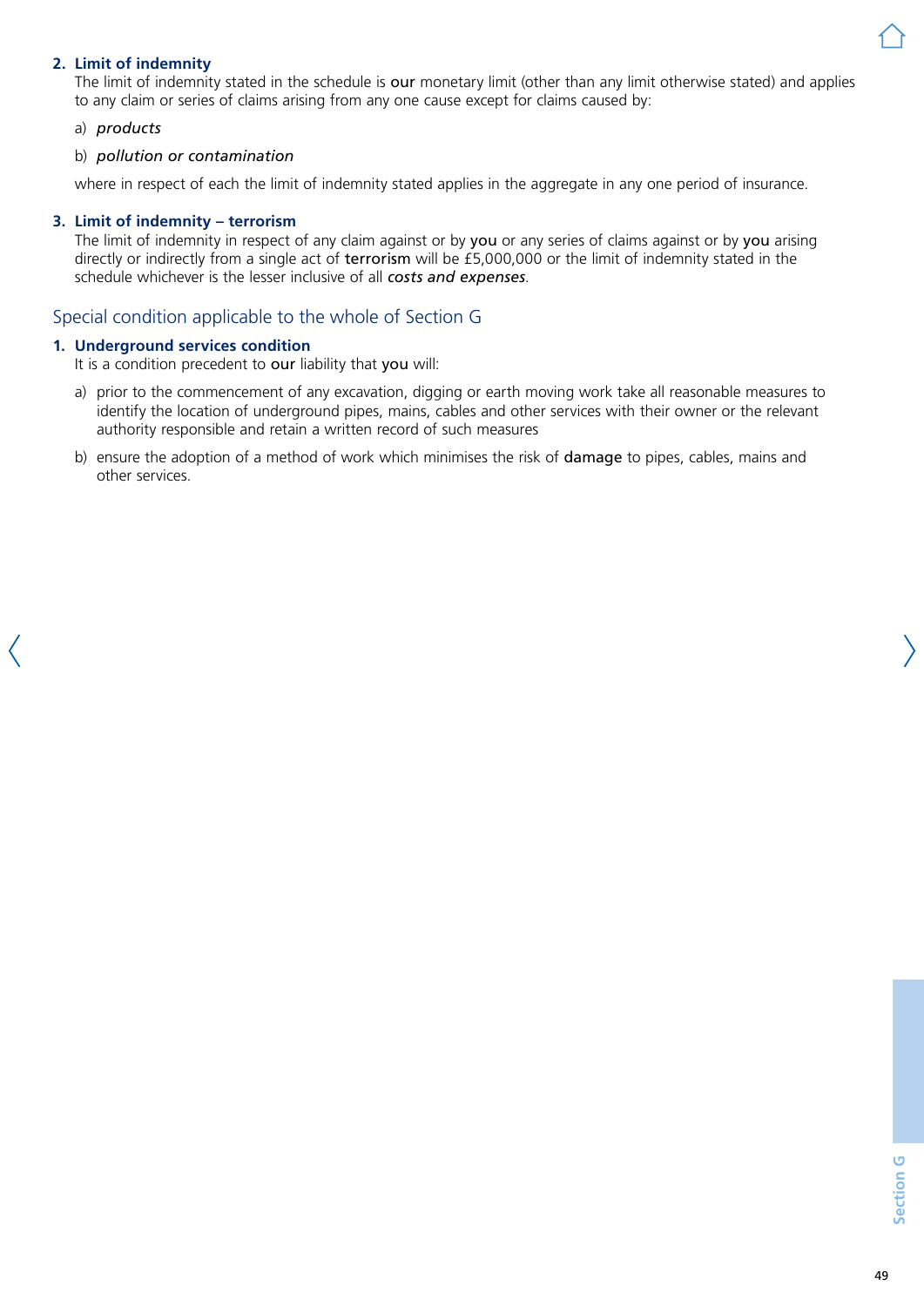**2. Limit of indemnity**

The limit of indemnity stated in the schedule is **our** monetary limit (other than any limit otherwise stated) and applies to any claim or series of claims arising from any one cause except for claims caused by:

a) ***products***

b) ***pollution or contamination***

where in respect of each the limit of indemnity stated applies in the aggregate in any one period of insurance.

**3. Limit of indemnity – terrorism**

The limit of indemnity in respect of any claim against or by **you** or any series of claims against or by **you** arising directly or indirectly from a single act of **terrorism** will be £5,000,000 or the limit of indemnity stated in the schedule whichever is the lesser inclusive of all ***costs and expenses***.

## Special condition applicable to the whole of Section G

**1. Underground services condition**

It is a condition precedent to **our** liability that **you** will:

a) prior to the commencement of any excavation, digging or earth moving work take all reasonable measures to identify the location of underground pipes, mains, cables and other services with their owner or the relevant authority responsible and retain a written record of such measures

b) ensure the adoption of a method of work which minimises the risk of **damage** to pipes, cables, mains and other services.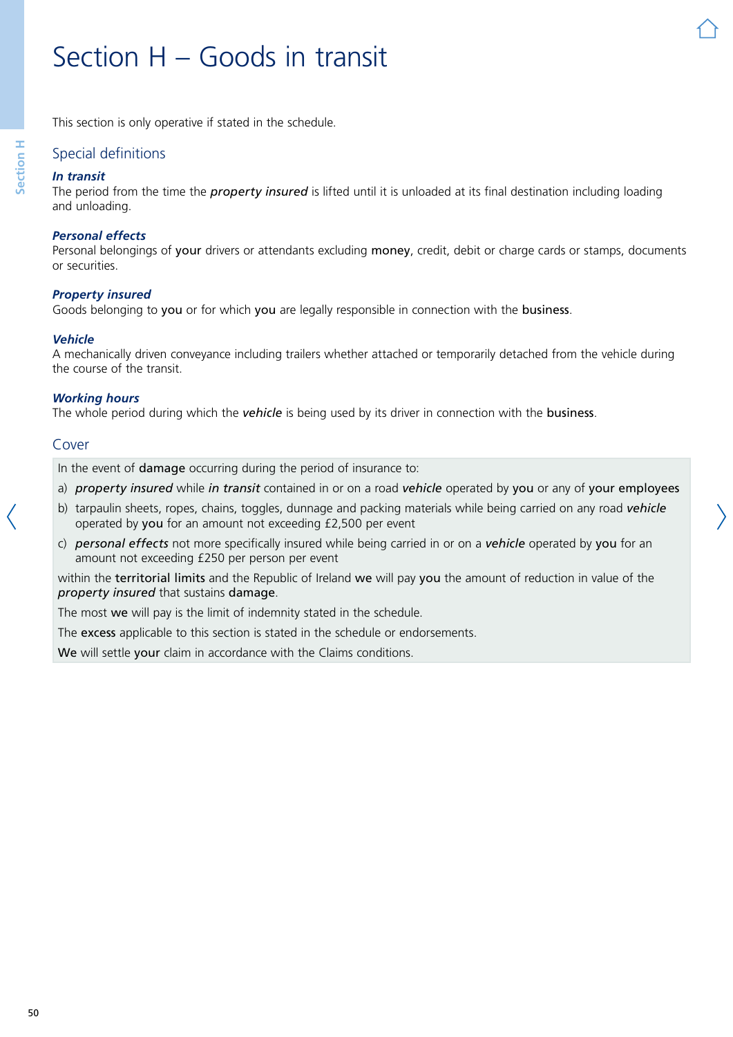# Section H – Goods in transit

This section is only operative if stated in the schedule.

## Special definitions

***In transit***
The period from the time the ***property insured*** is lifted until it is unloaded at its final destination including loading and unloading.

***Personal effects***
Personal belongings of **your** drivers or attendants excluding **money**, credit, debit or charge cards or stamps, documents or securities.

***Property insured***
Goods belonging to **you** or for which **you** are legally responsible in connection with the **business**.

***Vehicle***
A mechanically driven conveyance including trailers whether attached or temporarily detached from the vehicle during the course of the transit.

***Working hours***
The whole period during which the ***vehicle*** is being used by its driver in connection with the **business**.

## Cover

In the event of **damage** occurring during the period of insurance to:

a) ***property insured*** while ***in transit*** contained in or on a road ***vehicle*** operated by **you** or any of **your employees**

b) tarpaulin sheets, ropes, chains, toggles, dunnage and packing materials while being carried on any road ***vehicle*** operated by **you** for an amount not exceeding £2,500 per event

c) ***personal effects*** not more specifically insured while being carried in or on a ***vehicle*** operated by **you** for an amount not exceeding £250 per person per event

within the **territorial limits** and the Republic of Ireland **we** will pay **you** the amount of reduction in value of the ***property insured*** that sustains **damage**.

The most **we** will pay is the limit of indemnity stated in the schedule.

The **excess** applicable to this section is stated in the schedule or endorsements.

**We** will settle **your** claim in accordance with the Claims conditions.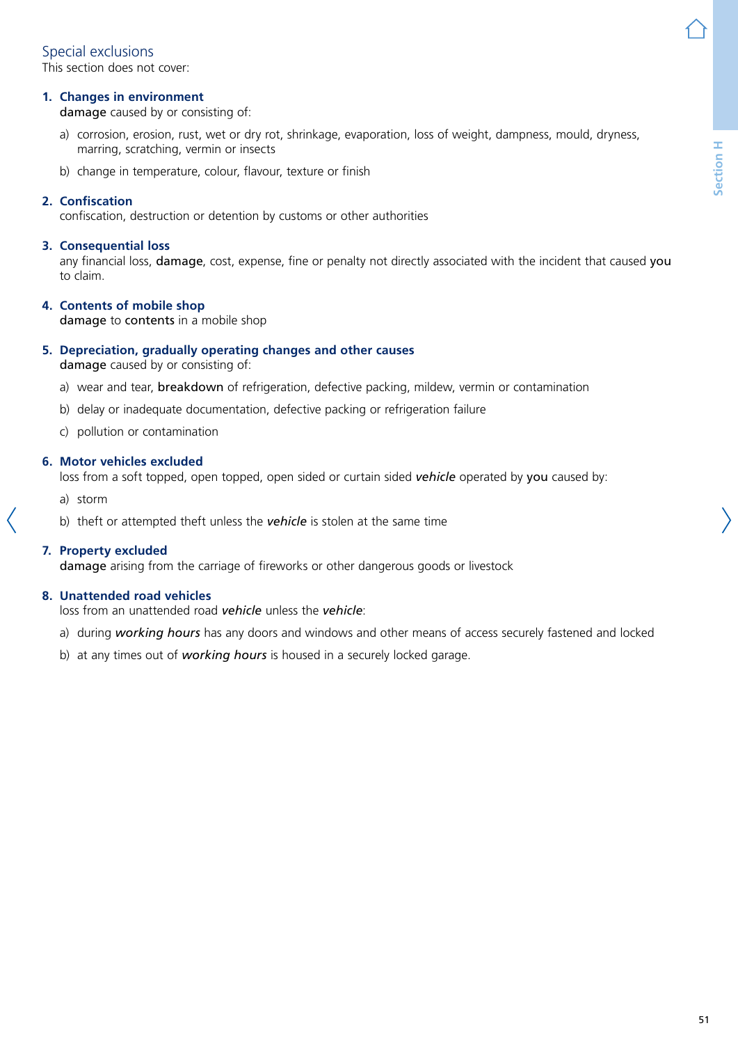## Special exclusions

This section does not cover:

1. **Changes in environment**

   **damage** caused by or consisting of:

   a) corrosion, erosion, rust, wet or dry rot, shrinkage, evaporation, loss of weight, dampness, mould, dryness, marring, scratching, vermin or insects

   b) change in temperature, colour, flavour, texture or finish

2. **Confiscation**

   confiscation, destruction or detention by customs or other authorities

3. **Consequential loss**

   any financial loss, **damage**, cost, expense, fine or penalty not directly associated with the incident that caused **you** to claim.

4. **Contents of mobile shop**

   **damage** to **contents** in a mobile shop

5. **Depreciation, gradually operating changes and other causes**

   **damage** caused by or consisting of:

   a) wear and tear, **breakdown** of refrigeration, defective packing, mildew, vermin or contamination

   b) delay or inadequate documentation, defective packing or refrigeration failure

   c) pollution or contamination

6. **Motor vehicles excluded**

   loss from a soft topped, open topped, open sided or curtain sided ***vehicle*** operated by **you** caused by:

   a) storm

   b) theft or attempted theft unless the ***vehicle*** is stolen at the same time

7. **Property excluded**

   **damage** arising from the carriage of fireworks or other dangerous goods or livestock

8. **Unattended road vehicles**

   loss from an unattended road ***vehicle*** unless the ***vehicle***:

   a) during ***working hours*** has any doors and windows and other means of access securely fastened and locked

   b) at any times out of ***working hours*** is housed in a securely locked garage.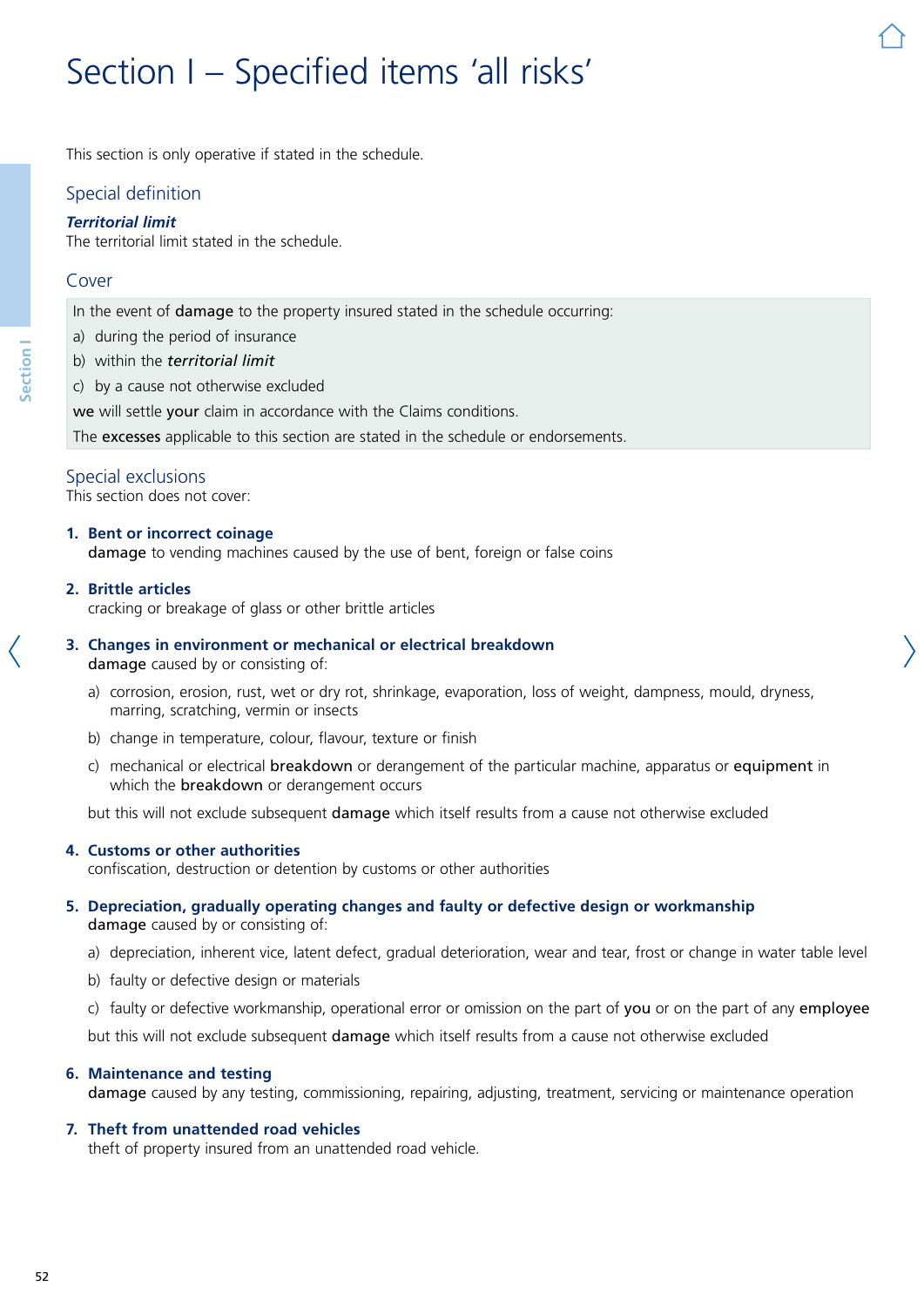# Section I – Specified items 'all risks'

This section is only operative if stated in the schedule.

## Special definition

***Territorial limit***
The territorial limit stated in the schedule.

## Cover

In the event of **damage** to the property insured stated in the schedule occurring:

a) during the period of insurance

b) within the ***territorial limit***

c) by a cause not otherwise excluded

**we** will settle **your** claim in accordance with the Claims conditions.

The **excesses** applicable to this section are stated in the schedule or endorsements.

## Special exclusions

This section does not cover:

**1. Bent or incorrect coinage**
**damage** to vending machines caused by the use of bent, foreign or false coins

**2. Brittle articles**
cracking or breakage of glass or other brittle articles

**3. Changes in environment or mechanical or electrical breakdown**
**damage** caused by or consisting of:

a) corrosion, erosion, rust, wet or dry rot, shrinkage, evaporation, loss of weight, dampness, mould, dryness, marring, scratching, vermin or insects

b) change in temperature, colour, flavour, texture or finish

c) mechanical or electrical **breakdown** or derangement of the particular machine, apparatus or **equipment** in which the **breakdown** or derangement occurs

but this will not exclude subsequent **damage** which itself results from a cause not otherwise excluded

**4. Customs or other authorities**
confiscation, destruction or detention by customs or other authorities

**5. Depreciation, gradually operating changes and faulty or defective design or workmanship**
**damage** caused by or consisting of:

a) depreciation, inherent vice, latent defect, gradual deterioration, wear and tear, frost or change in water table level

b) faulty or defective design or materials

c) faulty or defective workmanship, operational error or omission on the part of **you** or on the part of any **employee**

but this will not exclude subsequent **damage** which itself results from a cause not otherwise excluded

**6. Maintenance and testing**
**damage** caused by any testing, commissioning, repairing, adjusting, treatment, servicing or maintenance operation

**7. Theft from unattended road vehicles**
theft of property insured from an unattended road vehicle.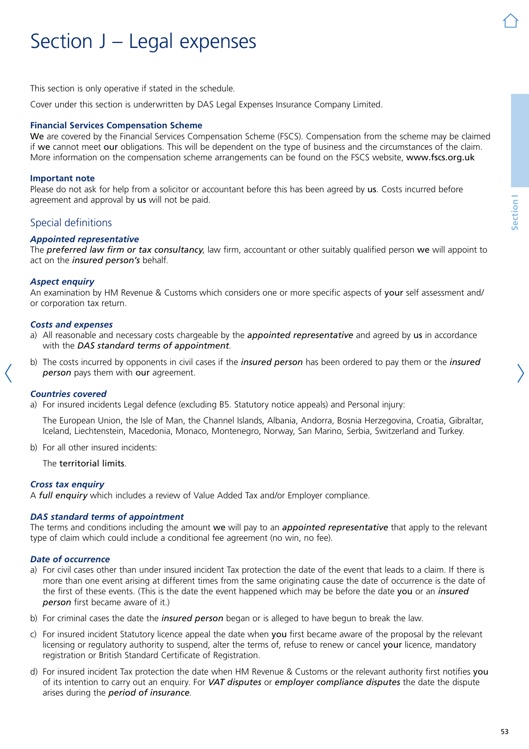# Section J – Legal expenses

This section is only operative if stated in the schedule.

Cover under this section is underwritten by DAS Legal Expenses Insurance Company Limited.

### Financial Services Compensation Scheme

**We** are covered by the Financial Services Compensation Scheme (FSCS). Compensation from the scheme may be claimed if **we** cannot meet **our** obligations. This will be dependent on the type of business and the circumstances of the claim. More information on the compensation scheme arrangements can be found on the FSCS website, **www.fscs.org.uk**

### Important note

Please do not ask for help from a solicitor or accountant before this has been agreed by **us**. Costs incurred before agreement and approval by **us** will not be paid.

## Special definitions

### *Appointed representative*

The ***preferred law firm or tax consultancy***, law firm, accountant or other suitably qualified person **we** will appoint to act on the ***insured person's*** behalf.

### *Aspect enquiry*

An examination by HM Revenue & Customs which considers one or more specific aspects of **your** self assessment and/or corporation tax return.

### *Costs and expenses*

a) All reasonable and necessary costs chargeable by the ***appointed representative*** and agreed by **us** in accordance with the ***DAS standard terms of appointment***.

b) The costs incurred by opponents in civil cases if the ***insured person*** has been ordered to pay them or the ***insured person*** pays them with **our** agreement.

### *Countries covered*

a) For insured incidents Legal defence (excluding B5. Statutory notice appeals) and Personal injury:

   The European Union, the Isle of Man, the Channel Islands, Albania, Andorra, Bosnia Herzegovina, Croatia, Gibraltar, Iceland, Liechtenstein, Macedonia, Monaco, Montenegro, Norway, San Marino, Serbia, Switzerland and Turkey.

b) For all other insured incidents:

   The **territorial limits**.

### *Cross tax enquiry*

A ***full enquiry*** which includes a review of Value Added Tax and/or Employer compliance.

### *DAS standard terms of appointment*

The terms and conditions including the amount **we** will pay to an ***appointed representative*** that apply to the relevant type of claim which could include a conditional fee agreement (no win, no fee).

### *Date of occurrence*

a) For civil cases other than under insured incident Tax protection the date of the event that leads to a claim. If there is more than one event arising at different times from the same originating cause the date of occurrence is the date of the first of these events. (This is the date the event happened which may be before the date **you** or an ***insured person*** first became aware of it.)

b) For criminal cases the date the ***insured person*** began or is alleged to have begun to break the law.

c) For insured incident Statutory licence appeal the date when **you** first became aware of the proposal by the relevant licensing or regulatory authority to suspend, alter the terms of, refuse to renew or cancel **your** licence, mandatory registration or British Standard Certificate of Registration.

d) For insured incident Tax protection the date when HM Revenue & Customs or the relevant authority first notifies **you** of its intention to carry out an enquiry. For ***VAT disputes*** or ***employer compliance disputes*** the date the dispute arises during the ***period of insurance***.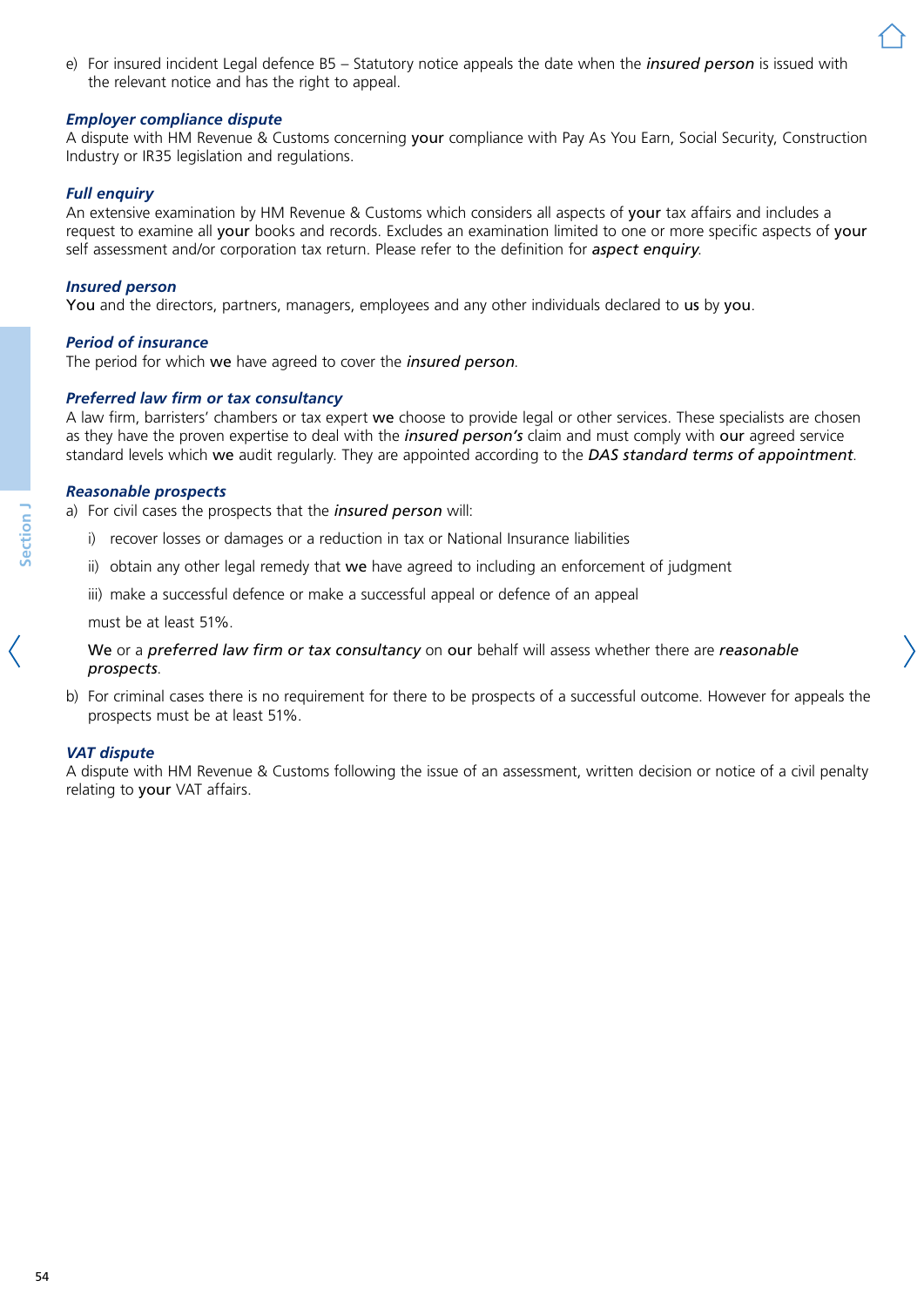e) For insured incident Legal defence B5 – Statutory notice appeals the date when the ***insured person*** is issued with the relevant notice and has the right to appeal.

### *Employer compliance dispute*

A dispute with HM Revenue & Customs concerning **your** compliance with Pay As You Earn, Social Security, Construction Industry or IR35 legislation and regulations.

### *Full enquiry*

An extensive examination by HM Revenue & Customs which considers all aspects of **your** tax affairs and includes a request to examine all **your** books and records. Excludes an examination limited to one or more specific aspects of **your** self assessment and/or corporation tax return. Please refer to the definition for ***aspect enquiry***.

### *Insured person*

**You** and the directors, partners, managers, employees and any other individuals declared to **us** by **you**.

### *Period of insurance*

The period for which **we** have agreed to cover the ***insured person***.

### *Preferred law firm or tax consultancy*

A law firm, barristers' chambers or tax expert **we** choose to provide legal or other services. These specialists are chosen as they have the proven expertise to deal with the ***insured person's*** claim and must comply with **our** agreed service standard levels which **we** audit regularly. They are appointed according to the ***DAS standard terms of appointment***.

### *Reasonable prospects*

a) For civil cases the prospects that the ***insured person*** will:

   i) recover losses or damages or a reduction in tax or National Insurance liabilities

   ii) obtain any other legal remedy that **we** have agreed to including an enforcement of judgment

   iii) make a successful defence or make a successful appeal or defence of an appeal

   must be at least 51%.

   **We** or a ***preferred law firm or tax consultancy*** on **our** behalf will assess whether there are ***reasonable prospects***.

b) For criminal cases there is no requirement for there to be prospects of a successful outcome. However for appeals the prospects must be at least 51%.

### *VAT dispute*

A dispute with HM Revenue & Customs following the issue of an assessment, written decision or notice of a civil penalty relating to **your** VAT affairs.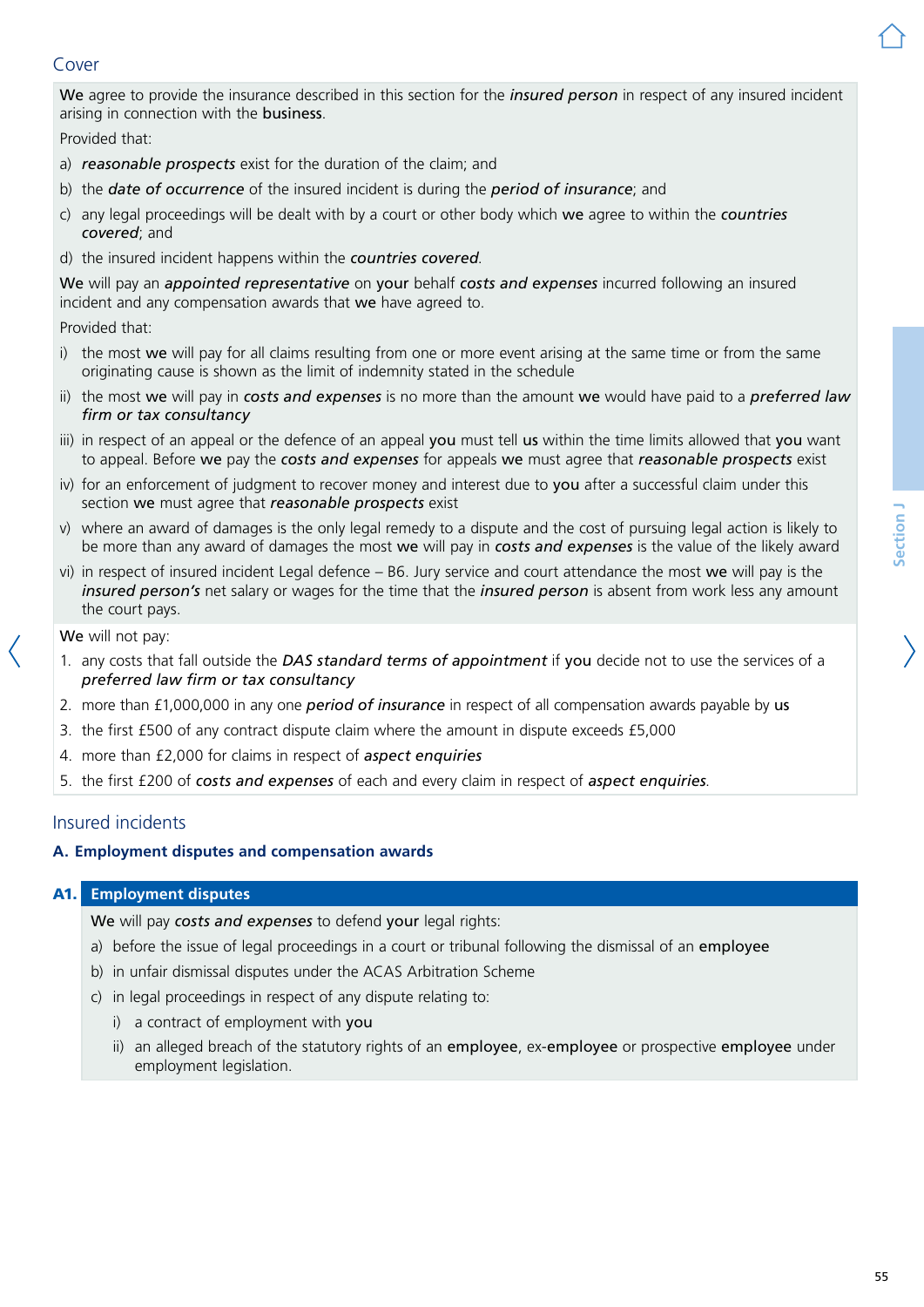## Cover

**We** agree to provide the insurance described in this section for the ***insured person*** in respect of any insured incident arising in connection with the **business**.

Provided that:

a) ***reasonable prospects*** exist for the duration of the claim; and

b) the ***date of occurrence*** of the insured incident is during the ***period of insurance***; and

c) any legal proceedings will be dealt with by a court or other body which **we** agree to within the ***countries covered***; and

d) the insured incident happens within the ***countries covered***.

**We** will pay an ***appointed representative*** on **your** behalf ***costs and expenses*** incurred following an insured incident and any compensation awards that **we** have agreed to.

Provided that:

i) the most **we** will pay for all claims resulting from one or more event arising at the same time or from the same originating cause is shown as the limit of indemnity stated in the schedule

ii) the most **we** will pay in ***costs and expenses*** is no more than the amount **we** would have paid to a ***preferred law firm or tax consultancy***

iii) in respect of an appeal or the defence of an appeal **you** must tell **us** within the time limits allowed that **you** want to appeal. Before **we** pay the ***costs and expenses*** for appeals **we** must agree that ***reasonable prospects*** exist

iv) for an enforcement of judgment to recover money and interest due to **you** after a successful claim under this section **we** must agree that ***reasonable prospects*** exist

v) where an award of damages is the only legal remedy to a dispute and the cost of pursuing legal action is likely to be more than any award of damages the most **we** will pay in ***costs and expenses*** is the value of the likely award

vi) in respect of insured incident Legal defence – B6. Jury service and court attendance the most **we** will pay is the ***insured person's*** net salary or wages for the time that the ***insured person*** is absent from work less any amount the court pays.

**We** will not pay:

1. any costs that fall outside the ***DAS standard terms of appointment*** if **you** decide not to use the services of a ***preferred law firm or tax consultancy***
2. more than £1,000,000 in any one ***period of insurance*** in respect of all compensation awards payable by **us**
3. the first £500 of any contract dispute claim where the amount in dispute exceeds £5,000
4. more than £2,000 for claims in respect of ***aspect enquiries***
5. the first £200 of ***costs and expenses*** of each and every claim in respect of ***aspect enquiries***.

## Insured incidents

### A. Employment disputes and compensation awards

#### A1. Employment disputes

**We** will pay ***costs and expenses*** to defend **your** legal rights:

a) before the issue of legal proceedings in a court or tribunal following the dismissal of an **employee**

b) in unfair dismissal disputes under the ACAS Arbitration Scheme

c) in legal proceedings in respect of any dispute relating to:

 i) a contract of employment with **you**

 ii) an alleged breach of the statutory rights of an **employee**, ex-**employee** or prospective **employee** under employment legislation.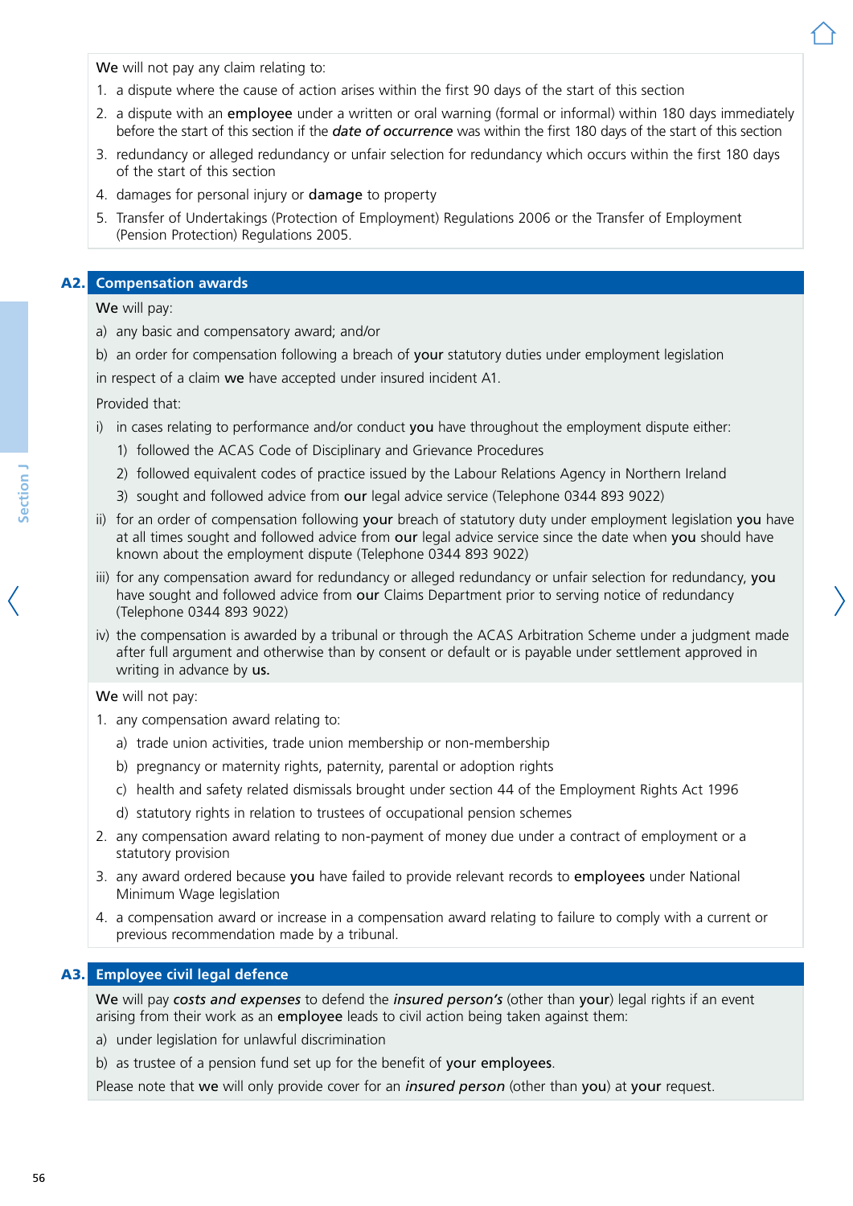**We** will not pay any claim relating to:

1. a dispute where the cause of action arises within the first 90 days of the start of this section
2. a dispute with an **employee** under a written or oral warning (formal or informal) within 180 days immediately before the start of this section if the ***date of occurrence*** was within the first 180 days of the start of this section
3. redundancy or alleged redundancy or unfair selection for redundancy which occurs within the first 180 days of the start of this section
4. damages for personal injury or **damage** to property
5. Transfer of Undertakings (Protection of Employment) Regulations 2006 or the Transfer of Employment (Pension Protection) Regulations 2005.

## A2. Compensation awards

**We** will pay:

a) any basic and compensatory award; and/or

b) an order for compensation following a breach of **your** statutory duties under employment legislation

in respect of a claim **we** have accepted under insured incident A1.

Provided that:

i) in cases relating to performance and/or conduct **you** have throughout the employment dispute either:
   1) followed the ACAS Code of Disciplinary and Grievance Procedures
   2) followed equivalent codes of practice issued by the Labour Relations Agency in Northern Ireland
   3) sought and followed advice from **our** legal advice service (Telephone 0344 893 9022)

ii) for an order of compensation following **your** breach of statutory duty under employment legislation **you** have at all times sought and followed advice from **our** legal advice service since the date when **you** should have known about the employment dispute (Telephone 0344 893 9022)

iii) for any compensation award for redundancy or alleged redundancy or unfair selection for redundancy, **you** have sought and followed advice from **our** Claims Department prior to serving notice of redundancy (Telephone 0344 893 9022)

iv) the compensation is awarded by a tribunal or through the ACAS Arbitration Scheme under a judgment made after full argument and otherwise than by consent or default or is payable under settlement approved in writing in advance by **us.**

**We** will not pay:

1. any compensation award relating to:
   a) trade union activities, trade union membership or non-membership
   b) pregnancy or maternity rights, paternity, parental or adoption rights
   c) health and safety related dismissals brought under section 44 of the Employment Rights Act 1996
   d) statutory rights in relation to trustees of occupational pension schemes
2. any compensation award relating to non-payment of money due under a contract of employment or a statutory provision
3. any award ordered because **you** have failed to provide relevant records to **employees** under National Minimum Wage legislation
4. a compensation award or increase in a compensation award relating to failure to comply with a current or previous recommendation made by a tribunal.

## A3. Employee civil legal defence

**We** will pay ***costs and expenses*** to defend the ***insured person's*** (other than **your**) legal rights if an event arising from their work as an **employee** leads to civil action being taken against them:

a) under legislation for unlawful discrimination

b) as trustee of a pension fund set up for the benefit of **your employees**.

Please note that **we** will only provide cover for an ***insured person*** (other than **you**) at **your** request.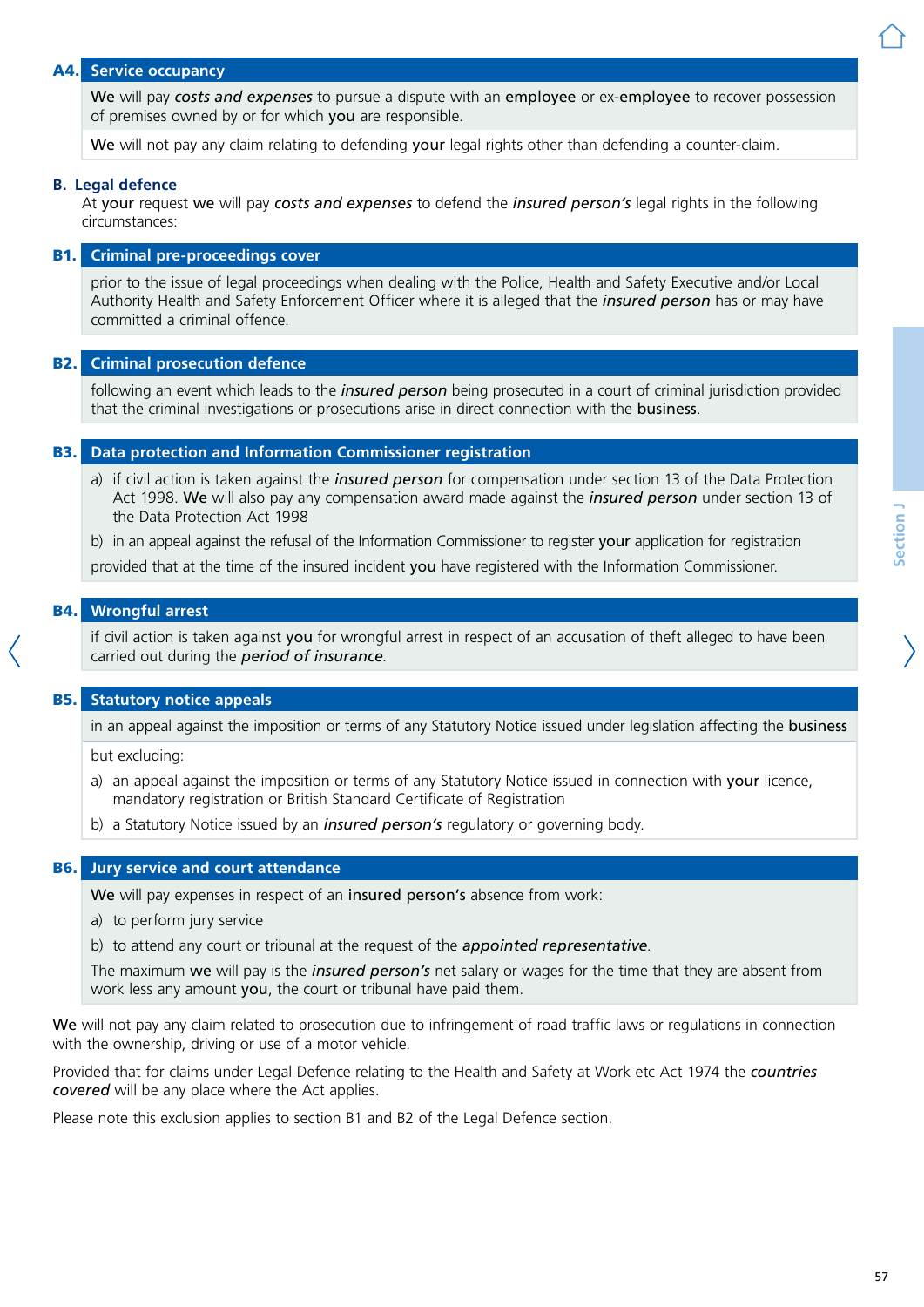### A4. Service occupancy

**We** will pay ***costs and expenses*** to pursue a dispute with an **employee** or ex-**employee** to recover possession of premises owned by or for which **you** are responsible.

**We** will not pay any claim relating to defending **your** legal rights other than defending a counter-claim.

## B. Legal defence

At **your** request **we** will pay ***costs and expenses*** to defend the ***insured person's*** legal rights in the following circumstances:

### B1. Criminal pre-proceedings cover

prior to the issue of legal proceedings when dealing with the Police, Health and Safety Executive and/or Local Authority Health and Safety Enforcement Officer where it is alleged that the ***insured person*** has or may have committed a criminal offence.

### B2. Criminal prosecution defence

following an event which leads to the ***insured person*** being prosecuted in a court of criminal jurisdiction provided that the criminal investigations or prosecutions arise in direct connection with the **business**.

### B3. Data protection and Information Commissioner registration

a) if civil action is taken against the ***insured person*** for compensation under section 13 of the Data Protection Act 1998. **We** will also pay any compensation award made against the ***insured person*** under section 13 of the Data Protection Act 1998

b) in an appeal against the refusal of the Information Commissioner to register **your** application for registration

provided that at the time of the insured incident **you** have registered with the Information Commissioner.

### B4. Wrongful arrest

if civil action is taken against **you** for wrongful arrest in respect of an accusation of theft alleged to have been carried out during the ***period of insurance***.

### B5. Statutory notice appeals

in an appeal against the imposition or terms of any Statutory Notice issued under legislation affecting the **business**

but excluding:

a) an appeal against the imposition or terms of any Statutory Notice issued in connection with **your** licence, mandatory registration or British Standard Certificate of Registration

b) a Statutory Notice issued by an ***insured person's*** regulatory or governing body.

### B6. Jury service and court attendance

**We** will pay expenses in respect of an **insured person's** absence from work:

a) to perform jury service

b) to attend any court or tribunal at the request of the ***appointed representative***.

The maximum **we** will pay is the ***insured person's*** net salary or wages for the time that they are absent from work less any amount **you**, the court or tribunal have paid them.

**We** will not pay any claim related to prosecution due to infringement of road traffic laws or regulations in connection with the ownership, driving or use of a motor vehicle.

Provided that for claims under Legal Defence relating to the Health and Safety at Work etc Act 1974 the ***countries covered*** will be any place where the Act applies.

Please note this exclusion applies to section B1 and B2 of the Legal Defence section.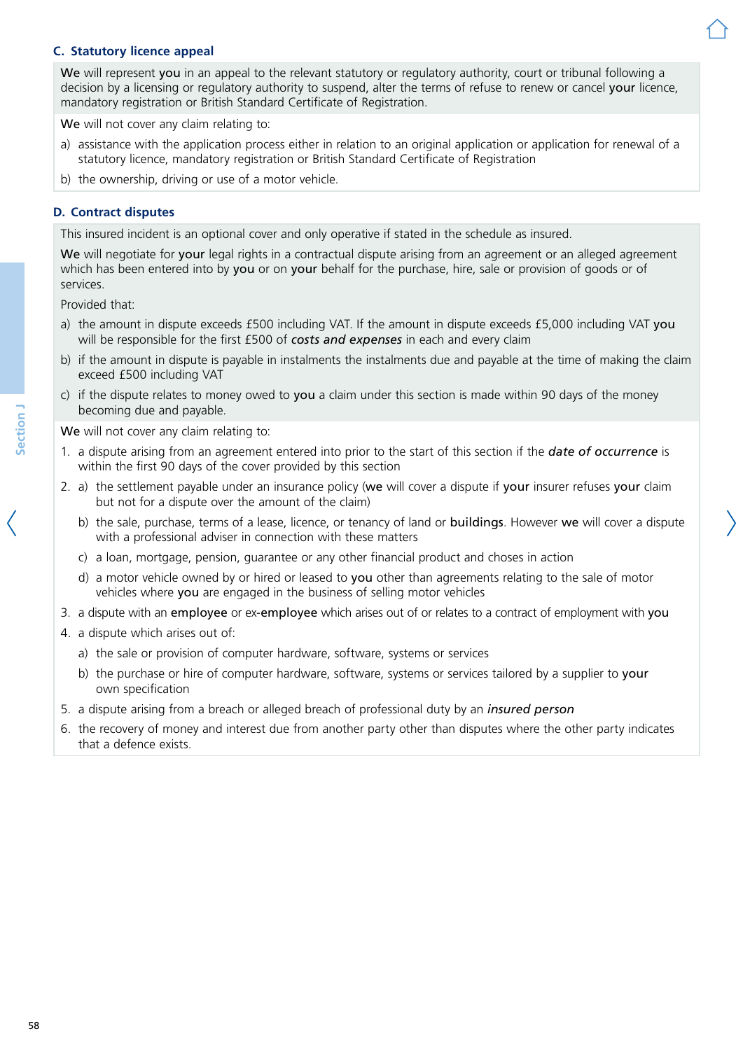### C. Statutory licence appeal

**We** will represent **you** in an appeal to the relevant statutory or regulatory authority, court or tribunal following a decision by a licensing or regulatory authority to suspend, alter the terms of refuse to renew or cancel **your** licence, mandatory registration or British Standard Certificate of Registration.

**We** will not cover any claim relating to:

a) assistance with the application process either in relation to an original application or application for renewal of a statutory licence, mandatory registration or British Standard Certificate of Registration

b) the ownership, driving or use of a motor vehicle.

### D. Contract disputes

This insured incident is an optional cover and only operative if stated in the schedule as insured.

**We** will negotiate for **your** legal rights in a contractual dispute arising from an agreement or an alleged agreement which has been entered into by **you** or on **your** behalf for the purchase, hire, sale or provision of goods or of services.

Provided that:

a) the amount in dispute exceeds £500 including VAT. If the amount in dispute exceeds £5,000 including VAT **you** will be responsible for the first £500 of ***costs and expenses*** in each and every claim

b) if the amount in dispute is payable in instalments the instalments due and payable at the time of making the claim exceed £500 including VAT

c) if the dispute relates to money owed to **you** a claim under this section is made within 90 days of the money becoming due and payable.

**We** will not cover any claim relating to:

1. a dispute arising from an agreement entered into prior to the start of this section if the ***date of occurrence*** is within the first 90 days of the cover provided by this section
2. a) the settlement payable under an insurance policy (**we** will cover a dispute if **your** insurer refuses **your** claim but not for a dispute over the amount of the claim)

   b) the sale, purchase, terms of a lease, licence, or tenancy of land or **buildings**. However **we** will cover a dispute with a professional adviser in connection with these matters

   c) a loan, mortgage, pension, guarantee or any other financial product and choses in action

   d) a motor vehicle owned by or hired or leased to **you** other than agreements relating to the sale of motor vehicles where **you** are engaged in the business of selling motor vehicles
3. a dispute with an **employee** or ex-**employee** which arises out of or relates to a contract of employment with **you**
4. a dispute which arises out of:

   a) the sale or provision of computer hardware, software, systems or services

   b) the purchase or hire of computer hardware, software, systems or services tailored by a supplier to **your** own specification
5. a dispute arising from a breach or alleged breach of professional duty by an ***insured person***
6. the recovery of money and interest due from another party other than disputes where the other party indicates that a defence exists.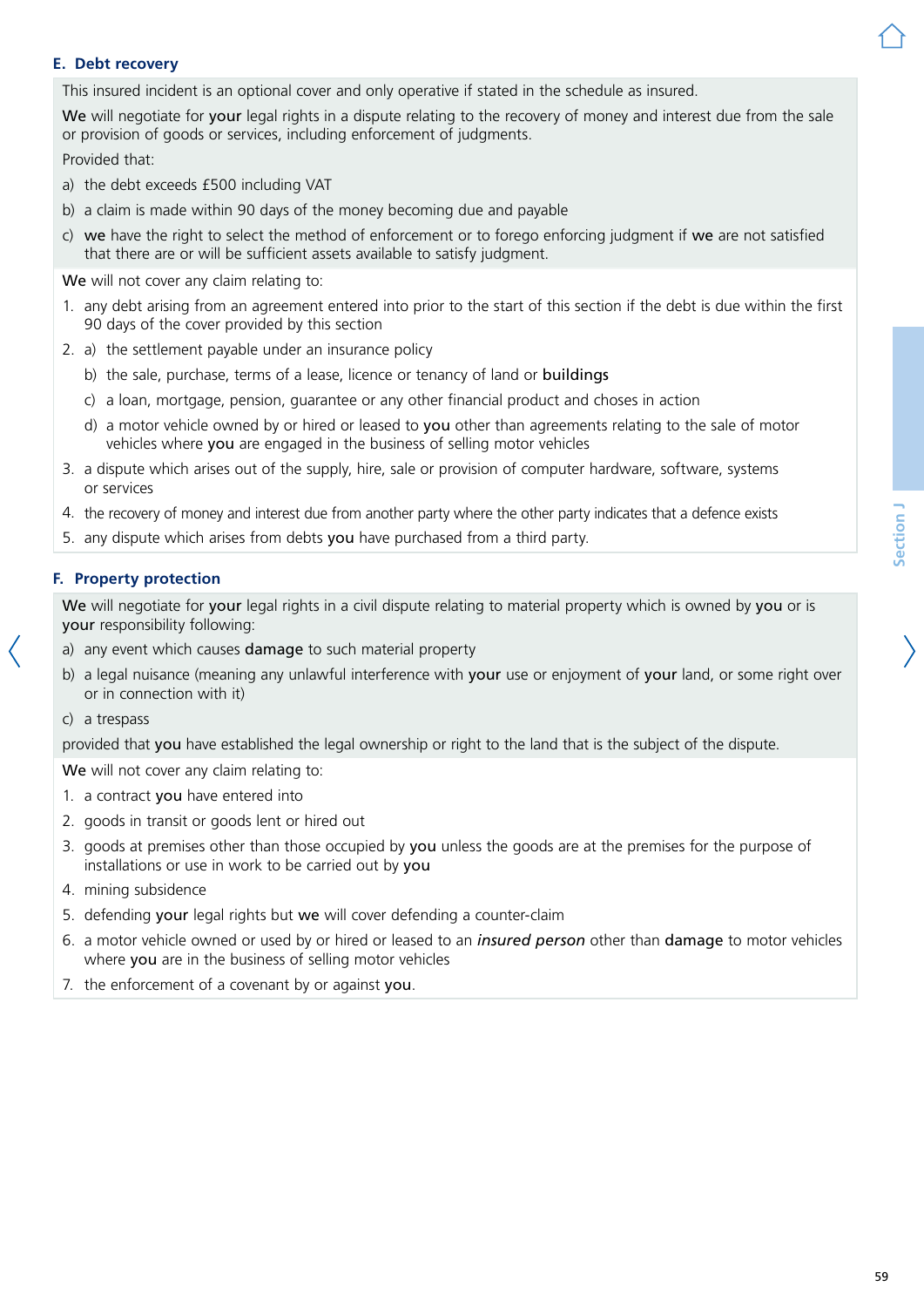### E. Debt recovery

This insured incident is an optional cover and only operative if stated in the schedule as insured.

**We** will negotiate for **your** legal rights in a dispute relating to the recovery of money and interest due from the sale or provision of goods or services, including enforcement of judgments.

Provided that:

a) the debt exceeds £500 including VAT

b) a claim is made within 90 days of the money becoming due and payable

c) **we** have the right to select the method of enforcement or to forego enforcing judgment if **we** are not satisfied that there are or will be sufficient assets available to satisfy judgment.

**We** will not cover any claim relating to:

1. any debt arising from an agreement entered into prior to the start of this section if the debt is due within the first 90 days of the cover provided by this section
2. a) the settlement payable under an insurance policy

   b) the sale, purchase, terms of a lease, licence or tenancy of land or **buildings**

   c) a loan, mortgage, pension, guarantee or any other financial product and choses in action

   d) a motor vehicle owned by or hired or leased to **you** other than agreements relating to the sale of motor vehicles where **you** are engaged in the business of selling motor vehicles
3. a dispute which arises out of the supply, hire, sale or provision of computer hardware, software, systems or services
4. the recovery of money and interest due from another party where the other party indicates that a defence exists
5. any dispute which arises from debts **you** have purchased from a third party.

### F. Property protection

**We** will negotiate for **your** legal rights in a civil dispute relating to material property which is owned by **you** or is **your** responsibility following:

a) any event which causes **damage** to such material property

b) a legal nuisance (meaning any unlawful interference with **your** use or enjoyment of **your** land, or some right over or in connection with it)

c) a trespass

provided that **you** have established the legal ownership or right to the land that is the subject of the dispute.

**We** will not cover any claim relating to:

1. a contract **you** have entered into
2. goods in transit or goods lent or hired out
3. goods at premises other than those occupied by **you** unless the goods are at the premises for the purpose of installations or use in work to be carried out by **you**
4. mining subsidence
5. defending **your** legal rights but **we** will cover defending a counter-claim
6. a motor vehicle owned or used by or hired or leased to an ***insured person*** other than **damage** to motor vehicles where **you** are in the business of selling motor vehicles
7. the enforcement of a covenant by or against **you**.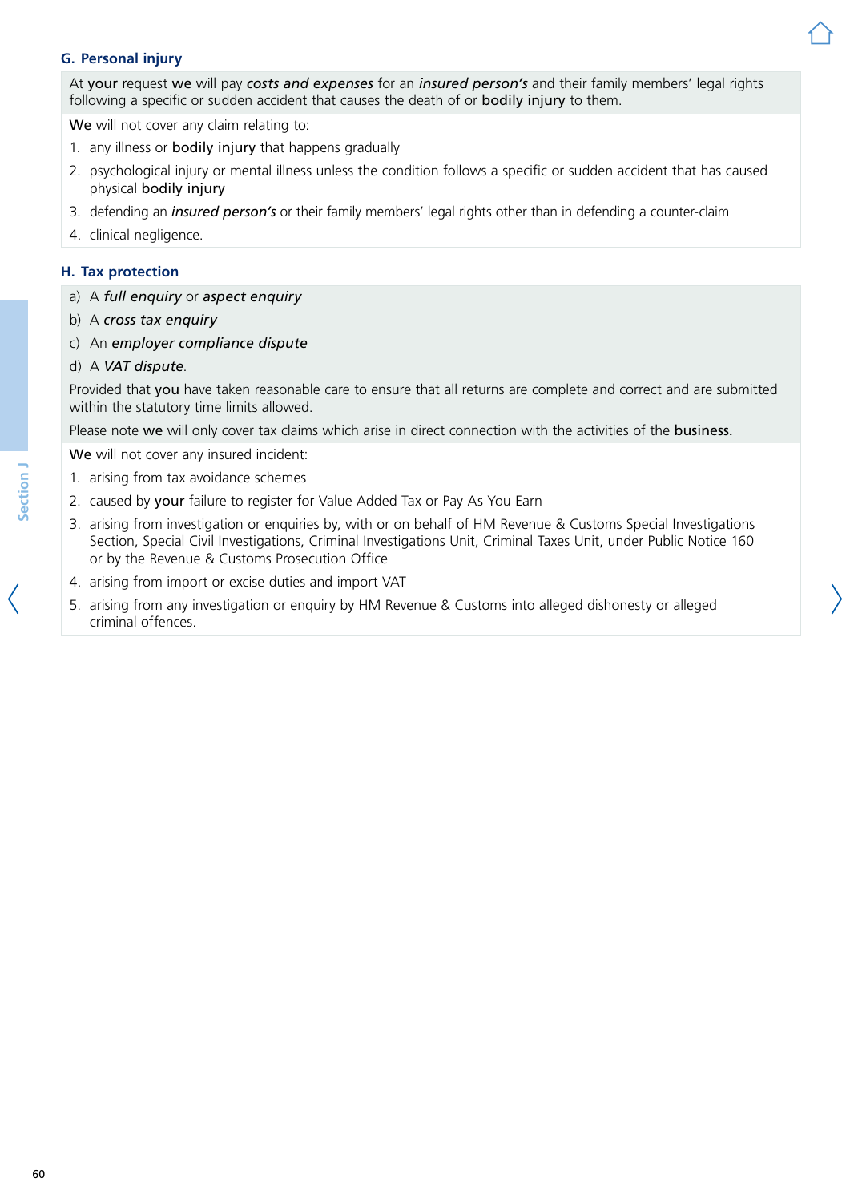## G. Personal injury

At **your** request **we** will pay ***costs and expenses*** for an ***insured person's*** and their family members' legal rights following a specific or sudden accident that causes the death of or **bodily injury** to them.

**We** will not cover any claim relating to:

1. any illness or **bodily injury** that happens gradually
2. psychological injury or mental illness unless the condition follows a specific or sudden accident that has caused physical **bodily injury**
3. defending an ***insured person's*** or their family members' legal rights other than in defending a counter-claim
4. clinical negligence.

## H. Tax protection

a) A ***full enquiry*** or ***aspect enquiry***

b) A ***cross tax enquiry***

c) An ***employer compliance dispute***

d) A ***VAT dispute***.

Provided that **you** have taken reasonable care to ensure that all returns are complete and correct and are submitted within the statutory time limits allowed.

Please note **we** will only cover tax claims which arise in direct connection with the activities of the **business.**

**We** will not cover any insured incident:

1. arising from tax avoidance schemes
2. caused by **your** failure to register for Value Added Tax or Pay As You Earn
3. arising from investigation or enquiries by, with or on behalf of HM Revenue & Customs Special Investigations Section, Special Civil Investigations, Criminal Investigations Unit, Criminal Taxes Unit, under Public Notice 160 or by the Revenue & Customs Prosecution Office
4. arising from import or excise duties and import VAT
5. arising from any investigation or enquiry by HM Revenue & Customs into alleged dishonesty or alleged criminal offences.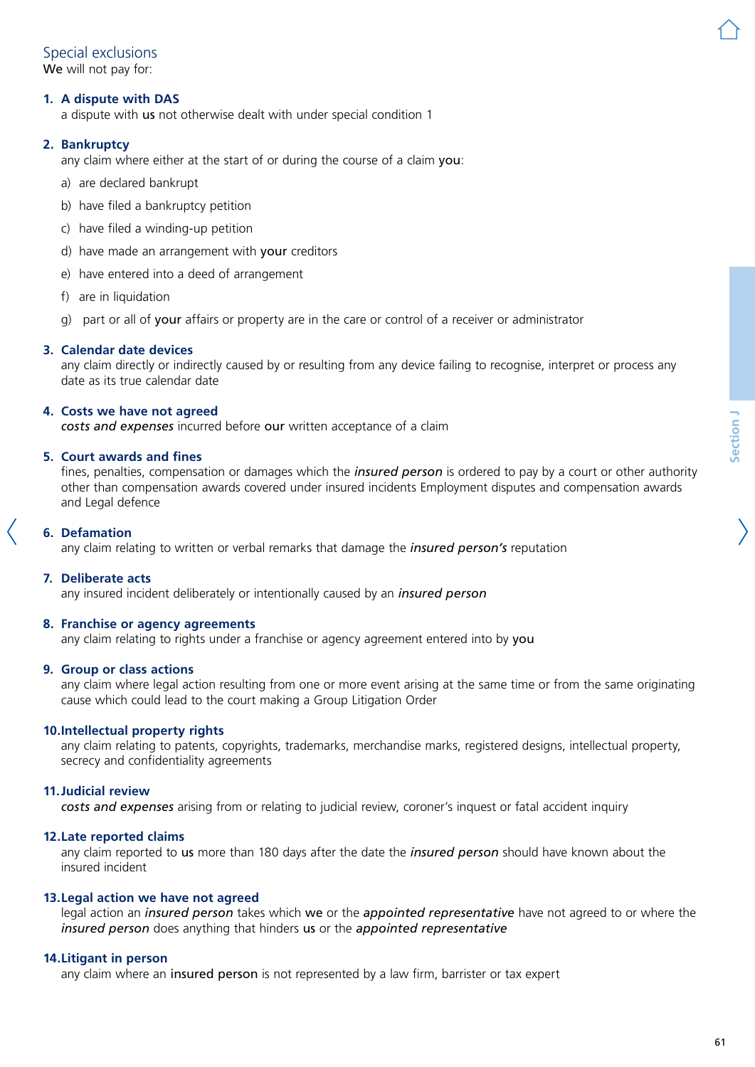## Special exclusions

**We** will not pay for:

### 1. A dispute with DAS

a dispute with **us** not otherwise dealt with under special condition 1

### 2. Bankruptcy

any claim where either at the start of or during the course of a claim **you**:

a) are declared bankrupt

b) have filed a bankruptcy petition

c) have filed a winding-up petition

d) have made an arrangement with **your** creditors

e) have entered into a deed of arrangement

f) are in liquidation

g) part or all of **your** affairs or property are in the care or control of a receiver or administrator

### 3. Calendar date devices

any claim directly or indirectly caused by or resulting from any device failing to recognise, interpret or process any date as its true calendar date

### 4. Costs we have not agreed

***costs and expenses*** incurred before **our** written acceptance of a claim

### 5. Court awards and fines

fines, penalties, compensation or damages which the ***insured person*** is ordered to pay by a court or other authority other than compensation awards covered under insured incidents Employment disputes and compensation awards and Legal defence

### 6. Defamation

any claim relating to written or verbal remarks that damage the ***insured person's*** reputation

### 7. Deliberate acts

any insured incident deliberately or intentionally caused by an ***insured person***

### 8. Franchise or agency agreements

any claim relating to rights under a franchise or agency agreement entered into by **you**

### 9. Group or class actions

any claim where legal action resulting from one or more event arising at the same time or from the same originating cause which could lead to the court making a Group Litigation Order

### 10. Intellectual property rights

any claim relating to patents, copyrights, trademarks, merchandise marks, registered designs, intellectual property, secrecy and confidentiality agreements

### 11. Judicial review

***costs and expenses*** arising from or relating to judicial review, coroner's inquest or fatal accident inquiry

### 12. Late reported claims

any claim reported to **us** more than 180 days after the date the ***insured person*** should have known about the insured incident

### 13. Legal action we have not agreed

legal action an ***insured person*** takes which **we** or the ***appointed representative*** have not agreed to or where the ***insured person*** does anything that hinders **us** or the ***appointed representative***

### 14. Litigant in person

any claim where an **insured person** is not represented by a law firm, barrister or tax expert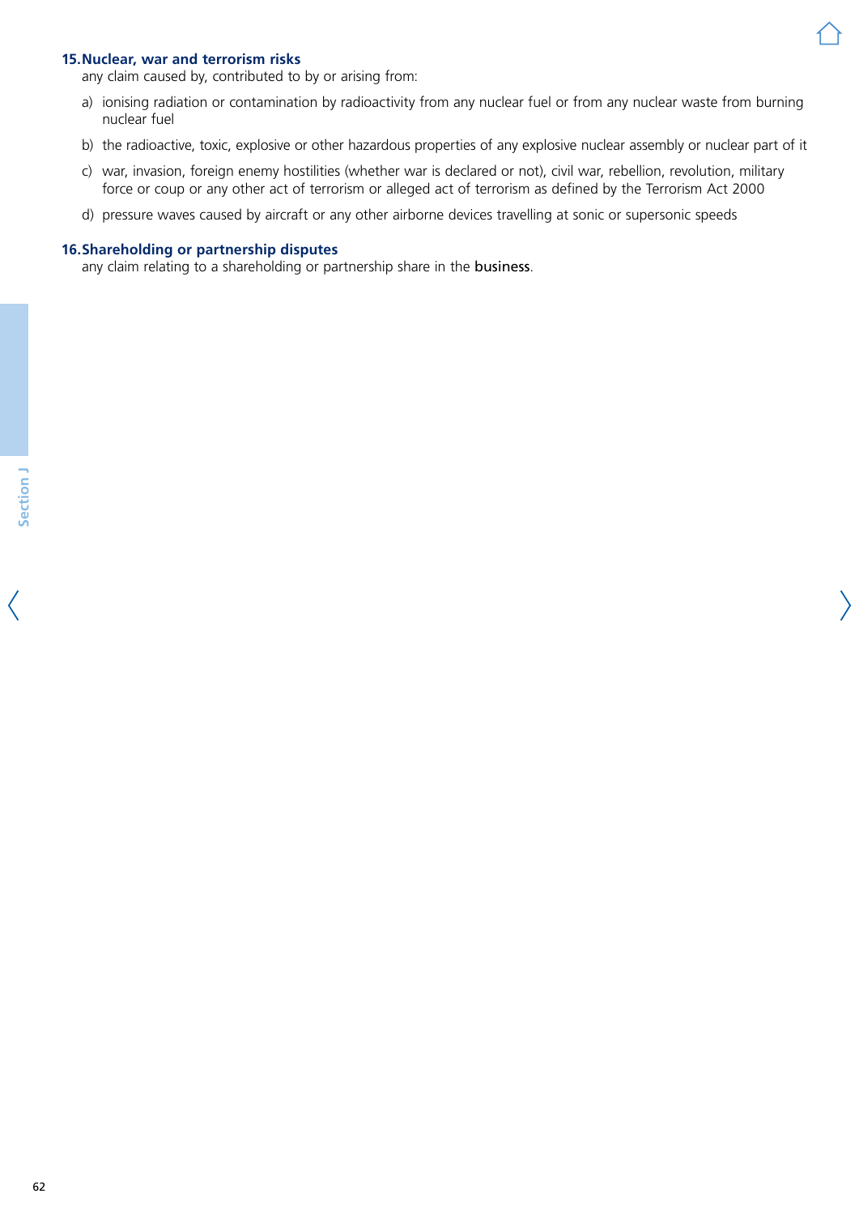### 15. Nuclear, war and terrorism risks

any claim caused by, contributed to by or arising from:

a) ionising radiation or contamination by radioactivity from any nuclear fuel or from any nuclear waste from burning nuclear fuel

b) the radioactive, toxic, explosive or other hazardous properties of any explosive nuclear assembly or nuclear part of it

c) war, invasion, foreign enemy hostilities (whether war is declared or not), civil war, rebellion, revolution, military force or coup or any other act of terrorism or alleged act of terrorism as defined by the Terrorism Act 2000

d) pressure waves caused by aircraft or any other airborne devices travelling at sonic or supersonic speeds

### 16. Shareholding or partnership disputes

any claim relating to a shareholding or partnership share in the **business**.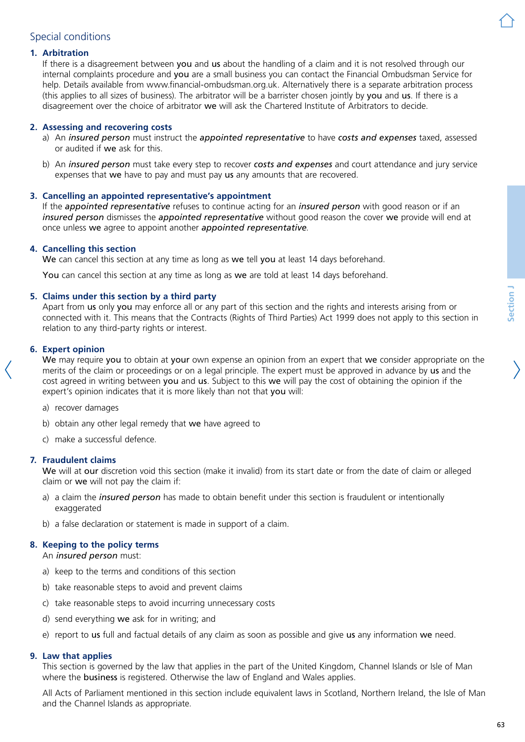## Special conditions

### 1. Arbitration

If there is a disagreement between **you** and **us** about the handling of a claim and it is not resolved through our internal complaints procedure and **you** are a small business you can contact the Financial Ombudsman Service for help. Details available from www.financial-ombudsman.org.uk. Alternatively there is a separate arbitration process (this applies to all sizes of business). The arbitrator will be a barrister chosen jointly by **you** and **us**. If there is a disagreement over the choice of arbitrator **we** will ask the Chartered Institute of Arbitrators to decide.

### 2. Assessing and recovering costs

a) An ***insured person*** must instruct the ***appointed representative*** to have ***costs and expenses*** taxed, assessed or audited if **we** ask for this.

b) An ***insured person*** must take every step to recover ***costs and expenses*** and court attendance and jury service expenses that **we** have to pay and must pay **us** any amounts that are recovered.

### 3. Cancelling an appointed representative's appointment

If the ***appointed representative*** refuses to continue acting for an ***insured person*** with good reason or if an ***insured person*** dismisses the ***appointed representative*** without good reason the cover **we** provide will end at once unless **we** agree to appoint another ***appointed representative***.

### 4. Cancelling this section

**We** can cancel this section at any time as long as **we** tell **you** at least 14 days beforehand.

**You** can cancel this section at any time as long as **we** are told at least 14 days beforehand.

### 5. Claims under this section by a third party

Apart from **us** only **you** may enforce all or any part of this section and the rights and interests arising from or connected with it. This means that the Contracts (Rights of Third Parties) Act 1999 does not apply to this section in relation to any third-party rights or interest.

### 6. Expert opinion

**We** may require **you** to obtain at **your** own expense an opinion from an expert that **we** consider appropriate on the merits of the claim or proceedings or on a legal principle. The expert must be approved in advance by **us** and the cost agreed in writing between **you** and **us**. Subject to this **we** will pay the cost of obtaining the opinion if the expert's opinion indicates that it is more likely than not that **you** will:

a) recover damages

b) obtain any other legal remedy that **we** have agreed to

c) make a successful defence.

### 7. Fraudulent claims

**We** will at **our** discretion void this section (make it invalid) from its start date or from the date of claim or alleged claim or **we** will not pay the claim if:

a) a claim the ***insured person*** has made to obtain benefit under this section is fraudulent or intentionally exaggerated

b) a false declaration or statement is made in support of a claim.

### 8. Keeping to the policy terms

An ***insured person*** must:

a) keep to the terms and conditions of this section

b) take reasonable steps to avoid and prevent claims

c) take reasonable steps to avoid incurring unnecessary costs

d) send everything **we** ask for in writing; and

e) report to **us** full and factual details of any claim as soon as possible and give **us** any information **we** need.

### 9. Law that applies

This section is governed by the law that applies in the part of the United Kingdom, Channel Islands or Isle of Man where the **business** is registered. Otherwise the law of England and Wales applies.

All Acts of Parliament mentioned in this section include equivalent laws in Scotland, Northern Ireland, the Isle of Man and the Channel Islands as appropriate.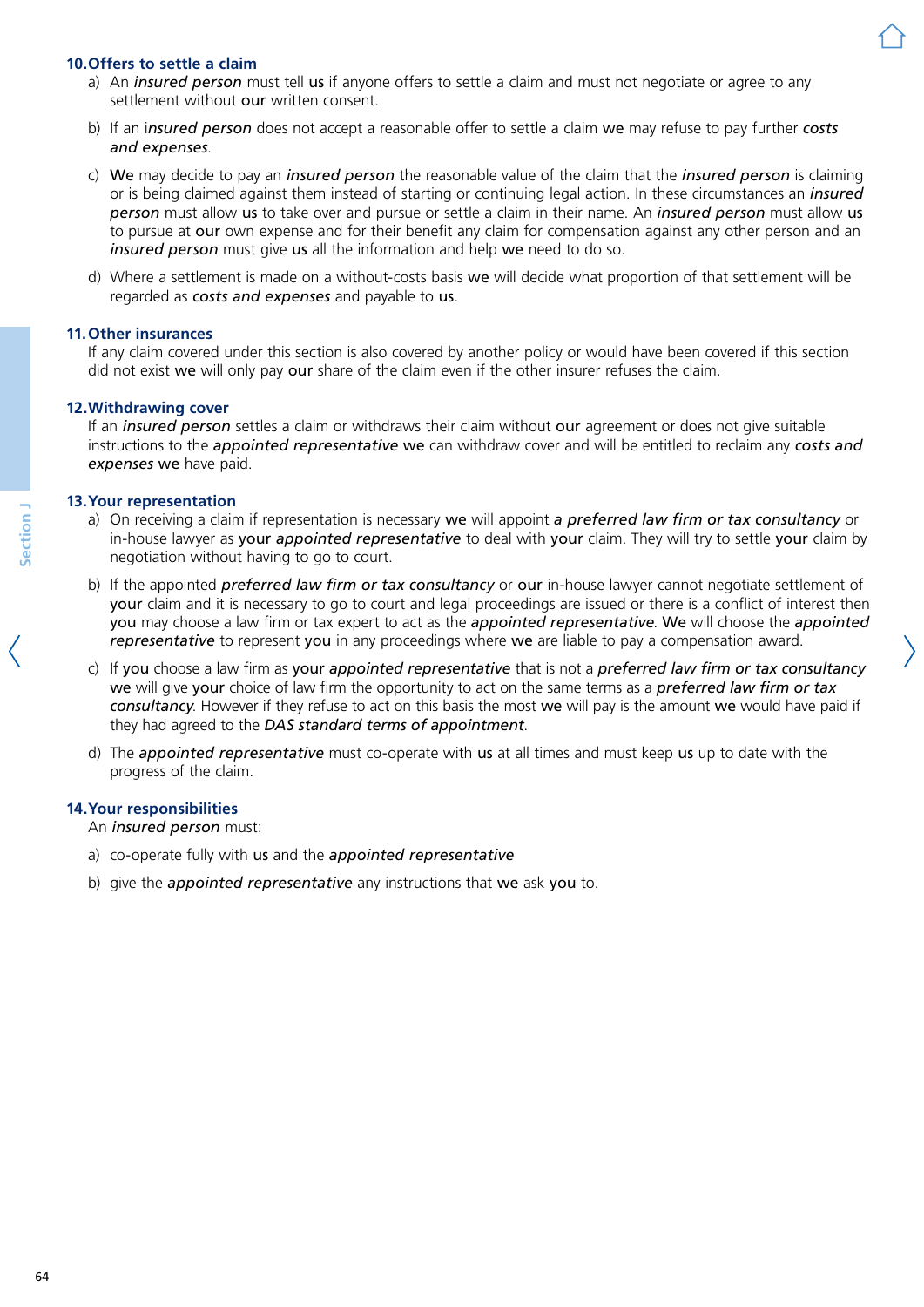### 10. Offers to settle a claim

a) An ***insured person*** must tell **us** if anyone offers to settle a claim and must not negotiate or agree to any settlement without **our** written consent.

b) If an i***nsured person*** does not accept a reasonable offer to settle a claim **we** may refuse to pay further ***costs and expenses***.

c) **We** may decide to pay an ***insured person*** the reasonable value of the claim that the ***insured person*** is claiming or is being claimed against them instead of starting or continuing legal action. In these circumstances an ***insured person*** must allow **us** to take over and pursue or settle a claim in their name. An ***insured person*** must allow **us** to pursue at **our** own expense and for their benefit any claim for compensation against any other person and an ***insured person*** must give **us** all the information and help **we** need to do so.

d) Where a settlement is made on a without-costs basis **we** will decide what proportion of that settlement will be regarded as ***costs and expenses*** and payable to **us**.

### 11. Other insurances

If any claim covered under this section is also covered by another policy or would have been covered if this section did not exist **we** will only pay **our** share of the claim even if the other insurer refuses the claim.

### 12. Withdrawing cover

If an ***insured person*** settles a claim or withdraws their claim without **our** agreement or does not give suitable instructions to the ***appointed representative*** **we** can withdraw cover and will be entitled to reclaim any ***costs and expenses*** **we** have paid.

### 13. Your representation

a) On receiving a claim if representation is necessary **we** will appoint ***a preferred law firm or tax consultancy*** or in-house lawyer as **your** ***appointed representative*** to deal with **your** claim. They will try to settle **your** claim by negotiation without having to go to court.

b) If the appointed ***preferred law firm or tax consultancy*** or **our** in-house lawyer cannot negotiate settlement of **your** claim and it is necessary to go to court and legal proceedings are issued or there is a conflict of interest then **you** may choose a law firm or tax expert to act as the ***appointed representative***. **We** will choose the ***appointed representative*** to represent **you** in any proceedings where **we** are liable to pay a compensation award.

c) If **you** choose a law firm as **your** ***appointed representative*** that is not a ***preferred law firm or tax consultancy*** **we** will give **your** choice of law firm the opportunity to act on the same terms as a ***preferred law firm or tax consultancy***. However if they refuse to act on this basis the most **we** will pay is the amount **we** would have paid if they had agreed to the ***DAS standard terms of appointment***.

d) The ***appointed representative*** must co-operate with **us** at all times and must keep **us** up to date with the progress of the claim.

### 14. Your responsibilities

An ***insured person*** must:

a) co-operate fully with **us** and the ***appointed representative***

b) give the ***appointed representative*** any instructions that **we** ask **you** to.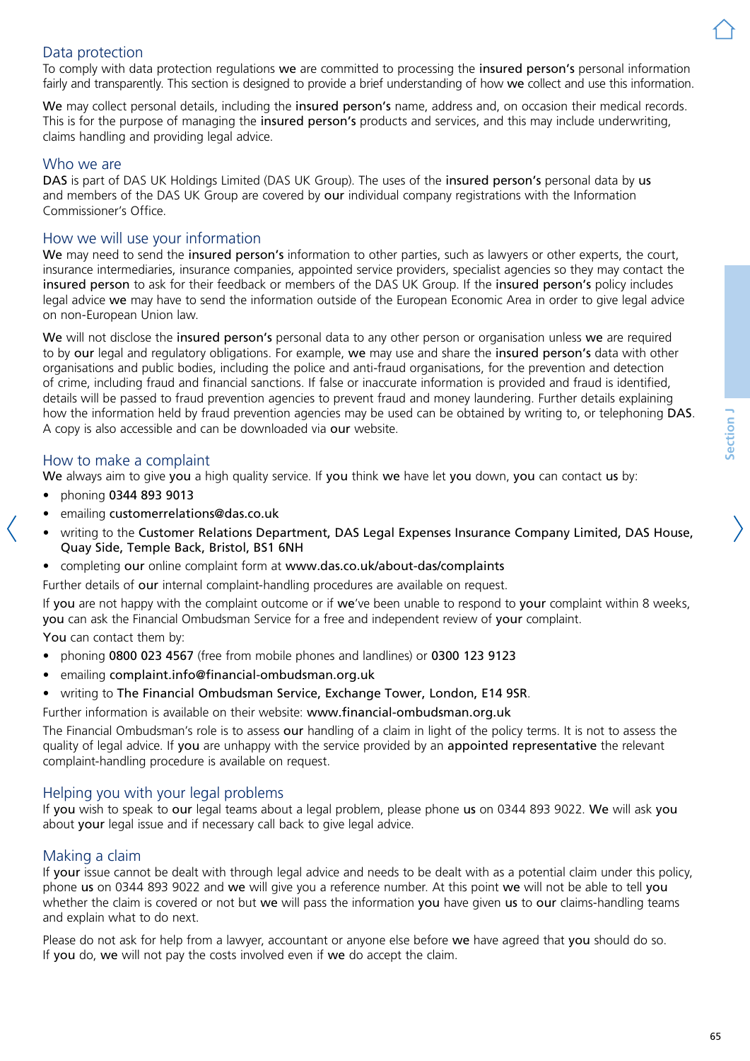## Data protection

To comply with data protection regulations **we** are committed to processing the **insured person's** personal information fairly and transparently. This section is designed to provide a brief understanding of how **we** collect and use this information.

**We** may collect personal details, including the **insured person's** name, address and, on occasion their medical records. This is for the purpose of managing the **insured person's** products and services, and this may include underwriting, claims handling and providing legal advice.

## Who we are

**DAS** is part of DAS UK Holdings Limited (DAS UK Group). The uses of the **insured person's** personal data by **us** and members of the DAS UK Group are covered by **our** individual company registrations with the Information Commissioner's Office.

## How we will use your information

**We** may need to send the **insured person's** information to other parties, such as lawyers or other experts, the court, insurance intermediaries, insurance companies, appointed service providers, specialist agencies so they may contact the **insured person** to ask for their feedback or members of the DAS UK Group. If the **insured person's** policy includes legal advice **we** may have to send the information outside of the European Economic Area in order to give legal advice on non-European Union law.

**We** will not disclose the **insured person's** personal data to any other person or organisation unless **we** are required to by **our** legal and regulatory obligations. For example, **we** may use and share the **insured person's** data with other organisations and public bodies, including the police and anti-fraud organisations, for the prevention and detection of crime, including fraud and financial sanctions. If false or inaccurate information is provided and fraud is identified, details will be passed to fraud prevention agencies to prevent fraud and money laundering. Further details explaining how the information held by fraud prevention agencies may be used can be obtained by writing to, or telephoning **DAS**. A copy is also accessible and can be downloaded via **our** website.

## How to make a complaint

**We** always aim to give **you** a high quality service. If **you** think **we** have let **you** down, **you** can contact **us** by:

- phoning **0344 893 9013**
- emailing **customerrelations@das.co.uk**
- writing to the **Customer Relations Department, DAS Legal Expenses Insurance Company Limited, DAS House, Quay Side, Temple Back, Bristol, BS1 6NH**
- completing **our** online complaint form at **www.das.co.uk/about-das/complaints**

Further details of **our** internal complaint-handling procedures are available on request.

If **you** are not happy with the complaint outcome or if **we**'ve been unable to respond to **your** complaint within 8 weeks, **you** can ask the Financial Ombudsman Service for a free and independent review of **your** complaint.

**You** can contact them by:

- phoning **0800 023 4567** (free from mobile phones and landlines) or **0300 123 9123**
- emailing **complaint.info@financial-ombudsman.org.uk**
- writing to **The Financial Ombudsman Service, Exchange Tower, London, E14 9SR**.

Further information is available on their website: **www.financial-ombudsman.org.uk**

The Financial Ombudsman's role is to assess **our** handling of a claim in light of the policy terms. It is not to assess the quality of legal advice. If **you** are unhappy with the service provided by an **appointed representative** the relevant complaint-handling procedure is available on request.

## Helping you with your legal problems

If **you** wish to speak to **our** legal teams about a legal problem, please phone **us** on 0344 893 9022. **We** will ask **you** about **your** legal issue and if necessary call back to give legal advice.

## Making a claim

If **your** issue cannot be dealt with through legal advice and needs to be dealt with as a potential claim under this policy, phone **us** on 0344 893 9022 and **we** will give you a reference number. At this point **we** will not be able to tell **you** whether the claim is covered or not but **we** will pass the information **you** have given **us** to **our** claims-handling teams and explain what to do next.

Please do not ask for help from a lawyer, accountant or anyone else before **we** have agreed that **you** should do so. If **you** do, **we** will not pay the costs involved even if **we** do accept the claim.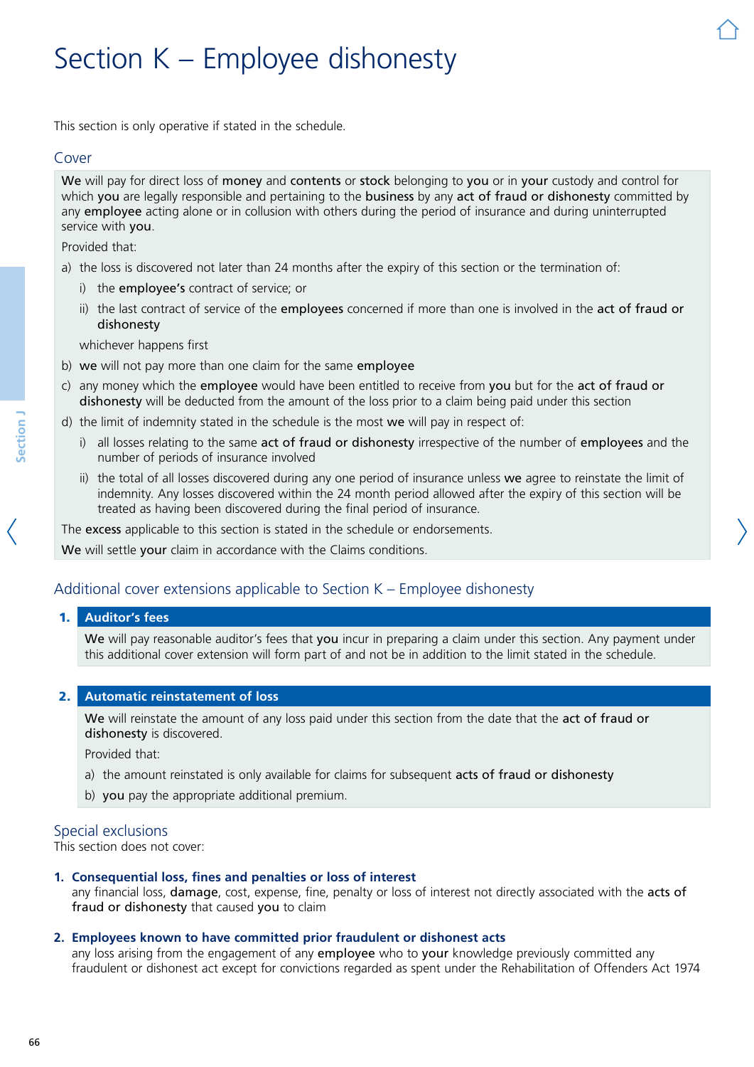# Section K – Employee dishonesty

This section is only operative if stated in the schedule.

## Cover

**We** will pay for direct loss of **money** and **contents** or **stock** belonging to **you** or in **your** custody and control for which **you** are legally responsible and pertaining to the **business** by any **act of fraud or dishonesty** committed by any **employee** acting alone or in collusion with others during the period of insurance and during uninterrupted service with **you**.

Provided that:

a) the loss is discovered not later than 24 months after the expiry of this section or the termination of:

   i) the **employee's** contract of service; or

   ii) the last contract of service of the **employees** concerned if more than one is involved in the **act of fraud or dishonesty**

   whichever happens first

b) **we** will not pay more than one claim for the same **employee**

c) any money which the **employee** would have been entitled to receive from **you** but for the **act of fraud or dishonesty** will be deducted from the amount of the loss prior to a claim being paid under this section

d) the limit of indemnity stated in the schedule is the most **we** will pay in respect of:

   i) all losses relating to the same **act of fraud or dishonesty** irrespective of the number of **employees** and the number of periods of insurance involved

   ii) the total of all losses discovered during any one period of insurance unless **we** agree to reinstate the limit of indemnity. Any losses discovered within the 24 month period allowed after the expiry of this section will be treated as having been discovered during the final period of insurance.

The **excess** applicable to this section is stated in the schedule or endorsements.

**We** will settle **your** claim in accordance with the Claims conditions.

## Additional cover extensions applicable to Section K – Employee dishonesty

### 1. Auditor's fees

**We** will pay reasonable auditor's fees that **you** incur in preparing a claim under this section. Any payment under this additional cover extension will form part of and not be in addition to the limit stated in the schedule.

### 2. Automatic reinstatement of loss

**We** will reinstate the amount of any loss paid under this section from the date that the **act of fraud or dishonesty** is discovered.

Provided that:

a) the amount reinstated is only available for claims for subsequent **acts of fraud or dishonesty**

b) **you** pay the appropriate additional premium.

## Special exclusions

This section does not cover:

**1. Consequential loss, fines and penalties or loss of interest**
any financial loss, **damage**, cost, expense, fine, penalty or loss of interest not directly associated with the **acts of fraud or dishonesty** that caused **you** to claim

**2. Employees known to have committed prior fraudulent or dishonest acts**
any loss arising from the engagement of any **employee** who to **your** knowledge previously committed any fraudulent or dishonest act except for convictions regarded as spent under the Rehabilitation of Offenders Act 1974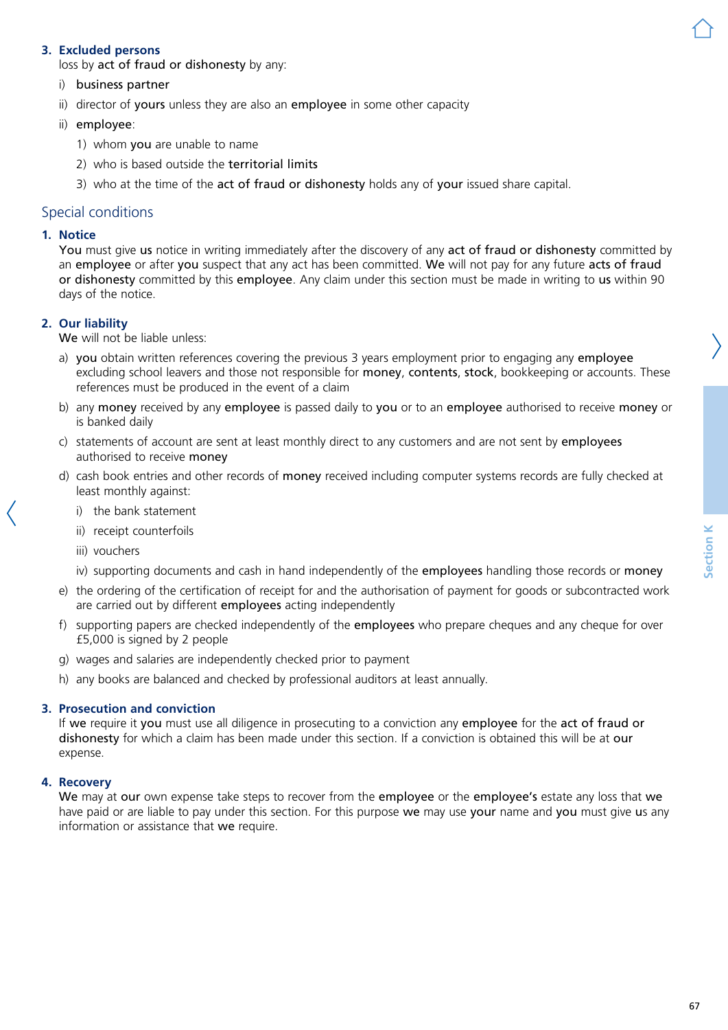### 3. Excluded persons

loss by **act of fraud or dishonesty** by any:

i) **business partner**

ii) director of **yours** unless they are also an **employee** in some other capacity

ii) **employee**:

   1) whom **you** are unable to name

   2) who is based outside the **territorial limits**

   3) who at the time of the **act of fraud or dishonesty** holds any of **your** issued share capital.

## Special conditions

### 1. Notice

**You** must give **us** notice in writing immediately after the discovery of any **act of fraud or dishonesty** committed by an **employee** or after **you** suspect that any act has been committed. **We** will not pay for any future **acts of fraud or dishonesty** committed by this **employee**. Any claim under this section must be made in writing to **us** within 90 days of the notice.

### 2. Our liability

**We** will not be liable unless:

a) **you** obtain written references covering the previous 3 years employment prior to engaging any **employee** excluding school leavers and those not responsible for **money**, **contents**, **stock**, bookkeeping or accounts. These references must be produced in the event of a claim

b) any **money** received by any **employee** is passed daily to **you** or to an **employee** authorised to receive **money** or is banked daily

c) statements of account are sent at least monthly direct to any customers and are not sent by **employees** authorised to receive **money**

d) cash book entries and other records of **money** received including computer systems records are fully checked at least monthly against:

   i) the bank statement

   ii) receipt counterfoils

   iii) vouchers

   iv) supporting documents and cash in hand independently of the **employees** handling those records or **money**

e) the ordering of the certification of receipt for and the authorisation of payment for goods or subcontracted work are carried out by different **employees** acting independently

f) supporting papers are checked independently of the **employees** who prepare cheques and any cheque for over £5,000 is signed by 2 people

g) wages and salaries are independently checked prior to payment

h) any books are balanced and checked by professional auditors at least annually.

### 3. Prosecution and conviction

If **we** require it **you** must use all diligence in prosecuting to a conviction any **employee** for the **act of fraud or dishonesty** for which a claim has been made under this section. If a conviction is obtained this will be at **our** expense.

### 4. Recovery

**We** may at **our** own expense take steps to recover from the **employee** or the **employee's** estate any loss that **we** have paid or are liable to pay under this section. For this purpose **we** may use **your** name and **you** must give **us** any information or assistance that **we** require.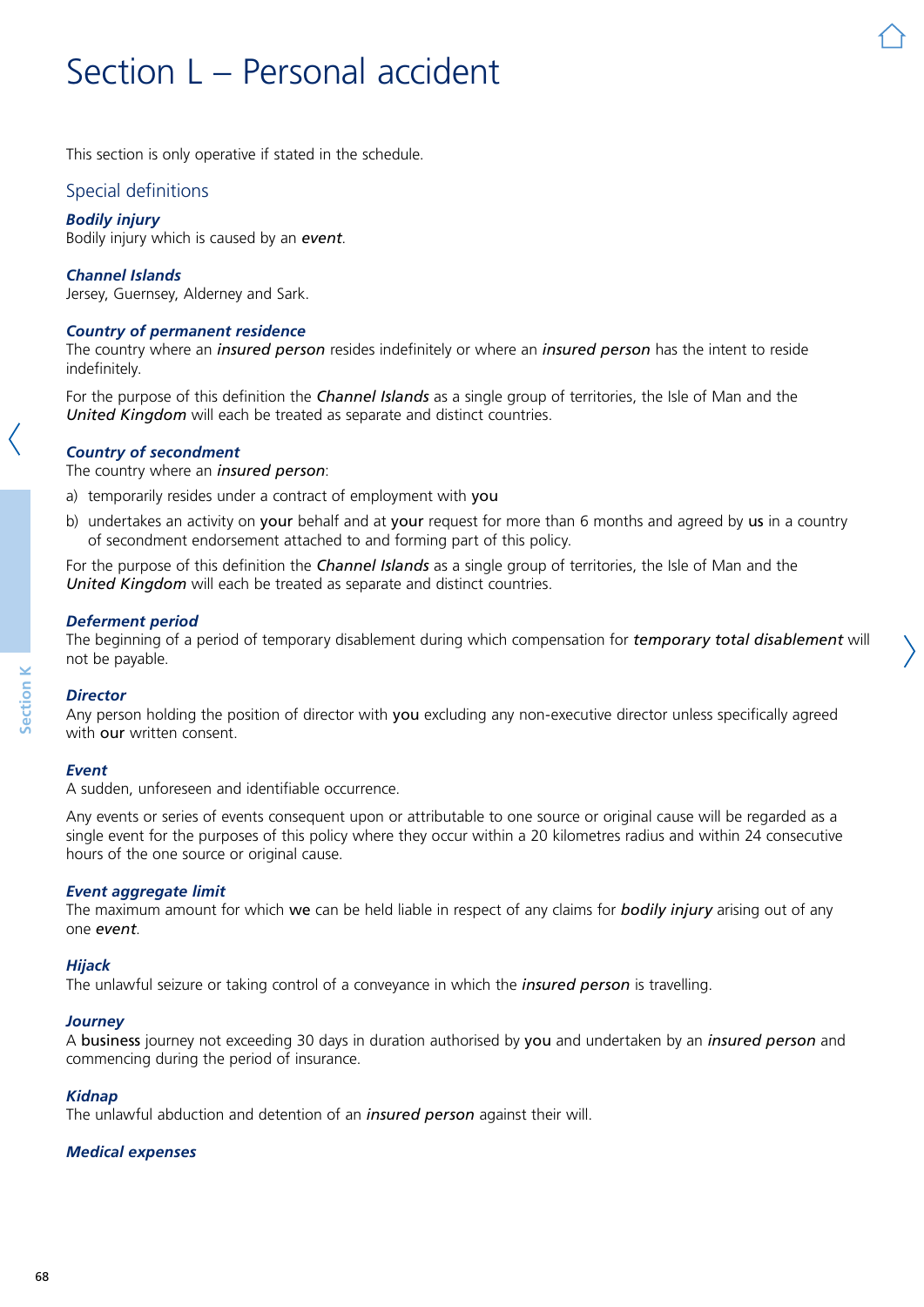# Section L – Personal accident

This section is only operative if stated in the schedule.

## Special definitions

***Bodily injury***
Bodily injury which is caused by an ***event***.

***Channel Islands***
Jersey, Guernsey, Alderney and Sark.

***Country of permanent residence***
The country where an ***insured person*** resides indefinitely or where an ***insured person*** has the intent to reside indefinitely.

For the purpose of this definition the ***Channel Islands*** as a single group of territories, the Isle of Man and the ***United Kingdom*** will each be treated as separate and distinct countries.

***Country of secondment***
The country where an ***insured person***:

a) temporarily resides under a contract of employment with **you**
b) undertakes an activity on **your** behalf and at **your** request for more than 6 months and agreed by **us** in a country of secondment endorsement attached to and forming part of this policy.

For the purpose of this definition the ***Channel Islands*** as a single group of territories, the Isle of Man and the ***United Kingdom*** will each be treated as separate and distinct countries.

***Deferment period***
The beginning of a period of temporary disablement during which compensation for ***temporary total disablement*** will not be payable.

***Director***
Any person holding the position of director with **you** excluding any non-executive director unless specifically agreed with **our** written consent.

***Event***
A sudden, unforeseen and identifiable occurrence.

Any events or series of events consequent upon or attributable to one source or original cause will be regarded as a single event for the purposes of this policy where they occur within a 20 kilometres radius and within 24 consecutive hours of the one source or original cause.

***Event aggregate limit***
The maximum amount for which **we** can be held liable in respect of any claims for ***bodily injury*** arising out of any one ***event***.

***Hijack***
The unlawful seizure or taking control of a conveyance in which the ***insured person*** is travelling.

***Journey***
A **business** journey not exceeding 30 days in duration authorised by **you** and undertaken by an ***insured person*** and commencing during the period of insurance.

***Kidnap***
The unlawful abduction and detention of an ***insured person*** against their will.

***Medical expenses***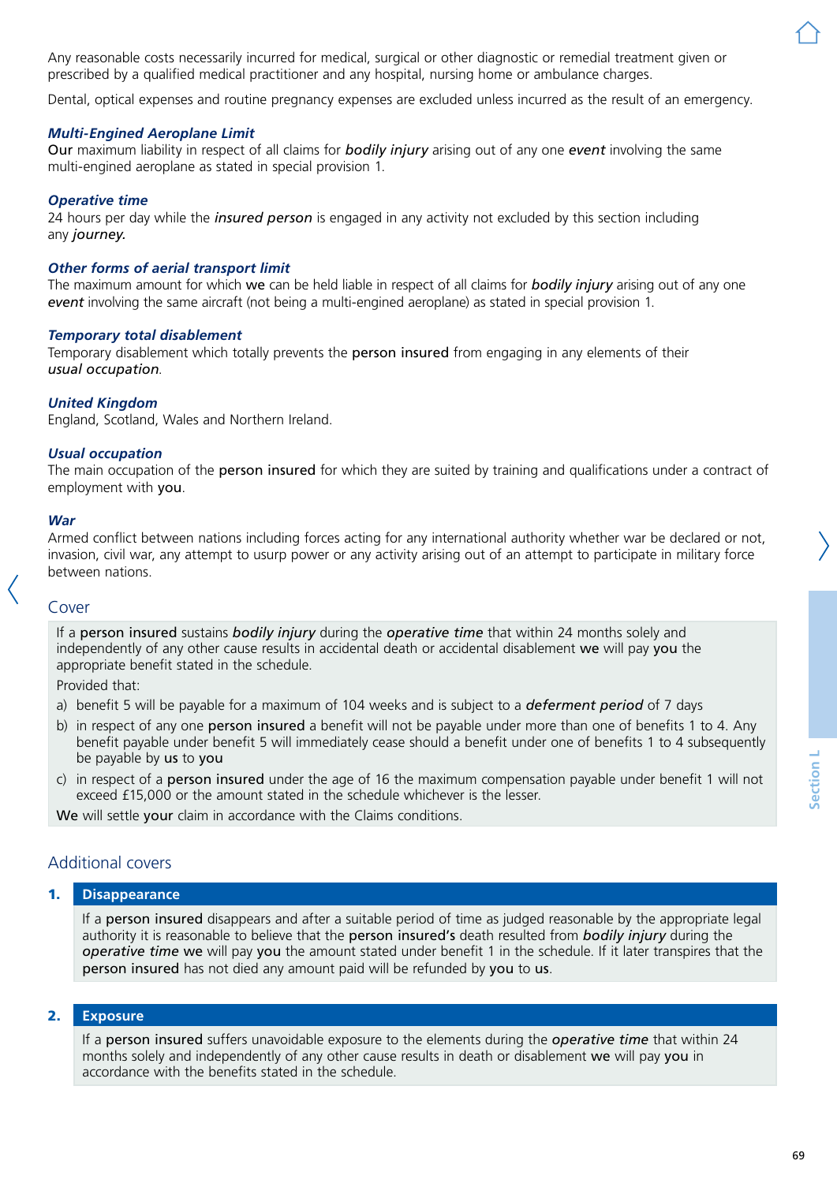Any reasonable costs necessarily incurred for medical, surgical or other diagnostic or remedial treatment given or prescribed by a qualified medical practitioner and any hospital, nursing home or ambulance charges.

Dental, optical expenses and routine pregnancy expenses are excluded unless incurred as the result of an emergency.

***Multi-Engined Aeroplane Limit***
**Our** maximum liability in respect of all claims for ***bodily injury*** arising out of any one ***event*** involving the same multi-engined aeroplane as stated in special provision 1.

***Operative time***
24 hours per day while the ***insured person*** is engaged in any activity not excluded by this section including any ***journey.***

***Other forms of aerial transport limit***
The maximum amount for which **we** can be held liable in respect of all claims for ***bodily injury*** arising out of any one ***event*** involving the same aircraft (not being a multi-engined aeroplane) as stated in special provision 1.

***Temporary total disablement***
Temporary disablement which totally prevents the **person insured** from engaging in any elements of their ***usual occupation***.

***United Kingdom***
England, Scotland, Wales and Northern Ireland.

***Usual occupation***
The main occupation of the **person insured** for which they are suited by training and qualifications under a contract of employment with **you**.

***War***
Armed conflict between nations including forces acting for any international authority whether war be declared or not, invasion, civil war, any attempt to usurp power or any activity arising out of an attempt to participate in military force between nations.

## Cover

If a **person insured** sustains ***bodily injury*** during the ***operative time*** that within 24 months solely and independently of any other cause results in accidental death or accidental disablement **we** will pay **you** the appropriate benefit stated in the schedule.

Provided that:

a) benefit 5 will be payable for a maximum of 104 weeks and is subject to a ***deferment period*** of 7 days
b) in respect of any one **person insured** a benefit will not be payable under more than one of benefits 1 to 4. Any benefit payable under benefit 5 will immediately cease should a benefit under one of benefits 1 to 4 subsequently be payable by **us** to **you**
c) in respect of a **person insured** under the age of 16 the maximum compensation payable under benefit 1 will not exceed £15,000 or the amount stated in the schedule whichever is the lesser.

**We** will settle **your** claim in accordance with the Claims conditions.

## Additional covers

### 1. Disappearance

If a **person insured** disappears and after a suitable period of time as judged reasonable by the appropriate legal authority it is reasonable to believe that the **person insured's** death resulted from ***bodily injury*** during the ***operative time*** **we** will pay **you** the amount stated under benefit 1 in the schedule. If it later transpires that the **person insured** has not died any amount paid will be refunded by **you** to **us**.

### 2. Exposure

If a **person insured** suffers unavoidable exposure to the elements during the ***operative time*** that within 24 months solely and independently of any other cause results in death or disablement **we** will pay **you** in accordance with the benefits stated in the schedule.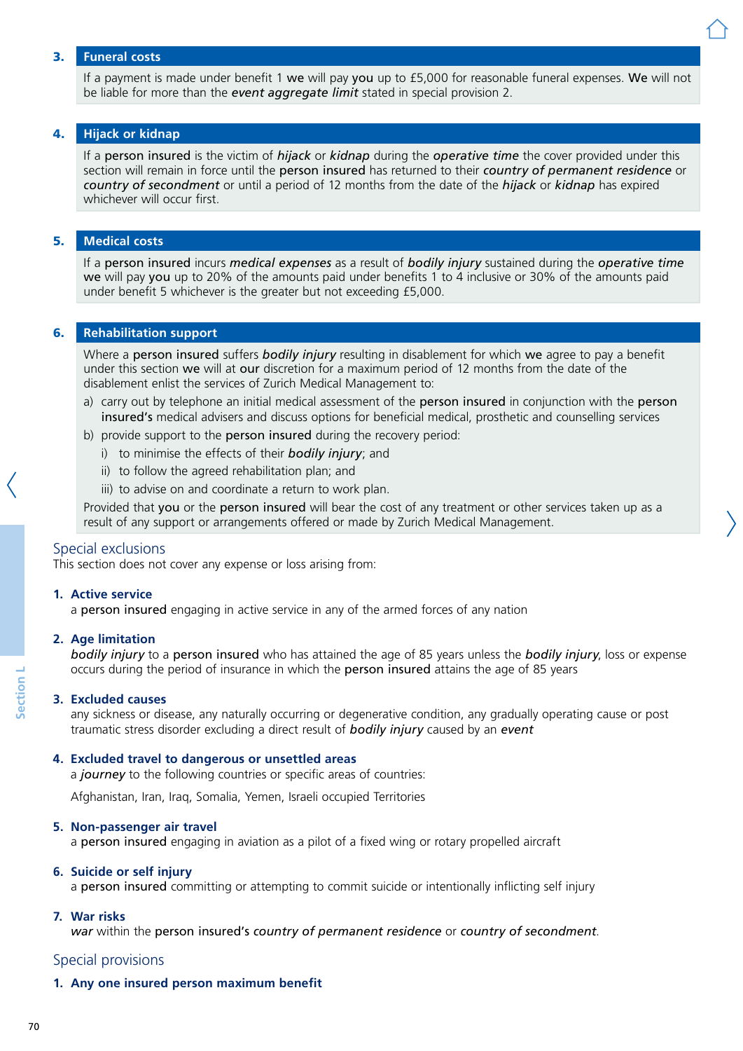### 3. Funeral costs

If a payment is made under benefit 1 **we** will pay **you** up to £5,000 for reasonable funeral expenses. **We** will not be liable for more than the ***event aggregate limit*** stated in special provision 2.

### 4. Hijack or kidnap

If a **person insured** is the victim of ***hijack*** or ***kidnap*** during the ***operative time*** the cover provided under this section will remain in force until the **person insured** has returned to their ***country of permanent residence*** or ***country of secondment*** or until a period of 12 months from the date of the ***hijack*** or ***kidnap*** has expired whichever will occur first.

### 5. Medical costs

If a **person insured** incurs ***medical expenses*** as a result of ***bodily injury*** sustained during the ***operative time*** **we** will pay **you** up to 20% of the amounts paid under benefits 1 to 4 inclusive or 30% of the amounts paid under benefit 5 whichever is the greater but not exceeding £5,000.

### 6. Rehabilitation support

Where a **person insured** suffers ***bodily injury*** resulting in disablement for which **we** agree to pay a benefit under this section **we** will at **our** discretion for a maximum period of 12 months from the date of the disablement enlist the services of Zurich Medical Management to:

a) carry out by telephone an initial medical assessment of the **person insured** in conjunction with the **person insured's** medical advisers and discuss options for beneficial medical, prosthetic and counselling services

b) provide support to the **person insured** during the recovery period:

   i) to minimise the effects of their ***bodily injury***; and

   ii) to follow the agreed rehabilitation plan; and

   iii) to advise on and coordinate a return to work plan.

Provided that **you** or the **person insured** will bear the cost of any treatment or other services taken up as a result of any support or arrangements offered or made by Zurich Medical Management.

## Special exclusions

This section does not cover any expense or loss arising from:

**1. Active service**

a **person insured** engaging in active service in any of the armed forces of any nation

**2. Age limitation**

***bodily injury*** to a **person insured** who has attained the age of 85 years unless the ***bodily injury***, loss or expense occurs during the period of insurance in which the **person insured** attains the age of 85 years

**3. Excluded causes**

any sickness or disease, any naturally occurring or degenerative condition, any gradually operating cause or post traumatic stress disorder excluding a direct result of ***bodily injury*** caused by an ***event***

**4. Excluded travel to dangerous or unsettled areas**

a ***journey*** to the following countries or specific areas of countries:

Afghanistan, Iran, Iraq, Somalia, Yemen, Israeli occupied Territories

**5. Non-passenger air travel**

a **person insured** engaging in aviation as a pilot of a fixed wing or rotary propelled aircraft

**6. Suicide or self injury**

a **person insured** committing or attempting to commit suicide or intentionally inflicting self injury

**7. War risks**

***war*** within the **person insured's** ***country of permanent residence*** or ***country of secondment***.

## Special provisions

**1. Any one insured person maximum benefit**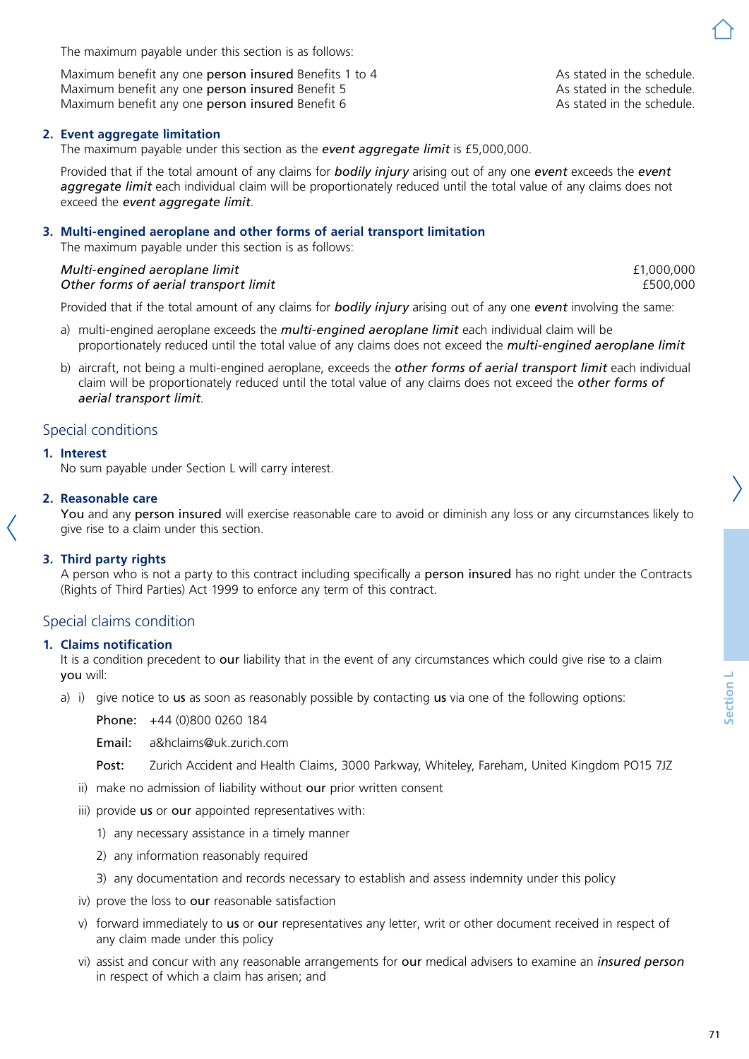The maximum payable under this section is as follows:

| | |
|---|---|
| Maximum benefit any one **person insured** Benefits 1 to 4 | As stated in the schedule. |
| Maximum benefit any one **person insured** Benefit 5 | As stated in the schedule. |
| Maximum benefit any one **person insured** Benefit 6 | As stated in the schedule. |

**2. Event aggregate limitation**

The maximum payable under this section as the ***event aggregate limit*** is £5,000,000.

Provided that if the total amount of any claims for ***bodily injury*** arising out of any one ***event*** exceeds the ***event aggregate limit*** each individual claim will be proportionately reduced until the total value of any claims does not exceed the ***event aggregate limit***.

**3. Multi-engined aeroplane and other forms of aerial transport limitation**

The maximum payable under this section is as follows:

| | |
|---|---|
| *Multi-engined aeroplane limit* | £1,000,000 |
| *Other forms of aerial transport limit* | £500,000 |

Provided that if the total amount of any claims for ***bodily injury*** arising out of any one ***event*** involving the same:

a) multi-engined aeroplane exceeds the ***multi-engined aeroplane limit*** each individual claim will be proportionately reduced until the total value of any claims does not exceed the ***multi-engined aeroplane limit***

b) aircraft, not being a multi-engined aeroplane, exceeds the ***other forms of aerial transport limit*** each individual claim will be proportionately reduced until the total value of any claims does not exceed the ***other forms of aerial transport limit***.

## Special conditions

**1. Interest**

No sum payable under Section L will carry interest.

**2. Reasonable care**

**You** and any **person insured** will exercise reasonable care to avoid or diminish any loss or any circumstances likely to give rise to a claim under this section.

**3. Third party rights**

A person who is not a party to this contract including specifically a **person insured** has no right under the Contracts (Rights of Third Parties) Act 1999 to enforce any term of this contract.

## Special claims condition

**1. Claims notification**

It is a condition precedent to **our** liability that in the event of any circumstances which could give rise to a claim **you** will:

a) i) give notice to **us** as soon as reasonably possible by contacting **us** via one of the following options:

**Phone:** +44 (0)800 0260 184

**Email:** a&hclaims@uk.zurich.com

**Post:** Zurich Accident and Health Claims, 3000 Parkway, Whiteley, Fareham, United Kingdom PO15 7JZ

ii) make no admission of liability without **our** prior written consent

iii) provide **us** or **our** appointed representatives with:

1) any necessary assistance in a timely manner

2) any information reasonably required

3) any documentation and records necessary to establish and assess indemnity under this policy

iv) prove the loss to **our** reasonable satisfaction

v) forward immediately to **us** or **our** representatives any letter, writ or other document received in respect of any claim made under this policy

vi) assist and concur with any reasonable arrangements for **our** medical advisers to examine an ***insured person*** in respect of which a claim has arisen; and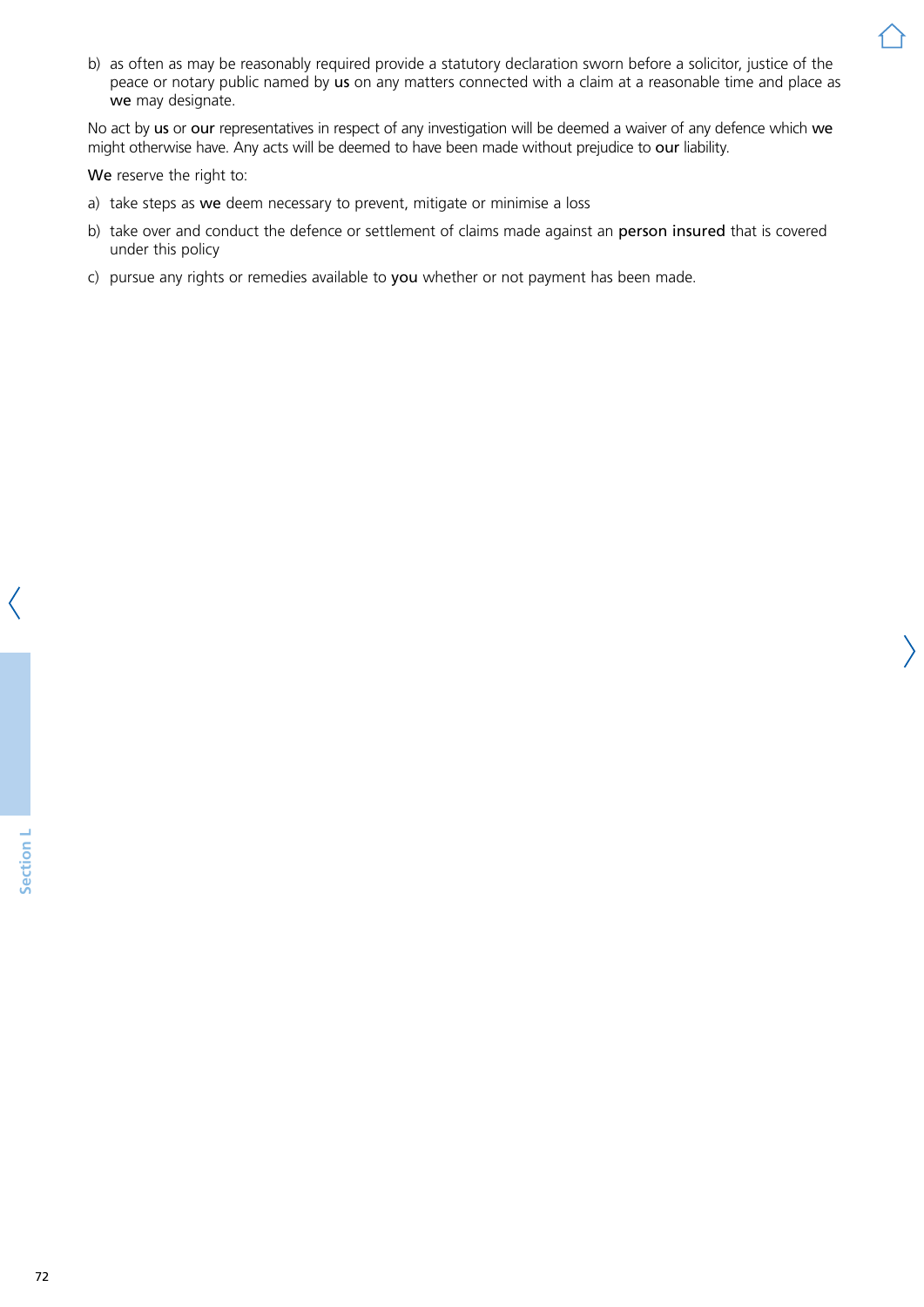b) as often as may be reasonably required provide a statutory declaration sworn before a solicitor, justice of the peace or notary public named by **us** on any matters connected with a claim at a reasonable time and place as **we** may designate.

No act by **us** or **our** representatives in respect of any investigation will be deemed a waiver of any defence which **we** might otherwise have. Any acts will be deemed to have been made without prejudice to **our** liability.

**We** reserve the right to:

a) take steps as **we** deem necessary to prevent, mitigate or minimise a loss

b) take over and conduct the defence or settlement of claims made against an **person insured** that is covered under this policy

c) pursue any rights or remedies available to **you** whether or not payment has been made.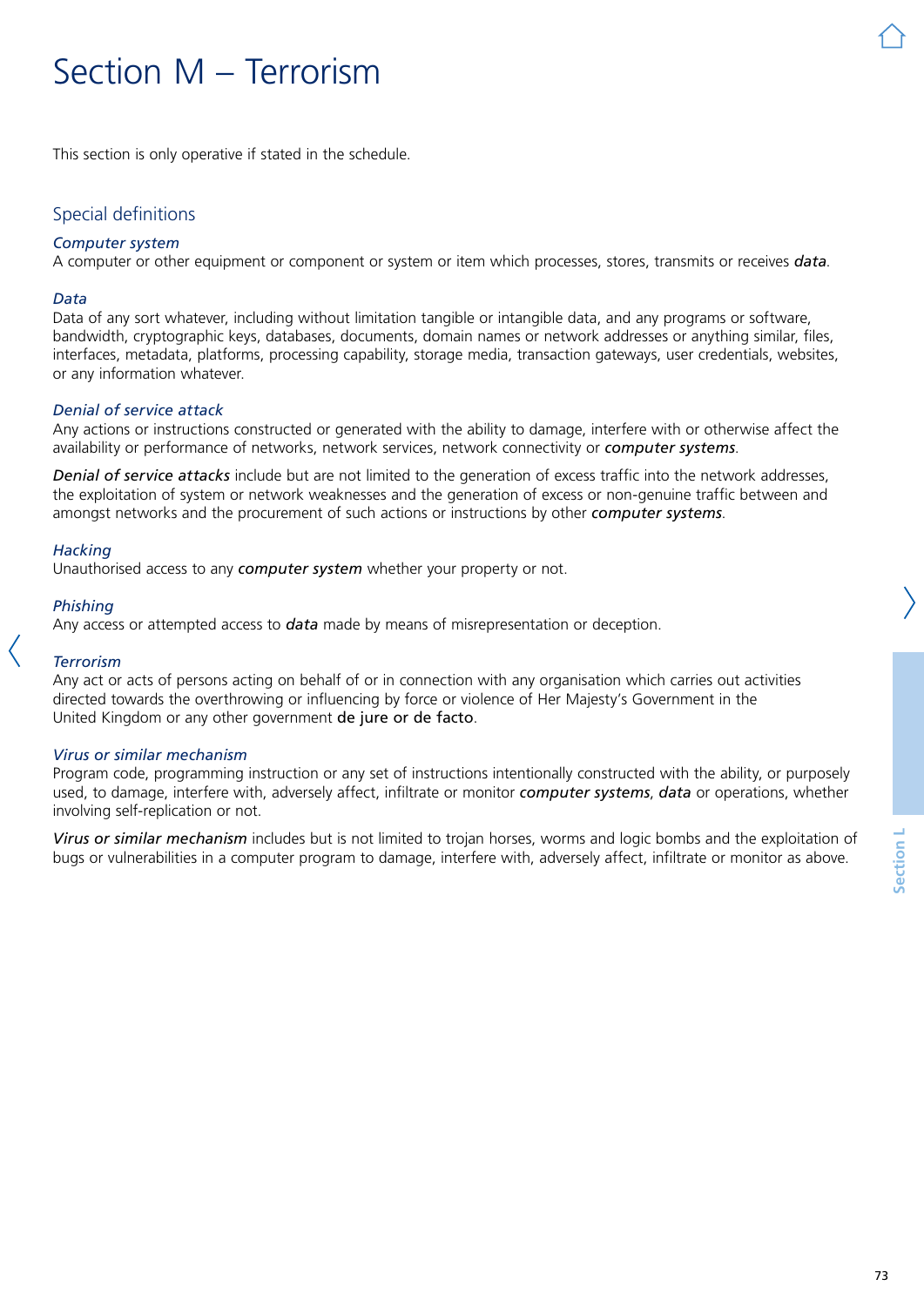# Section M – Terrorism

This section is only operative if stated in the schedule.

## Special definitions

### *Computer system*

A computer or other equipment or component or system or item which processes, stores, transmits or receives ***data***.

### *Data*

Data of any sort whatever, including without limitation tangible or intangible data, and any programs or software, bandwidth, cryptographic keys, databases, documents, domain names or network addresses or anything similar, files, interfaces, metadata, platforms, processing capability, storage media, transaction gateways, user credentials, websites, or any information whatever.

### *Denial of service attack*

Any actions or instructions constructed or generated with the ability to damage, interfere with or otherwise affect the availability or performance of networks, network services, network connectivity or ***computer systems***.

***Denial of service attacks*** include but are not limited to the generation of excess traffic into the network addresses, the exploitation of system or network weaknesses and the generation of excess or non-genuine traffic between and amongst networks and the procurement of such actions or instructions by other ***computer systems***.

### *Hacking*

Unauthorised access to any ***computer system*** whether your property or not.

### *Phishing*

Any access or attempted access to ***data*** made by means of misrepresentation or deception.

### *Terrorism*

Any act or acts of persons acting on behalf of or in connection with any organisation which carries out activities directed towards the overthrowing or influencing by force or violence of Her Majesty's Government in the United Kingdom or any other government de jure or de facto.

### *Virus or similar mechanism*

Program code, programming instruction or any set of instructions intentionally constructed with the ability, or purposely used, to damage, interfere with, adversely affect, infiltrate or monitor ***computer systems***, ***data*** or operations, whether involving self-replication or not.

***Virus or similar mechanism*** includes but is not limited to trojan horses, worms and logic bombs and the exploitation of bugs or vulnerabilities in a computer program to damage, interfere with, adversely affect, infiltrate or monitor as above.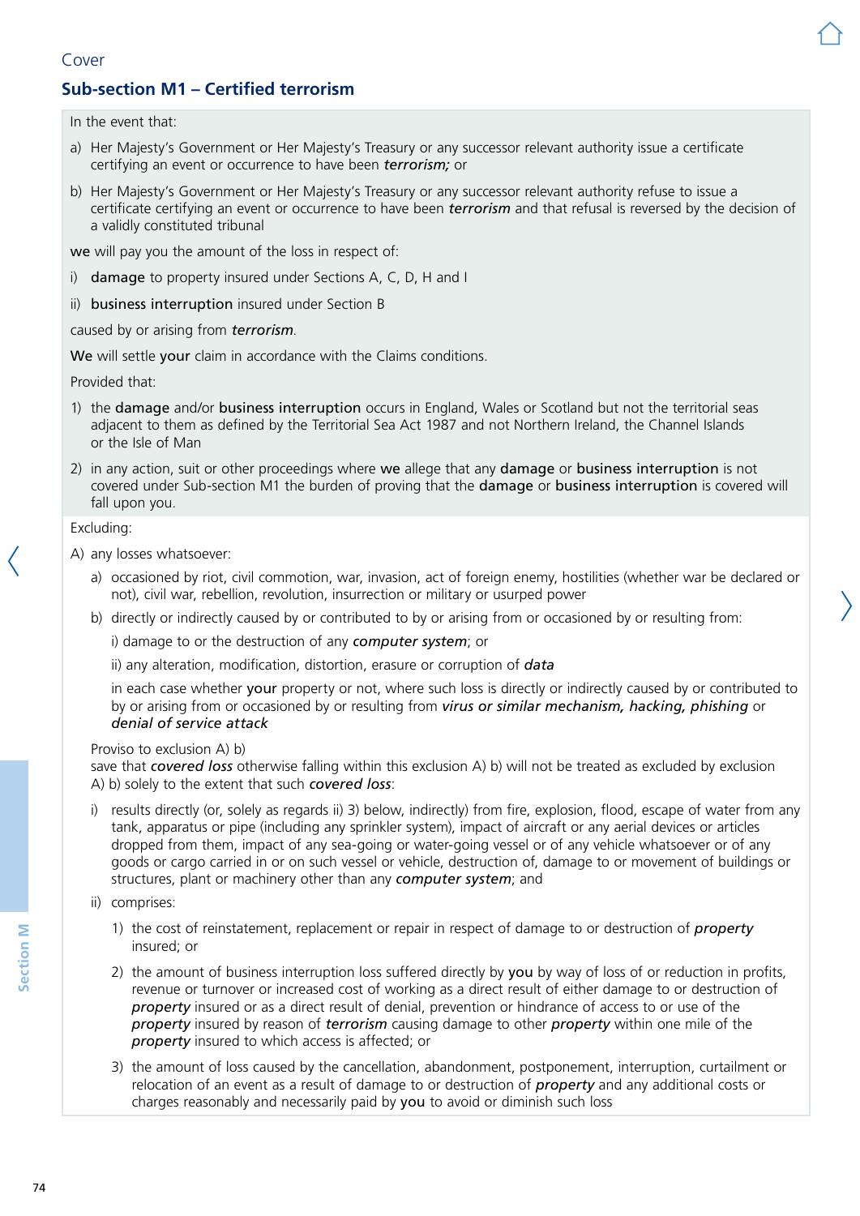Cover

## Sub-section M1 – Certified terrorism

In the event that:

a) Her Majesty's Government or Her Majesty's Treasury or any successor relevant authority issue a certificate certifying an event or occurrence to have been ***terrorism;*** or

b) Her Majesty's Government or Her Majesty's Treasury or any successor relevant authority refuse to issue a certificate certifying an event or occurrence to have been ***terrorism*** and that refusal is reversed by the decision of a validly constituted tribunal

**we** will pay you the amount of the loss in respect of:

i) **damage** to property insured under Sections A, C, D, H and I

ii) **business interruption** insured under Section B

caused by or arising from ***terrorism***.

**We** will settle **your** claim in accordance with the Claims conditions.

Provided that:

1) the **damage** and/or **business interruption** occurs in England, Wales or Scotland but not the territorial seas adjacent to them as defined by the Territorial Sea Act 1987 and not Northern Ireland, the Channel Islands or the Isle of Man

2) in any action, suit or other proceedings where **we** allege that any **damage** or **business interruption** is not covered under Sub-section M1 the burden of proving that the **damage** or **business interruption** is covered will fall upon you.

Excluding:

A) any losses whatsoever:

a) occasioned by riot, civil commotion, war, invasion, act of foreign enemy, hostilities (whether war be declared or not), civil war, rebellion, revolution, insurrection or military or usurped power

b) directly or indirectly caused by or contributed to by or arising from or occasioned by or resulting from:

i) damage to or the destruction of any ***computer system***; or

ii) any alteration, modification, distortion, erasure or corruption of ***data***

in each case whether **your** property or not, where such loss is directly or indirectly caused by or contributed to by or arising from or occasioned by or resulting from ***virus or similar mechanism, hacking, phishing*** or ***denial of service attack***

Proviso to exclusion A) b)
save that ***covered loss*** otherwise falling within this exclusion A) b) will not be treated as excluded by exclusion A) b) solely to the extent that such ***covered loss***:

i) results directly (or, solely as regards ii) 3) below, indirectly) from fire, explosion, flood, escape of water from any tank, apparatus or pipe (including any sprinkler system), impact of aircraft or any aerial devices or articles dropped from them, impact of any sea-going or water-going vessel or of any vehicle whatsoever or of any goods or cargo carried in or on such vessel or vehicle, destruction of, damage to or movement of buildings or structures, plant or machinery other than any ***computer system***; and

ii) comprises:

1) the cost of reinstatement, replacement or repair in respect of damage to or destruction of ***property*** insured; or

2) the amount of business interruption loss suffered directly by **you** by way of loss of or reduction in profits, revenue or turnover or increased cost of working as a direct result of either damage to or destruction of ***property*** insured or as a direct result of denial, prevention or hindrance of access to or use of the ***property*** insured by reason of ***terrorism*** causing damage to other ***property*** within one mile of the ***property*** insured to which access is affected; or

3) the amount of loss caused by the cancellation, abandonment, postponement, interruption, curtailment or relocation of an event as a result of damage to or destruction of ***property*** and any additional costs or charges reasonably and necessarily paid by **you** to avoid or diminish such loss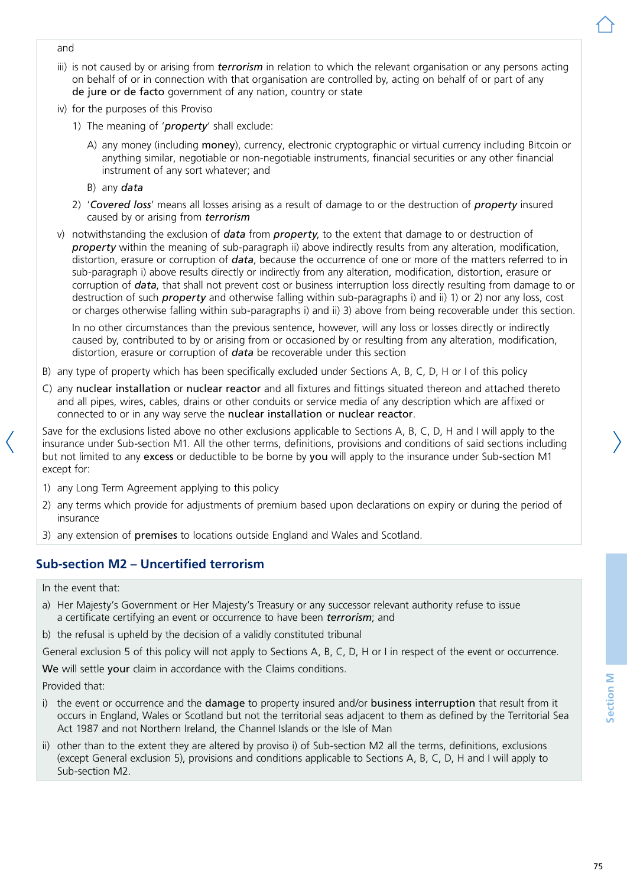and

iii) is not caused by or arising from ***terrorism*** in relation to which the relevant organisation or any persons acting on behalf of or in connection with that organisation are controlled by, acting on behalf of or part of any **de jure or de facto** government of any nation, country or state

iv) for the purposes of this Proviso

1) The meaning of '***property***' shall exclude:

A) any money (including **money**), currency, electronic cryptographic or virtual currency including Bitcoin or anything similar, negotiable or non-negotiable instruments, financial securities or any other financial instrument of any sort whatever; and

B) any ***data***

2) '***Covered loss***' means all losses arising as a result of damage to or the destruction of ***property*** insured caused by or arising from ***terrorism***

v) notwithstanding the exclusion of ***data*** from ***property***, to the extent that damage to or destruction of ***property*** within the meaning of sub-paragraph ii) above indirectly results from any alteration, modification, distortion, erasure or corruption of ***data***, because the occurrence of one or more of the matters referred to in sub-paragraph i) above results directly or indirectly from any alteration, modification, distortion, erasure or corruption of ***data***, that shall not prevent cost or business interruption loss directly resulting from damage to or destruction of such ***property*** and otherwise falling within sub-paragraphs i) and ii) 1) or 2) nor any loss, cost or charges otherwise falling within sub-paragraphs i) and ii) 3) above from being recoverable under this section.

In no other circumstances than the previous sentence, however, will any loss or losses directly or indirectly caused by, contributed to by or arising from or occasioned by or resulting from any alteration, modification, distortion, erasure or corruption of ***data*** be recoverable under this section

B) any type of property which has been specifically excluded under Sections A, B, C, D, H or I of this policy

C) any **nuclear installation** or **nuclear reactor** and all fixtures and fittings situated thereon and attached thereto and all pipes, wires, cables, drains or other conduits or service media of any description which are affixed or connected to or in any way serve the **nuclear installation** or **nuclear reactor**.

Save for the exclusions listed above no other exclusions applicable to Sections A, B, C, D, H and I will apply to the insurance under Sub-section M1. All the other terms, definitions, provisions and conditions of said sections including but not limited to any **excess** or deductible to be borne by **you** will apply to the insurance under Sub-section M1 except for:

1) any Long Term Agreement applying to this policy

2) any terms which provide for adjustments of premium based upon declarations on expiry or during the period of insurance

3) any extension of **premises** to locations outside England and Wales and Scotland.

## Sub-section M2 – Uncertified terrorism

In the event that:

a) Her Majesty's Government or Her Majesty's Treasury or any successor relevant authority refuse to issue a certificate certifying an event or occurrence to have been ***terrorism***; and

b) the refusal is upheld by the decision of a validly constituted tribunal

General exclusion 5 of this policy will not apply to Sections A, B, C, D, H or I in respect of the event or occurrence.

**We** will settle **your** claim in accordance with the Claims conditions.

Provided that:

i) the event or occurrence and the **damage** to property insured and/or **business interruption** that result from it occurs in England, Wales or Scotland but not the territorial seas adjacent to them as defined by the Territorial Sea Act 1987 and not Northern Ireland, the Channel Islands or the Isle of Man

ii) other than to the extent they are altered by proviso i) of Sub-section M2 all the terms, definitions, exclusions (except General exclusion 5), provisions and conditions applicable to Sections A, B, C, D, H and I will apply to Sub-section M2.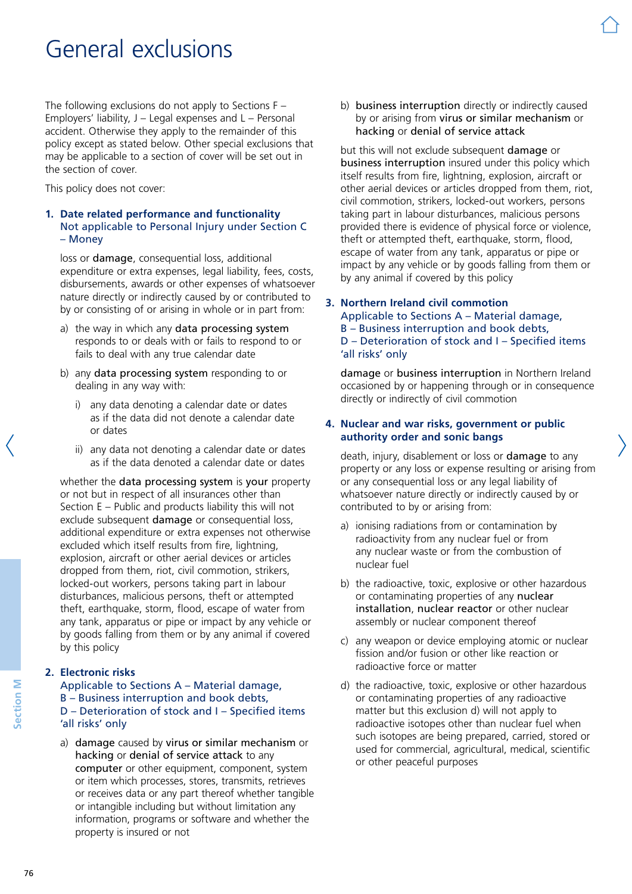# General exclusions

The following exclusions do not apply to Sections F – Employers' liability, J – Legal expenses and L – Personal accident. Otherwise they apply to the remainder of this policy except as stated below. Other special exclusions that may be applicable to a section of cover will be set out in the section of cover.

This policy does not cover:

## 1. Date related performance and functionality

Not applicable to Personal Injury under Section C – Money

loss or **damage**, consequential loss, additional expenditure or extra expenses, legal liability, fees, costs, disbursements, awards or other expenses of whatsoever nature directly or indirectly caused by or contributed to by or consisting of or arising in whole or in part from:

a) the way in which any **data processing system** responds to or deals with or fails to respond to or fails to deal with any true calendar date

b) any **data processing system** responding to or dealing in any way with:

   i) any data denoting a calendar date or dates as if the data did not denote a calendar date or dates

   ii) any data not denoting a calendar date or dates as if the data denoted a calendar date or dates

whether the **data processing system** is **your** property or not but in respect of all insurances other than Section E – Public and products liability this will not exclude subsequent **damage** or consequential loss, additional expenditure or extra expenses not otherwise excluded which itself results from fire, lightning, explosion, aircraft or other aerial devices or articles dropped from them, riot, civil commotion, strikers, locked-out workers, persons taking part in labour disturbances, malicious persons, theft or attempted theft, earthquake, storm, flood, escape of water from any tank, apparatus or pipe or impact by any vehicle or by goods falling from them or by any animal if covered by this policy

## 2. Electronic risks

Applicable to Sections A – Material damage, B – Business interruption and book debts, D – Deterioration of stock and I – Specified items 'all risks' only

a) **damage** caused by **virus or similar mechanism** or **hacking** or **denial of service attack** to any **computer** or other equipment, component, system or item which processes, stores, transmits, retrieves or receives data or any part thereof whether tangible or intangible including but without limitation any information, programs or software and whether the property is insured or not

b) **business interruption** directly or indirectly caused by or arising from **virus or similar mechanism** or **hacking** or **denial of service attack**

but this will not exclude subsequent **damage** or **business interruption** insured under this policy which itself results from fire, lightning, explosion, aircraft or other aerial devices or articles dropped from them, riot, civil commotion, strikers, locked-out workers, persons taking part in labour disturbances, malicious persons provided there is evidence of physical force or violence, theft or attempted theft, earthquake, storm, flood, escape of water from any tank, apparatus or pipe or impact by any vehicle or by goods falling from them or by any animal if covered by this policy

## 3. Northern Ireland civil commotion

Applicable to Sections A – Material damage, B – Business interruption and book debts, D – Deterioration of stock and I – Specified items 'all risks' only

**damage** or **business interruption** in Northern Ireland occasioned by or happening through or in consequence directly or indirectly of civil commotion

## 4. Nuclear and war risks, government or public authority order and sonic bangs

death, injury, disablement or loss or **damage** to any property or any loss or expense resulting or arising from or any consequential loss or any legal liability of whatsoever nature directly or indirectly caused by or contributed to by or arising from:

a) ionising radiations from or contamination by radioactivity from any nuclear fuel or from any nuclear waste or from the combustion of nuclear fuel

b) the radioactive, toxic, explosive or other hazardous or contaminating properties of any **nuclear installation**, **nuclear reactor** or other nuclear assembly or nuclear component thereof

c) any weapon or device employing atomic or nuclear fission and/or fusion or other like reaction or radioactive force or matter

d) the radioactive, toxic, explosive or other hazardous or contaminating properties of any radioactive matter but this exclusion d) will not apply to radioactive isotopes other than nuclear fuel when such isotopes are being prepared, carried, stored or used for commercial, agricultural, medical, scientific or other peaceful purposes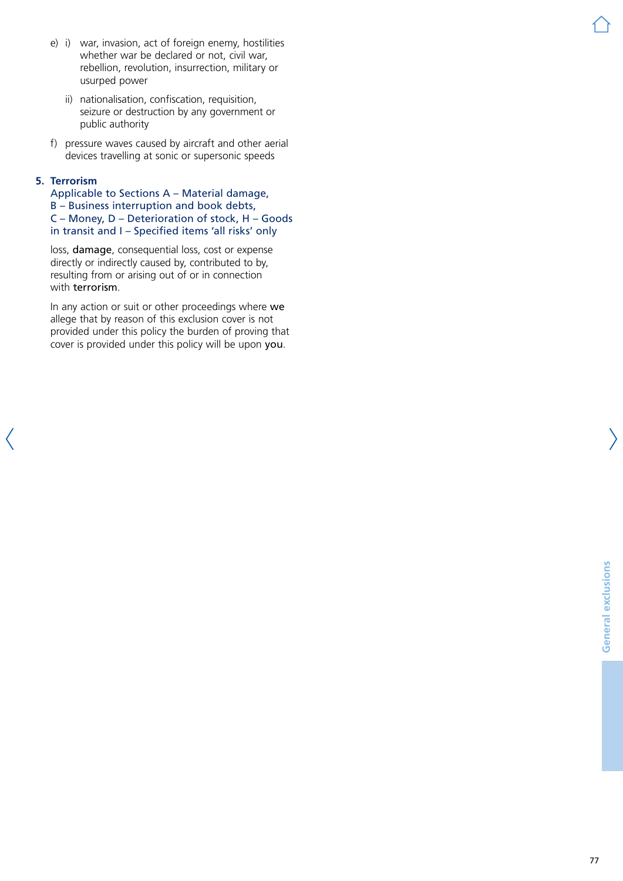e) i) war, invasion, act of foreign enemy, hostilities whether war be declared or not, civil war, rebellion, revolution, insurrection, military or usurped power

   ii) nationalisation, confiscation, requisition, seizure or destruction by any government or public authority

f) pressure waves caused by aircraft and other aerial devices travelling at sonic or supersonic speeds

### 5. Terrorism

**Applicable to Sections A – Material damage, B – Business interruption and book debts, C – Money, D – Deterioration of stock, H – Goods in transit and I – Specified items 'all risks' only**

loss, **damage**, consequential loss, cost or expense directly or indirectly caused by, contributed to by, resulting from or arising out of or in connection with **terrorism**.

In any action or suit or other proceedings where **we** allege that by reason of this exclusion cover is not provided under this policy the burden of proving that cover is provided under this policy will be upon **you**.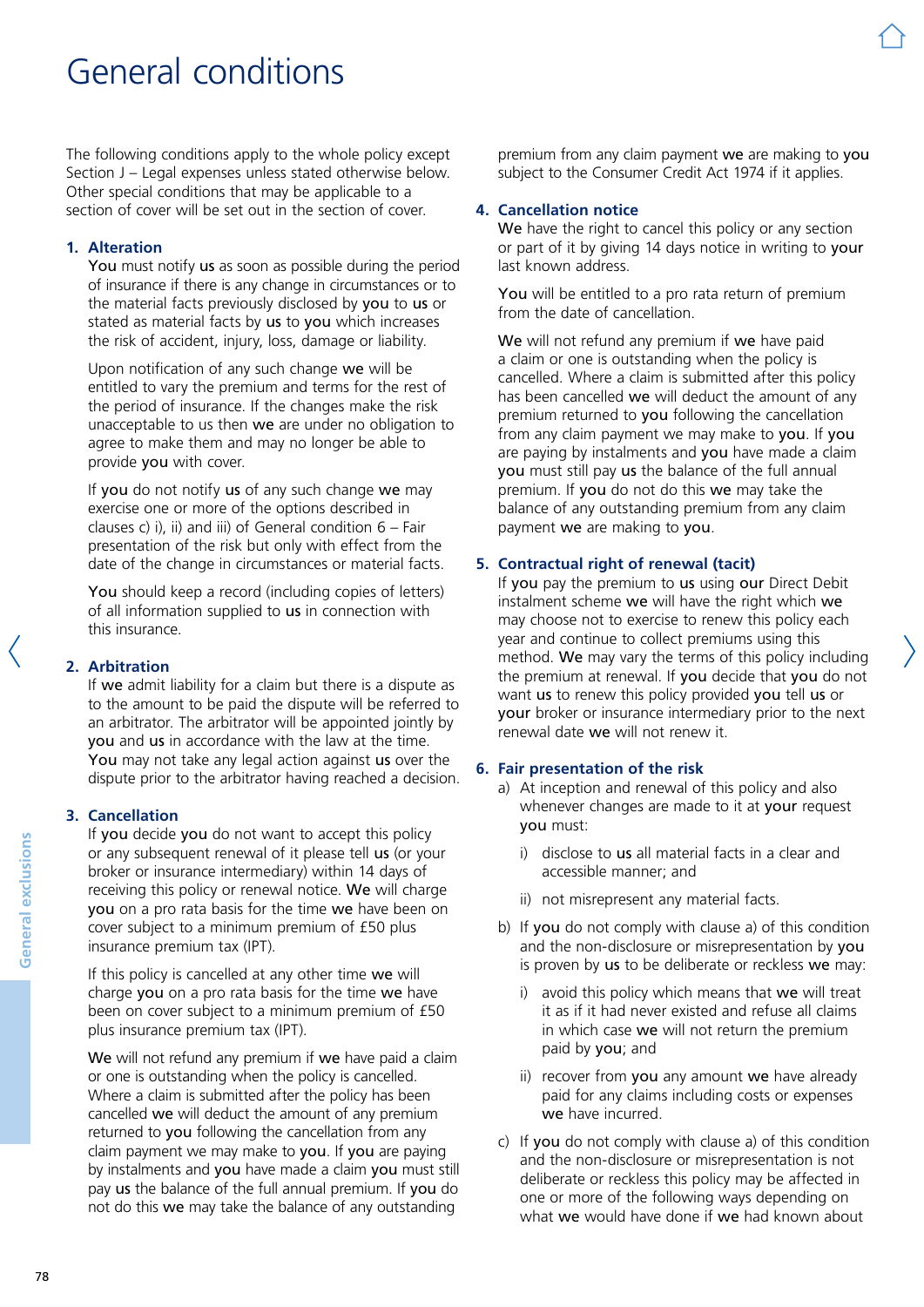# General conditions

The following conditions apply to the whole policy except Section J – Legal expenses unless stated otherwise below. Other special conditions that may be applicable to a section of cover will be set out in the section of cover.

## 1. Alteration

**You** must notify **us** as soon as possible during the period of insurance if there is any change in circumstances or to the material facts previously disclosed by **you** to **us** or stated as material facts by **us** to **you** which increases the risk of accident, injury, loss, damage or liability.

Upon notification of any such change **we** will be entitled to vary the premium and terms for the rest of the period of insurance. If the changes make the risk unacceptable to us then **we** are under no obligation to agree to make them and may no longer be able to provide **you** with cover.

If **you** do not notify **us** of any such change **we** may exercise one or more of the options described in clauses c) i), ii) and iii) of General condition 6 – Fair presentation of the risk but only with effect from the date of the change in circumstances or material facts.

**You** should keep a record (including copies of letters) of all information supplied to **us** in connection with this insurance.

## 2. Arbitration

If **we** admit liability for a claim but there is a dispute as to the amount to be paid the dispute will be referred to an arbitrator. The arbitrator will be appointed jointly by **you** and **us** in accordance with the law at the time. **You** may not take any legal action against **us** over the dispute prior to the arbitrator having reached a decision.

## 3. Cancellation

If **you** decide **you** do not want to accept this policy or any subsequent renewal of it please tell **us** (or your broker or insurance intermediary) within 14 days of receiving this policy or renewal notice. **We** will charge **you** on a pro rata basis for the time **we** have been on cover subject to a minimum premium of £50 plus insurance premium tax (IPT).

If this policy is cancelled at any other time **we** will charge **you** on a pro rata basis for the time **we** have been on cover subject to a minimum premium of £50 plus insurance premium tax (IPT).

**We** will not refund any premium if **we** have paid a claim or one is outstanding when the policy is cancelled. Where a claim is submitted after the policy has been cancelled **we** will deduct the amount of any premium returned to **you** following the cancellation from any claim payment we may make to **you**. If **you** are paying by instalments and **you** have made a claim **you** must still pay **us** the balance of the full annual premium. If **you** do not do this **we** may take the balance of any outstanding premium from any claim payment **we** are making to **you** subject to the Consumer Credit Act 1974 if it applies.

## 4. Cancellation notice

**We** have the right to cancel this policy or any section or part of it by giving 14 days notice in writing to **your** last known address.

**You** will be entitled to a pro rata return of premium from the date of cancellation.

**We** will not refund any premium if **we** have paid a claim or one is outstanding when the policy is cancelled. Where a claim is submitted after this policy has been cancelled **we** will deduct the amount of any premium returned to **you** following the cancellation from any claim payment we may make to **you**. If **you** are paying by instalments and **you** have made a claim **you** must still pay **us** the balance of the full annual premium. If **you** do not do this **we** may take the balance of any outstanding premium from any claim payment **we** are making to **you**.

## 5. Contractual right of renewal (tacit)

If **you** pay the premium to **us** using **our** Direct Debit instalment scheme **we** will have the right which **we** may choose not to exercise to renew this policy each year and continue to collect premiums using this method. **We** may vary the terms of this policy including the premium at renewal. If **you** decide that **you** do not want **us** to renew this policy provided **you** tell **us** or **your** broker or insurance intermediary prior to the next renewal date **we** will not renew it.

## 6. Fair presentation of the risk

a) At inception and renewal of this policy and also whenever changes are made to it at **your** request **you** must:

   i) disclose to **us** all material facts in a clear and accessible manner; and

   ii) not misrepresent any material facts.

b) If **you** do not comply with clause a) of this condition and the non-disclosure or misrepresentation by **you** is proven by **us** to be deliberate or reckless **we** may:

   i) avoid this policy which means that **we** will treat it as if it had never existed and refuse all claims in which case **we** will not return the premium paid by **you**; and

   ii) recover from **you** any amount **we** have already paid for any claims including costs or expenses **we** have incurred.

c) If **you** do not comply with clause a) of this condition and the non-disclosure or misrepresentation is not deliberate or reckless this policy may be affected in one or more of the following ways depending on what **we** would have done if **we** had known about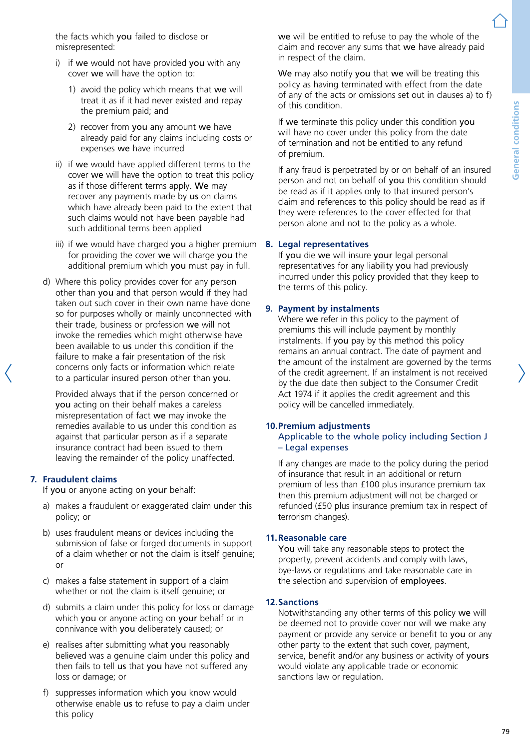the facts which **you** failed to disclose or misrepresented:

i) if **we** would not have provided **you** with any cover **we** will have the option to:

   1) avoid the policy which means that **we** will treat it as if it had never existed and repay the premium paid; and

   2) recover from **you** any amount **we** have already paid for any claims including costs or expenses **we** have incurred

ii) if **we** would have applied different terms to the cover **we** will have the option to treat this policy as if those different terms apply. **We** may recover any payments made by **us** on claims which have already been paid to the extent that such claims would not have been payable had such additional terms been applied

iii) if **we** would have charged **you** a higher premium for providing the cover **we** will charge **you** the additional premium which **you** must pay in full.

d) Where this policy provides cover for any person other than **you** and that person would if they had taken out such cover in their own name have done so for purposes wholly or mainly unconnected with their trade, business or profession **we** will not invoke the remedies which might otherwise have been available to **us** under this condition if the failure to make a fair presentation of the risk concerns only facts or information which relate to a particular insured person other than **you**.

   Provided always that if the person concerned or **you** acting on their behalf makes a careless misrepresentation of fact **we** may invoke the remedies available to **us** under this condition as against that particular person as if a separate insurance contract had been issued to them leaving the remainder of the policy unaffected.

## 7. Fraudulent claims

If **you** or anyone acting on **your** behalf:

a) makes a fraudulent or exaggerated claim under this policy; or

b) uses fraudulent means or devices including the submission of false or forged documents in support of a claim whether or not the claim is itself genuine; or

c) makes a false statement in support of a claim whether or not the claim is itself genuine; or

d) submits a claim under this policy for loss or damage which **you** or anyone acting on **your** behalf or in connivance with **you** deliberately caused; or

e) realises after submitting what **you** reasonably believed was a genuine claim under this policy and then fails to tell **us** that **you** have not suffered any loss or damage; or

f) suppresses information which **you** know would otherwise enable **us** to refuse to pay a claim under this policy

**we** will be entitled to refuse to pay the whole of the claim and recover any sums that **we** have already paid in respect of the claim.

**We** may also notify **you** that **we** will be treating this policy as having terminated with effect from the date of any of the acts or omissions set out in clauses a) to f) of this condition.

If **we** terminate this policy under this condition **you** will have no cover under this policy from the date of termination and not be entitled to any refund of premium.

If any fraud is perpetrated by or on behalf of an insured person and not on behalf of **you** this condition should be read as if it applies only to that insured person's claim and references to this policy should be read as if they were references to the cover effected for that person alone and not to the policy as a whole.

## 8. Legal representatives

If **you** die **we** will insure **your** legal personal representatives for any liability **you** had previously incurred under this policy provided that they keep to the terms of this policy.

## 9. Payment by instalments

Where **we** refer in this policy to the payment of premiums this will include payment by monthly instalments. If **you** pay by this method this policy remains an annual contract. The date of payment and the amount of the instalment are governed by the terms of the credit agreement. If an instalment is not received by the due date then subject to the Consumer Credit Act 1974 if it applies the credit agreement and this policy will be cancelled immediately.

## 10. Premium adjustments

### Applicable to the whole policy including Section J – Legal expenses

If any changes are made to the policy during the period of insurance that result in an additional or return premium of less than £100 plus insurance premium tax then this premium adjustment will not be charged or refunded (£50 plus insurance premium tax in respect of terrorism changes).

## 11. Reasonable care

**You** will take any reasonable steps to protect the property, prevent accidents and comply with laws, bye-laws or regulations and take reasonable care in the selection and supervision of **employees**.

## 12. Sanctions

Notwithstanding any other terms of this policy **we** will be deemed not to provide cover nor will **we** make any payment or provide any service or benefit to **you** or any other party to the extent that such cover, payment, service, benefit and/or any business or activity of **yours** would violate any applicable trade or economic sanctions law or regulation.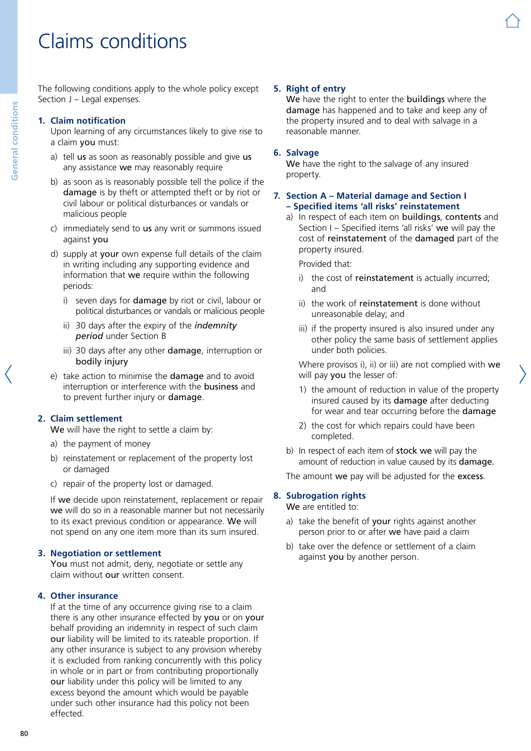# Claims conditions

The following conditions apply to the whole policy except Section J – Legal expenses.

## 1. Claim notification

Upon learning of any circumstances likely to give rise to a claim **you** must:

a) tell **us** as soon as reasonably possible and give **us** any assistance **we** may reasonably require

b) as soon as is reasonably possible tell the police if the **damage** is by theft or attempted theft or by riot or civil labour or political disturbances or vandals or malicious people

c) immediately send to **us** any writ or summons issued against **you**

d) supply at **your** own expense full details of the claim in writing including any supporting evidence and information that **we** require within the following periods:

   i) seven days for **damage** by riot or civil, labour or political disturbances or vandals or malicious people

   ii) 30 days after the expiry of the ***indemnity period*** under Section B

   iii) 30 days after any other **damage**, interruption or **bodily injury**

e) take action to minimise the **damage** and to avoid interruption or interference with the **business** and to prevent further injury or **damage**.

## 2. Claim settlement

**We** will have the right to settle a claim by:

a) the payment of money

b) reinstatement or replacement of the property lost or damaged

c) repair of the property lost or damaged.

If **we** decide upon reinstatement, replacement or repair **we** will do so in a reasonable manner but not necessarily to its exact previous condition or appearance. **We** will not spend on any one item more than its sum insured.

## 3. Negotiation or settlement

**You** must not admit, deny, negotiate or settle any claim without **our** written consent.

## 4. Other insurance

If at the time of any occurrence giving rise to a claim there is any other insurance effected by **you** or on **your** behalf providing an indemnity in respect of such claim **our** liability will be limited to its rateable proportion. If any other insurance is subject to any provision whereby it is excluded from ranking concurrently with this policy in whole or in part or from contributing proportionally **our** liability under this policy will be limited to any excess beyond the amount which would be payable under such other insurance had this policy not been effected.

## 5. Right of entry

**We** have the right to enter the **buildings** where the **damage** has happened and to take and keep any of the property insured and to deal with salvage in a reasonable manner.

## 6. Salvage

**We** have the right to the salvage of any insured property.

## 7. Section A – Material damage and Section I – Specified items 'all risks' reinstatement

a) In respect of each item on **buildings**, **contents** and Section I – Specified items 'all risks' **we** will pay the cost of **reinstatement** of the **damaged** part of the property insured.

   Provided that:

   i) the cost of **reinstatement** is actually incurred; and

   ii) the work of **reinstatement** is done without unreasonable delay; and

   iii) if the property insured is also insured under any other policy the same basis of settlement applies under both policies.

   Where provisos i), ii) or iii) are not complied with **we** will pay **you** the lesser of:

   1) the amount of reduction in value of the property insured caused by its **damage** after deducting for wear and tear occurring before the **damage**

   2) the cost for which repairs could have been completed.

b) In respect of each item of **stock we** will pay the amount of reduction in value caused by its **damage.**

The amount **we** pay will be adjusted for the **excess**.

## 8. Subrogation rights

**We** are entitled to:

a) take the benefit of **your** rights against another person prior to or after **we** have paid a claim

b) take over the defence or settlement of a claim against **you** by another person.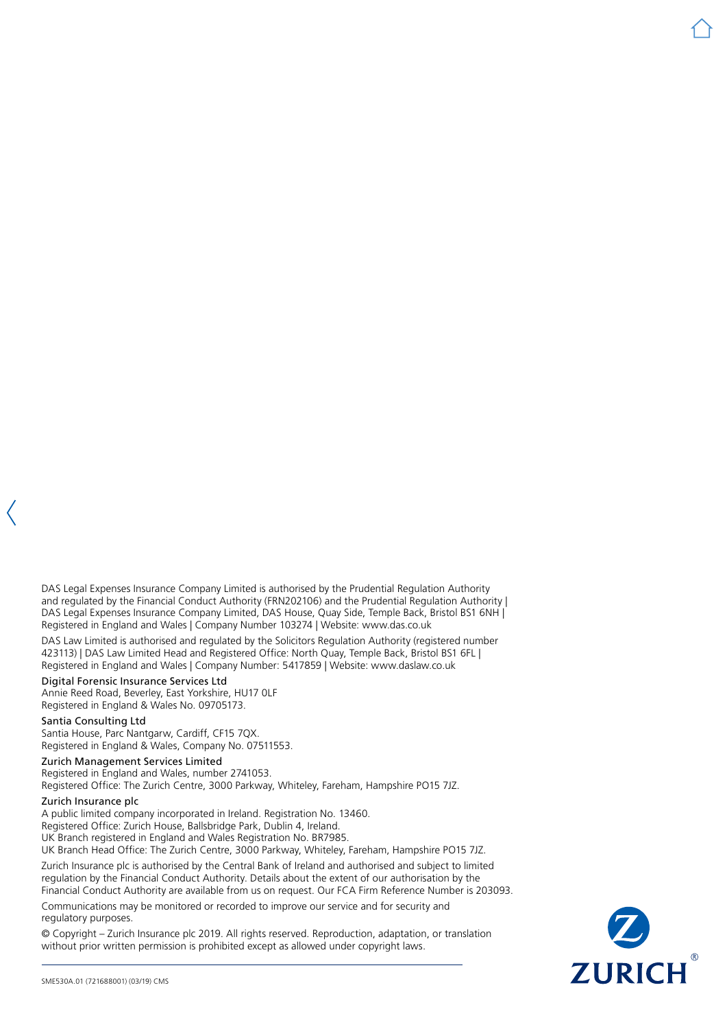DAS Legal Expenses Insurance Company Limited is authorised by the Prudential Regulation Authority and regulated by the Financial Conduct Authority (FRN202106) and the Prudential Regulation Authority | DAS Legal Expenses Insurance Company Limited, DAS House, Quay Side, Temple Back, Bristol BS1 6NH | Registered in England and Wales | Company Number 103274 | Website: www.das.co.uk

DAS Law Limited is authorised and regulated by the Solicitors Regulation Authority (registered number 423113) | DAS Law Limited Head and Registered Office: North Quay, Temple Back, Bristol BS1 6FL | Registered in England and Wales | Company Number: 5417859 | Website: www.daslaw.co.uk

Digital Forensic Insurance Services Ltd
Annie Reed Road, Beverley, East Yorkshire, HU17 0LF
Registered in England & Wales No. 09705173.

Santia Consulting Ltd
Santia House, Parc Nantgarw, Cardiff, CF15 7QX.
Registered in England & Wales, Company No. 07511553.

Zurich Management Services Limited
Registered in England and Wales, number 2741053.
Registered Office: The Zurich Centre, 3000 Parkway, Whiteley, Fareham, Hampshire PO15 7JZ.

Zurich Insurance plc
A public limited company incorporated in Ireland. Registration No. 13460.
Registered Office: Zurich House, Ballsbridge Park, Dublin 4, Ireland.
UK Branch registered in England and Wales Registration No. BR7985.
UK Branch Head Office: The Zurich Centre, 3000 Parkway, Whiteley, Fareham, Hampshire PO15 7JZ.

Zurich Insurance plc is authorised by the Central Bank of Ireland and authorised and subject to limited regulation by the Financial Conduct Authority. Details about the extent of our authorisation by the Financial Conduct Authority are available from us on request. Our FCA Firm Reference Number is 203093.

Communications may be monitored or recorded to improve our service and for security and regulatory purposes.

© Copyright – Zurich Insurance plc 2019. All rights reserved. Reproduction, adaptation, or translation without prior written permission is prohibited except as allowed under copyright laws.

SME530A.01 (721688001) (03/19) CMS

ZURICH®